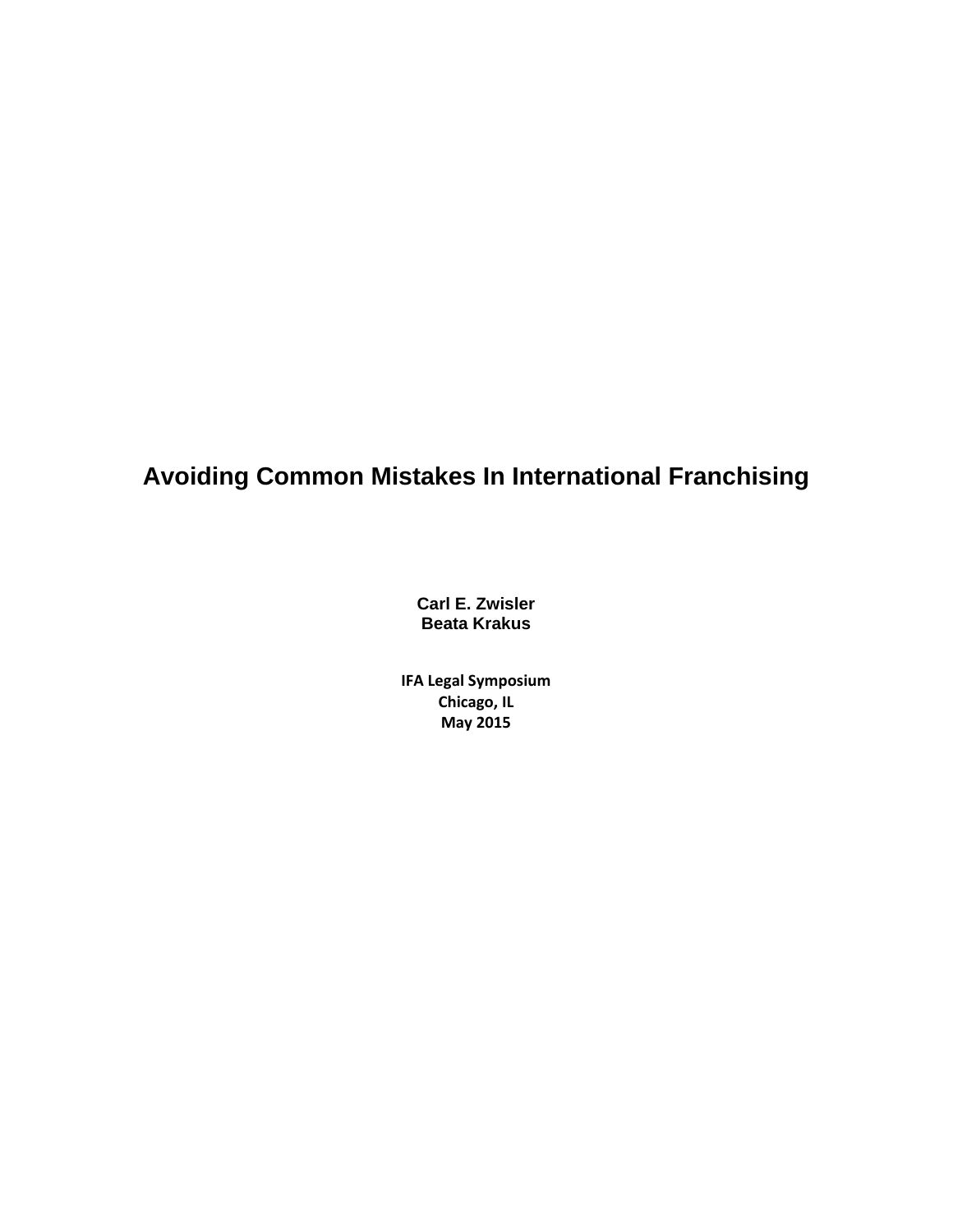# Avoiding Common Mistakes In International Franchising

**Carl E. Zwisler**
**Beata Krakus**

**IFA Legal Symposium**
**Chicago, IL**
**May 2015**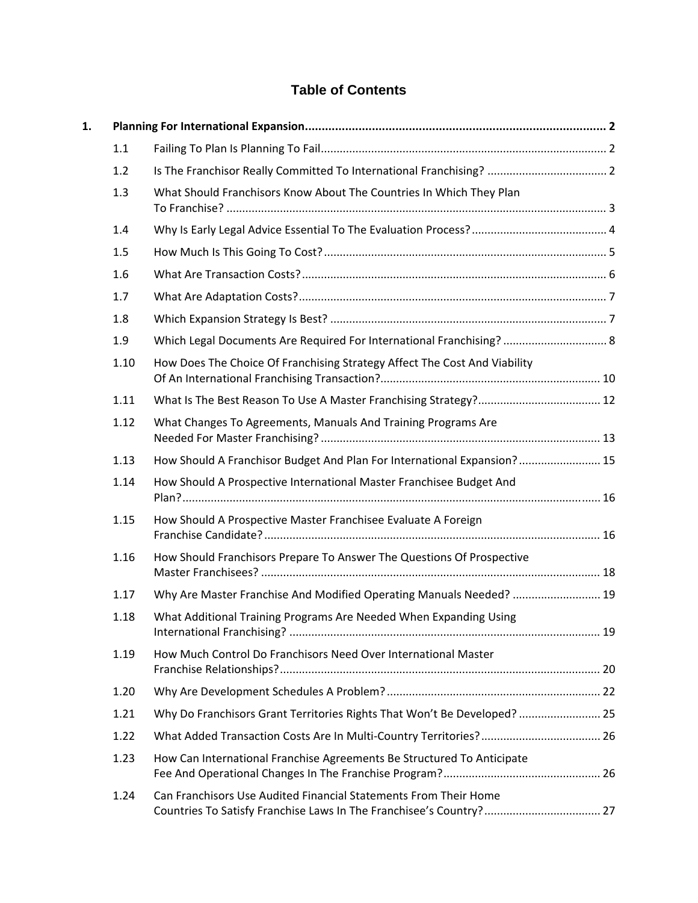# Table of Contents

| | | | |
|---|---|---|---|
| **1.** | **Planning For International Expansion** | | **2** |
| | 1.1 | Failing To Plan Is Planning To Fail | 2 |
| | 1.2 | Is The Franchisor Really Committed To International Franchising? | 2 |
| | 1.3 | What Should Franchisors Know About The Countries In Which They Plan To Franchise? | 3 |
| | 1.4 | Why Is Early Legal Advice Essential To The Evaluation Process? | 4 |
| | 1.5 | How Much Is This Going To Cost? | 5 |
| | 1.6 | What Are Transaction Costs? | 6 |
| | 1.7 | What Are Adaptation Costs? | 7 |
| | 1.8 | Which Expansion Strategy Is Best? | 7 |
| | 1.9 | Which Legal Documents Are Required For International Franchising? | 8 |
| | 1.10 | How Does The Choice Of Franchising Strategy Affect The Cost And Viability Of An International Franchising Transaction? | 10 |
| | 1.11 | What Is The Best Reason To Use A Master Franchising Strategy? | 12 |
| | 1.12 | What Changes To Agreements, Manuals And Training Programs Are Needed For Master Franchising? | 13 |
| | 1.13 | How Should A Franchisor Budget And Plan For International Expansion? | 15 |
| | 1.14 | How Should A Prospective International Master Franchisee Budget And Plan? | 16 |
| | 1.15 | How Should A Prospective Master Franchisee Evaluate A Foreign Franchise Candidate? | 16 |
| | 1.16 | How Should Franchisors Prepare To Answer The Questions Of Prospective Master Franchisees? | 18 |
| | 1.17 | Why Are Master Franchise And Modified Operating Manuals Needed? | 19 |
| | 1.18 | What Additional Training Programs Are Needed When Expanding Using International Franchising? | 19 |
| | 1.19 | How Much Control Do Franchisors Need Over International Master Franchise Relationships? | 20 |
| | 1.20 | Why Are Development Schedules A Problem? | 22 |
| | 1.21 | Why Do Franchisors Grant Territories Rights That Won't Be Developed? | 25 |
| | 1.22 | What Added Transaction Costs Are In Multi-Country Territories? | 26 |
| | 1.23 | How Can International Franchise Agreements Be Structured To Anticipate Fee And Operational Changes In The Franchise Program? | 26 |
| | 1.24 | Can Franchisors Use Audited Financial Statements From Their Home Countries To Satisfy Franchise Laws In The Franchisee's Country? | 27 |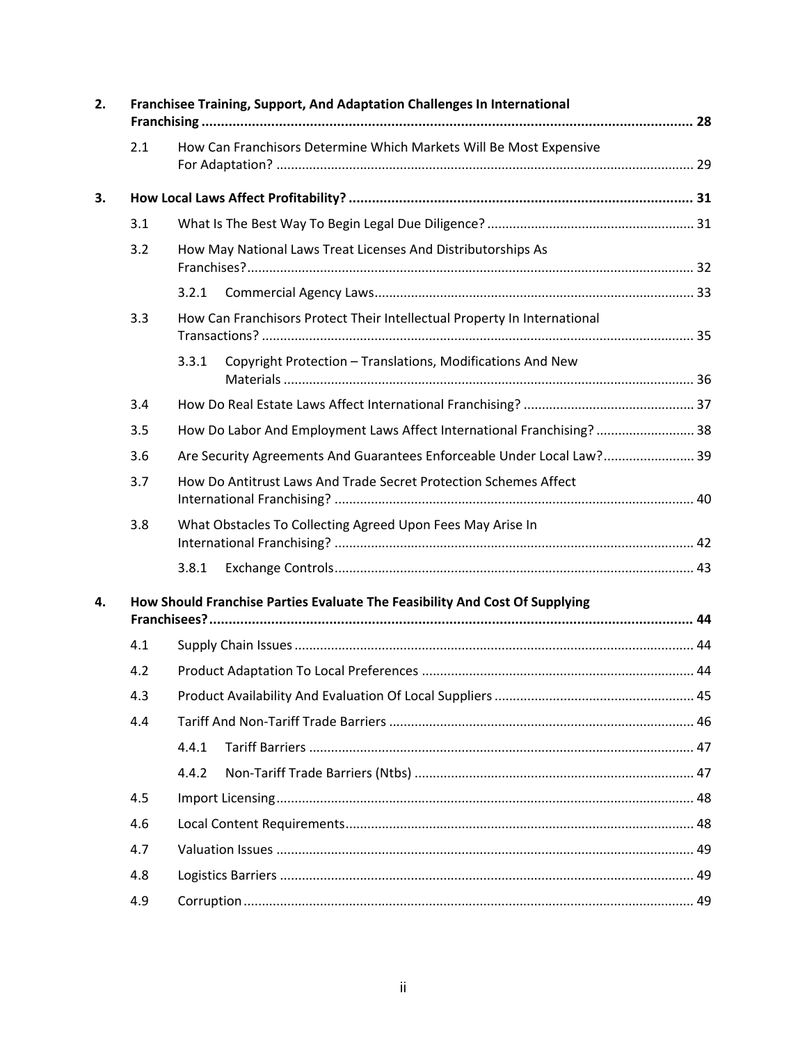2. **Franchisee Training, Support, And Adaptation Challenges In International Franchising** ..... **28**
   - 2.1 How Can Franchisors Determine Which Markets Will Be Most Expensive For Adaptation? ..... 29

3. **How Local Laws Affect Profitability?** ..... **31**
   - 3.1 What Is The Best Way To Begin Legal Due Diligence? ..... 31
   - 3.2 How May National Laws Treat Licenses And Distributorships As Franchises? ..... 32
     - 3.2.1 Commercial Agency Laws ..... 33
   - 3.3 How Can Franchisors Protect Their Intellectual Property In International Transactions? ..... 35
     - 3.3.1 Copyright Protection – Translations, Modifications And New Materials ..... 36
   - 3.4 How Do Real Estate Laws Affect International Franchising? ..... 37
   - 3.5 How Do Labor And Employment Laws Affect International Franchising? ..... 38
   - 3.6 Are Security Agreements And Guarantees Enforceable Under Local Law? ..... 39
   - 3.7 How Do Antitrust Laws And Trade Secret Protection Schemes Affect International Franchising? ..... 40
   - 3.8 What Obstacles To Collecting Agreed Upon Fees May Arise In International Franchising? ..... 42
     - 3.8.1 Exchange Controls ..... 43

4. **How Should Franchise Parties Evaluate The Feasibility And Cost Of Supplying Franchisees?** ..... **44**
   - 4.1 Supply Chain Issues ..... 44
   - 4.2 Product Adaptation To Local Preferences ..... 44
   - 4.3 Product Availability And Evaluation Of Local Suppliers ..... 45
   - 4.4 Tariff And Non-Tariff Trade Barriers ..... 46
     - 4.4.1 Tariff Barriers ..... 47
     - 4.4.2 Non-Tariff Trade Barriers (Ntbs) ..... 47
   - 4.5 Import Licensing ..... 48
   - 4.6 Local Content Requirements ..... 48
   - 4.7 Valuation Issues ..... 49
   - 4.8 Logistics Barriers ..... 49
   - 4.9 Corruption ..... 49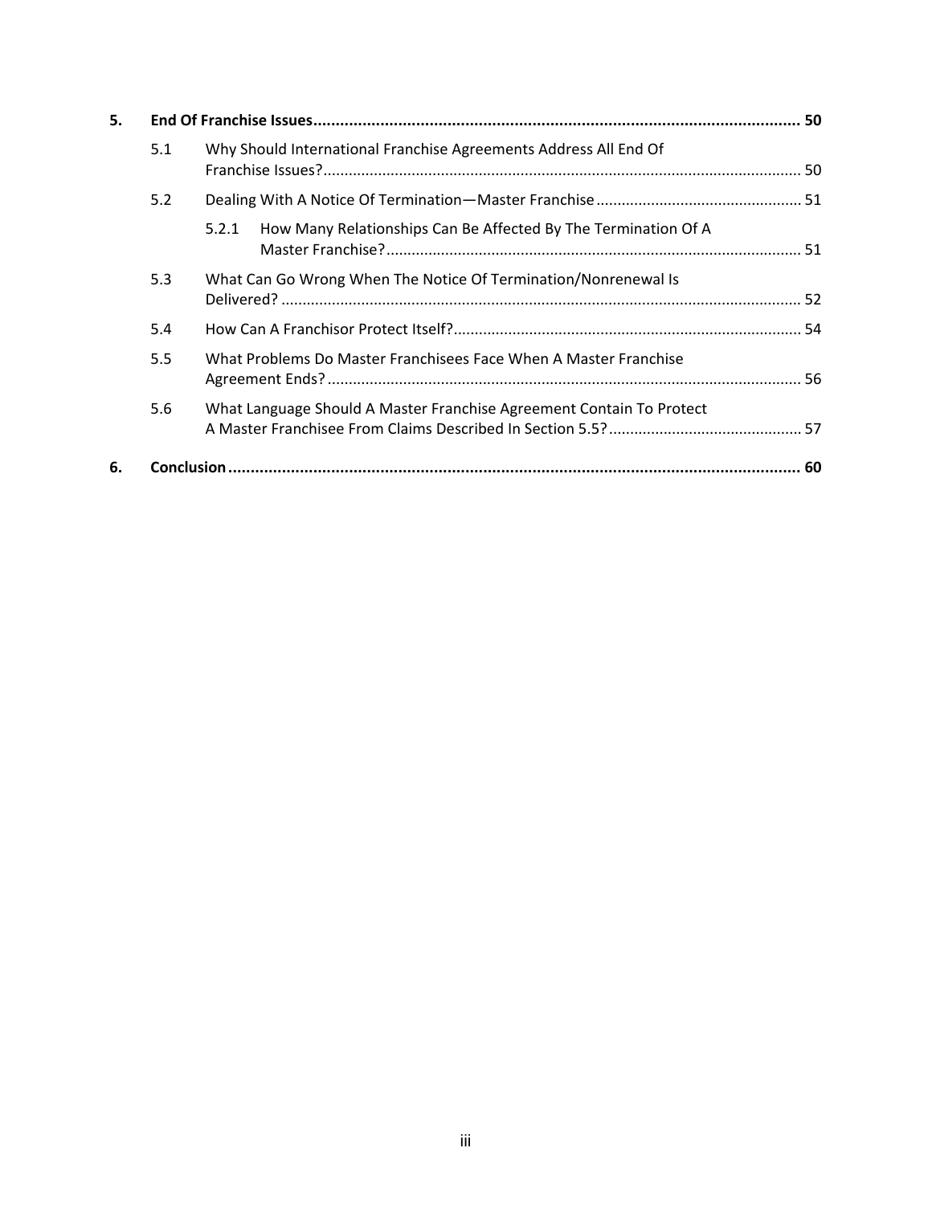**5. End Of Franchise Issues** ........................................................................................................ **50**

- 5.1 Why Should International Franchise Agreements Address All End Of Franchise Issues? ........................................................................................................ 50
- 5.2 Dealing With A Notice Of Termination—Master Franchise ........................................ 51
  - 5.2.1 How Many Relationships Can Be Affected By The Termination Of A Master Franchise? ........................................................................................ 51
- 5.3 What Can Go Wrong When The Notice Of Termination/Nonrenewal Is Delivered? ........................................................................................................ 52
- 5.4 How Can A Franchisor Protect Itself? ........................................................................ 54
- 5.5 What Problems Do Master Franchisees Face When A Master Franchise Agreement Ends? ........................................................................................................ 56
- 5.6 What Language Should A Master Franchise Agreement Contain To Protect A Master Franchisee From Claims Described In Section 5.5? ........................................ 57

**6. Conclusion** ........................................................................................................ **60**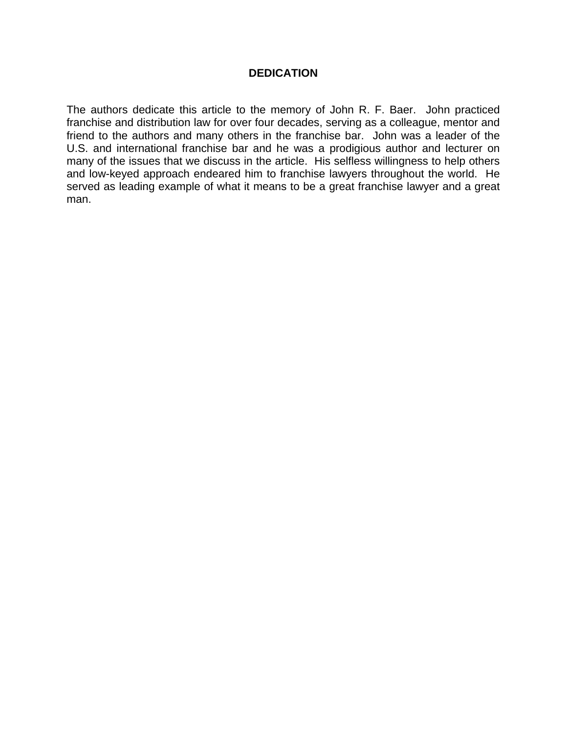# DEDICATION

The authors dedicate this article to the memory of John R. F. Baer. John practiced franchise and distribution law for over four decades, serving as a colleague, mentor and friend to the authors and many others in the franchise bar. John was a leader of the U.S. and international franchise bar and he was a prodigious author and lecturer on many of the issues that we discuss in the article. His selfless willingness to help others and low-keyed approach endeared him to franchise lawyers throughout the world. He served as leading example of what it means to be a great franchise lawyer and a great man.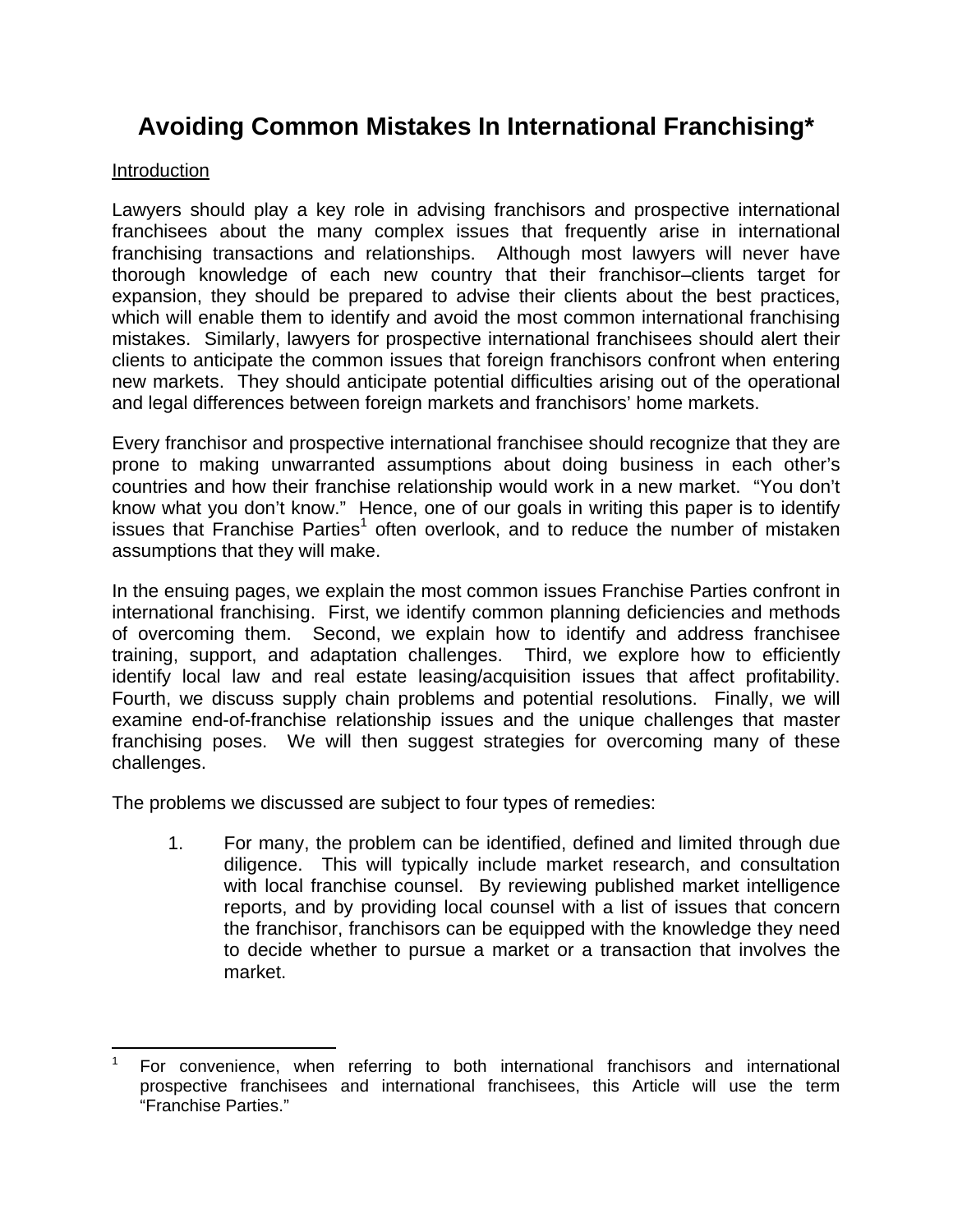# Avoiding Common Mistakes In International Franchising*

Introduction

Lawyers should play a key role in advising franchisors and prospective international franchisees about the many complex issues that frequently arise in international franchising transactions and relationships. Although most lawyers will never have thorough knowledge of each new country that their franchisor–clients target for expansion, they should be prepared to advise their clients about the best practices, which will enable them to identify and avoid the most common international franchising mistakes. Similarly, lawyers for prospective international franchisees should alert their clients to anticipate the common issues that foreign franchisors confront when entering new markets. They should anticipate potential difficulties arising out of the operational and legal differences between foreign markets and franchisors' home markets.

Every franchisor and prospective international franchisee should recognize that they are prone to making unwarranted assumptions about doing business in each other's countries and how their franchise relationship would work in a new market. "You don't know what you don't know." Hence, one of our goals in writing this paper is to identify issues that Franchise Parties[1] often overlook, and to reduce the number of mistaken assumptions that they will make.

In the ensuing pages, we explain the most common issues Franchise Parties confront in international franchising. First, we identify common planning deficiencies and methods of overcoming them. Second, we explain how to identify and address franchisee training, support, and adaptation challenges. Third, we explore how to efficiently identify local law and real estate leasing/acquisition issues that affect profitability. Fourth, we discuss supply chain problems and potential resolutions. Finally, we will examine end-of-franchise relationship issues and the unique challenges that master franchising poses. We will then suggest strategies for overcoming many of these challenges.

The problems we discussed are subject to four types of remedies:

1. For many, the problem can be identified, defined and limited through due diligence. This will typically include market research, and consultation with local franchise counsel. By reviewing published market intelligence reports, and by providing local counsel with a list of issues that concern the franchisor, franchisors can be equipped with the knowledge they need to decide whether to pursue a market or a transaction that involves the market.

---

[1] For convenience, when referring to both international franchisors and international prospective franchisees and international franchisees, this Article will use the term "Franchise Parties."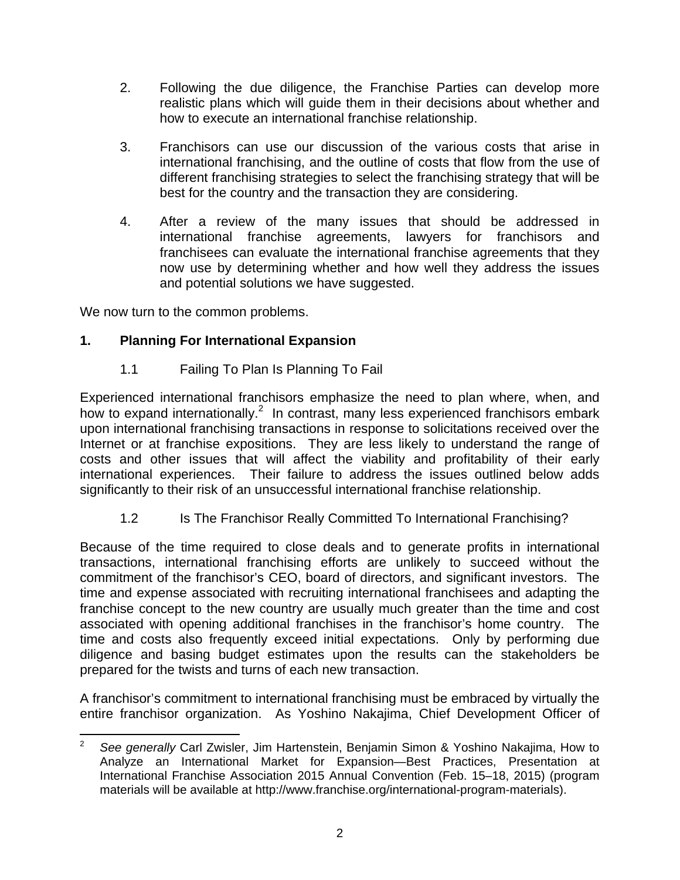2. Following the due diligence, the Franchise Parties can develop more realistic plans which will guide them in their decisions about whether and how to execute an international franchise relationship.

3. Franchisors can use our discussion of the various costs that arise in international franchising, and the outline of costs that flow from the use of different franchising strategies to select the franchising strategy that will be best for the country and the transaction they are considering.

4. After a review of the many issues that should be addressed in international franchise agreements, lawyers for franchisors and franchisees can evaluate the international franchise agreements that they now use by determining whether and how well they address the issues and potential solutions we have suggested.

We now turn to the common problems.

## 1. Planning For International Expansion

### 1.1 Failing To Plan Is Planning To Fail

Experienced international franchisors emphasize the need to plan where, when, and how to expand internationally.[2] In contrast, many less experienced franchisors embark upon international franchising transactions in response to solicitations received over the Internet or at franchise expositions. They are less likely to understand the range of costs and other issues that will affect the viability and profitability of their early international experiences. Their failure to address the issues outlined below adds significantly to their risk of an unsuccessful international franchise relationship.

### 1.2 Is The Franchisor Really Committed To International Franchising?

Because of the time required to close deals and to generate profits in international transactions, international franchising efforts are unlikely to succeed without the commitment of the franchisor's CEO, board of directors, and significant investors. The time and expense associated with recruiting international franchisees and adapting the franchise concept to the new country are usually much greater than the time and cost associated with opening additional franchises in the franchisor's home country. The time and costs also frequently exceed initial expectations. Only by performing due diligence and basing budget estimates upon the results can the stakeholders be prepared for the twists and turns of each new transaction.

A franchisor's commitment to international franchising must be embraced by virtually the entire franchisor organization. As Yoshino Nakajima, Chief Development Officer of

---

[2] *See generally* Carl Zwisler, Jim Hartenstein, Benjamin Simon & Yoshino Nakajima, How to Analyze an International Market for Expansion—Best Practices, Presentation at International Franchise Association 2015 Annual Convention (Feb. 15–18, 2015) (program materials will be available at http://www.franchise.org/international-program-materials).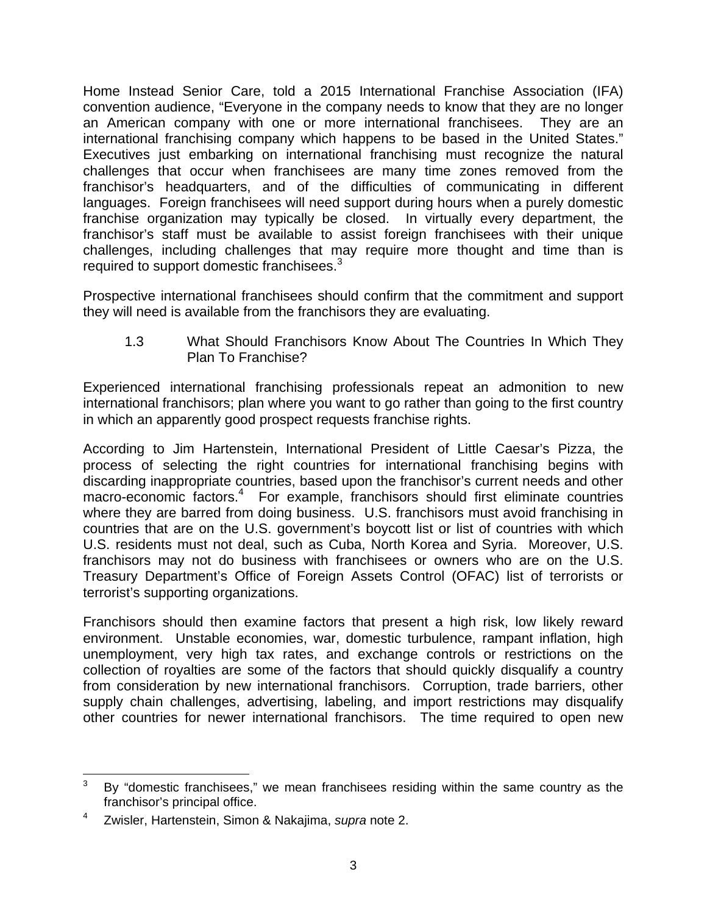Home Instead Senior Care, told a 2015 International Franchise Association (IFA) convention audience, "Everyone in the company needs to know that they are no longer an American company with one or more international franchisees. They are an international franchising company which happens to be based in the United States." Executives just embarking on international franchising must recognize the natural challenges that occur when franchisees are many time zones removed from the franchisor's headquarters, and of the difficulties of communicating in different languages. Foreign franchisees will need support during hours when a purely domestic franchise organization may typically be closed. In virtually every department, the franchisor's staff must be available to assist foreign franchisees with their unique challenges, including challenges that may require more thought and time than is required to support domestic franchisees.[3]

Prospective international franchisees should confirm that the commitment and support they will need is available from the franchisors they are evaluating.

### 1.3 What Should Franchisors Know About The Countries In Which They Plan To Franchise?

Experienced international franchising professionals repeat an admonition to new international franchisors; plan where you want to go rather than going to the first country in which an apparently good prospect requests franchise rights.

According to Jim Hartenstein, International President of Little Caesar's Pizza, the process of selecting the right countries for international franchising begins with discarding inappropriate countries, based upon the franchisor's current needs and other macro-economic factors.[4] For example, franchisors should first eliminate countries where they are barred from doing business. U.S. franchisors must avoid franchising in countries that are on the U.S. government's boycott list or list of countries with which U.S. residents must not deal, such as Cuba, North Korea and Syria. Moreover, U.S. franchisors may not do business with franchisees or owners who are on the U.S. Treasury Department's Office of Foreign Assets Control (OFAC) list of terrorists or terrorist's supporting organizations.

Franchisors should then examine factors that present a high risk, low likely reward environment. Unstable economies, war, domestic turbulence, rampant inflation, high unemployment, very high tax rates, and exchange controls or restrictions on the collection of royalties are some of the factors that should quickly disqualify a country from consideration by new international franchisors. Corruption, trade barriers, other supply chain challenges, advertising, labeling, and import restrictions may disqualify other countries for newer international franchisors. The time required to open new

---

[3] By "domestic franchisees," we mean franchisees residing within the same country as the franchisor's principal office.

[4] Zwisler, Hartenstein, Simon & Nakajima, *supra* note 2.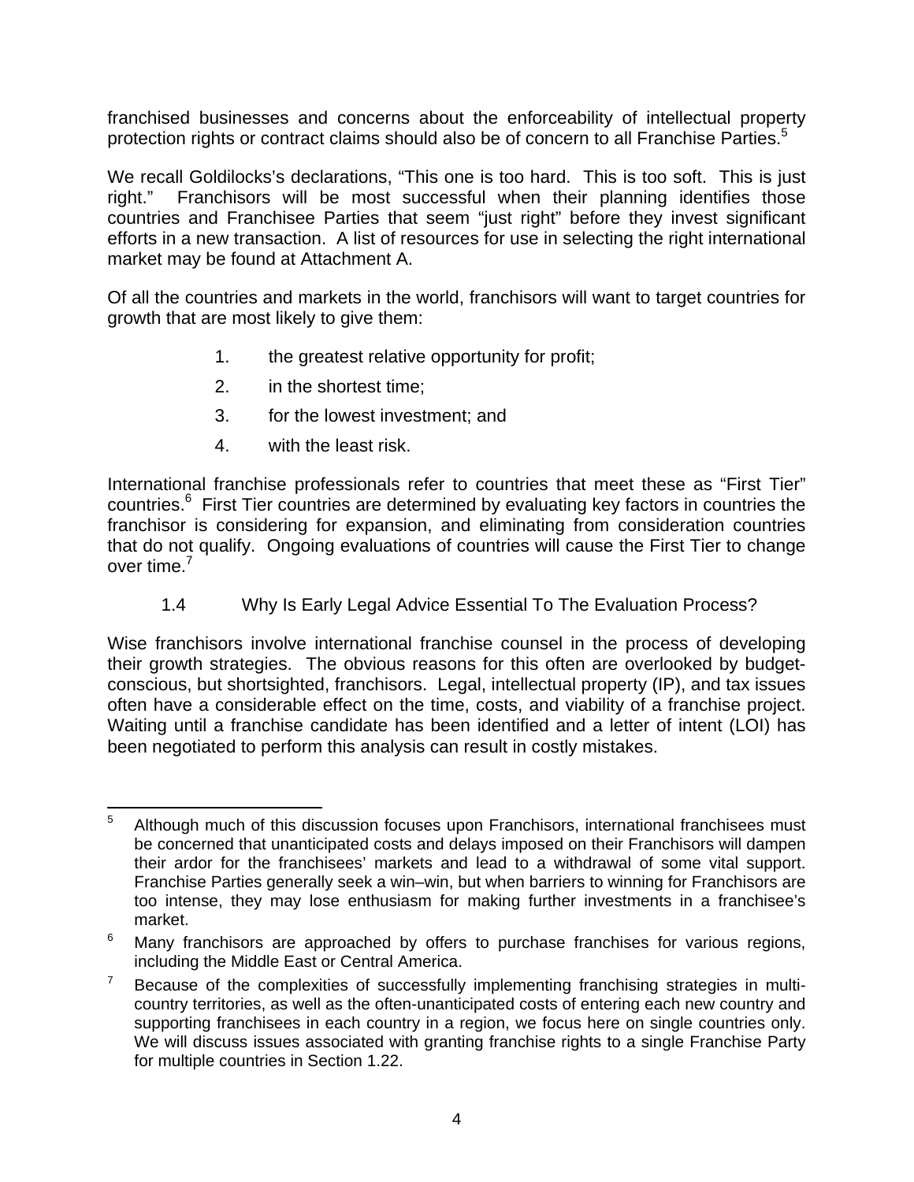franchised businesses and concerns about the enforceability of intellectual property protection rights or contract claims should also be of concern to all Franchise Parties.[5]

We recall Goldilocks's declarations, "This one is too hard. This is too soft. This is just right." Franchisors will be most successful when their planning identifies those countries and Franchisee Parties that seem "just right" before they invest significant efforts in a new transaction. A list of resources for use in selecting the right international market may be found at Attachment A.

Of all the countries and markets in the world, franchisors will want to target countries for growth that are most likely to give them:

1. the greatest relative opportunity for profit;
2. in the shortest time;
3. for the lowest investment; and
4. with the least risk.

International franchise professionals refer to countries that meet these as "First Tier" countries.[6] First Tier countries are determined by evaluating key factors in countries the franchisor is considering for expansion, and eliminating from consideration countries that do not qualify. Ongoing evaluations of countries will cause the First Tier to change over time.[7]

### 1.4 Why Is Early Legal Advice Essential To The Evaluation Process?

Wise franchisors involve international franchise counsel in the process of developing their growth strategies. The obvious reasons for this often are overlooked by budget-conscious, but shortsighted, franchisors. Legal, intellectual property (IP), and tax issues often have a considerable effect on the time, costs, and viability of a franchise project. Waiting until a franchise candidate has been identified and a letter of intent (LOI) has been negotiated to perform this analysis can result in costly mistakes.

---

[5] Although much of this discussion focuses upon Franchisors, international franchisees must be concerned that unanticipated costs and delays imposed on their Franchisors will dampen their ardor for the franchisees' markets and lead to a withdrawal of some vital support. Franchise Parties generally seek a win–win, but when barriers to winning for Franchisors are too intense, they may lose enthusiasm for making further investments in a franchisee's market.

[6] Many franchisors are approached by offers to purchase franchises for various regions, including the Middle East or Central America.

[7] Because of the complexities of successfully implementing franchising strategies in multi-country territories, as well as the often-unanticipated costs of entering each new country and supporting franchisees in each country in a region, we focus here on single countries only. We will discuss issues associated with granting franchise rights to a single Franchise Party for multiple countries in Section 1.22.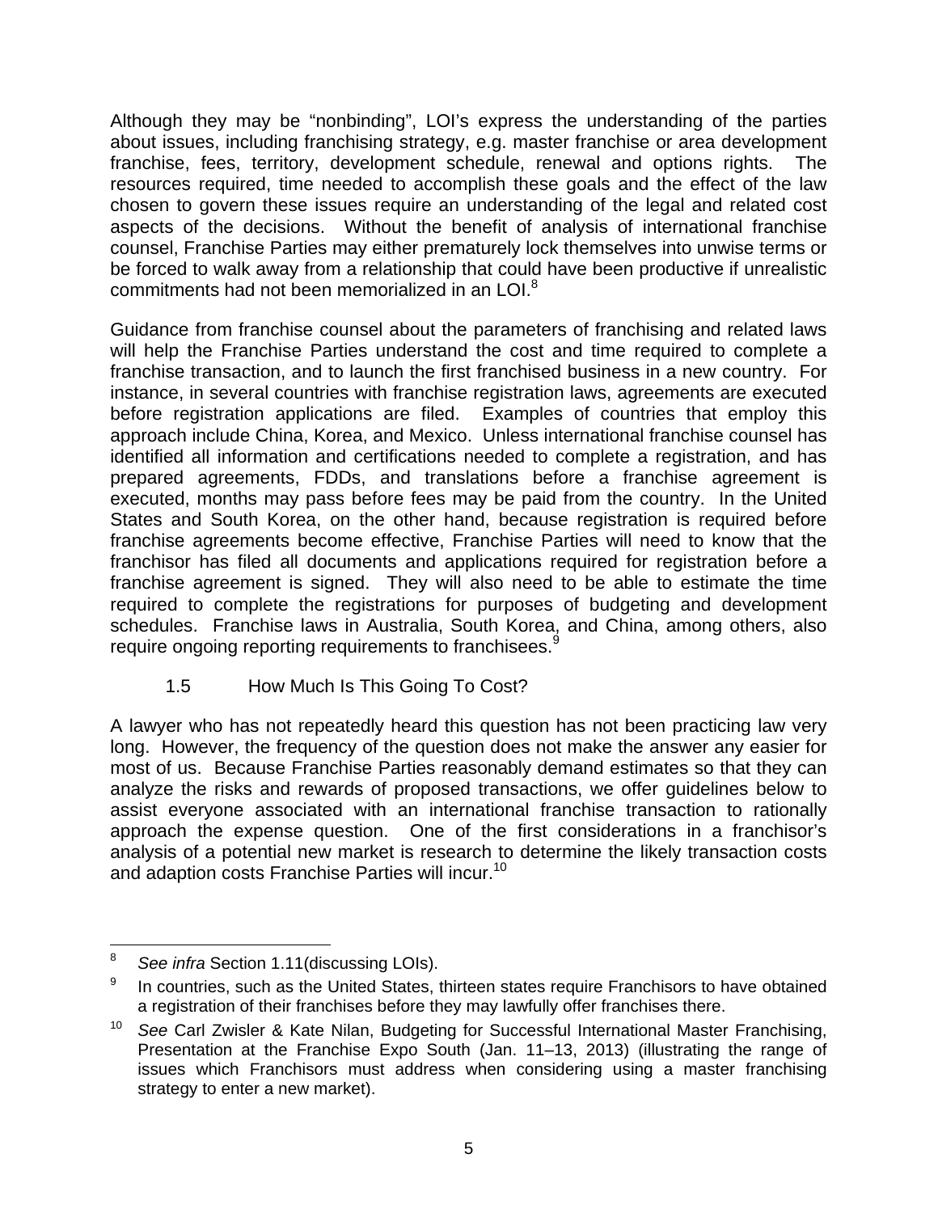Although they may be "nonbinding", LOI's express the understanding of the parties about issues, including franchising strategy, e.g. master franchise or area development franchise, fees, territory, development schedule, renewal and options rights. The resources required, time needed to accomplish these goals and the effect of the law chosen to govern these issues require an understanding of the legal and related cost aspects of the decisions. Without the benefit of analysis of international franchise counsel, Franchise Parties may either prematurely lock themselves into unwise terms or be forced to walk away from a relationship that could have been productive if unrealistic commitments had not been memorialized in an LOI.[8]

Guidance from franchise counsel about the parameters of franchising and related laws will help the Franchise Parties understand the cost and time required to complete a franchise transaction, and to launch the first franchised business in a new country. For instance, in several countries with franchise registration laws, agreements are executed before registration applications are filed. Examples of countries that employ this approach include China, Korea, and Mexico. Unless international franchise counsel has identified all information and certifications needed to complete a registration, and has prepared agreements, FDDs, and translations before a franchise agreement is executed, months may pass before fees may be paid from the country. In the United States and South Korea, on the other hand, because registration is required before franchise agreements become effective, Franchise Parties will need to know that the franchisor has filed all documents and applications required for registration before a franchise agreement is signed. They will also need to be able to estimate the time required to complete the registrations for purposes of budgeting and development schedules. Franchise laws in Australia, South Korea, and China, among others, also require ongoing reporting requirements to franchisees.[9]

### 1.5 How Much Is This Going To Cost?

A lawyer who has not repeatedly heard this question has not been practicing law very long. However, the frequency of the question does not make the answer any easier for most of us. Because Franchise Parties reasonably demand estimates so that they can analyze the risks and rewards of proposed transactions, we offer guidelines below to assist everyone associated with an international franchise transaction to rationally approach the expense question. One of the first considerations in a franchisor's analysis of a potential new market is research to determine the likely transaction costs and adaption costs Franchise Parties will incur.[10]

---

[8] *See infra* Section 1.11(discussing LOIs).

[9] In countries, such as the United States, thirteen states require Franchisors to have obtained a registration of their franchises before they may lawfully offer franchises there.

[10] *See* Carl Zwisler & Kate Nilan, Budgeting for Successful International Master Franchising, Presentation at the Franchise Expo South (Jan. 11–13, 2013) (illustrating the range of issues which Franchisors must address when considering using a master franchising strategy to enter a new market).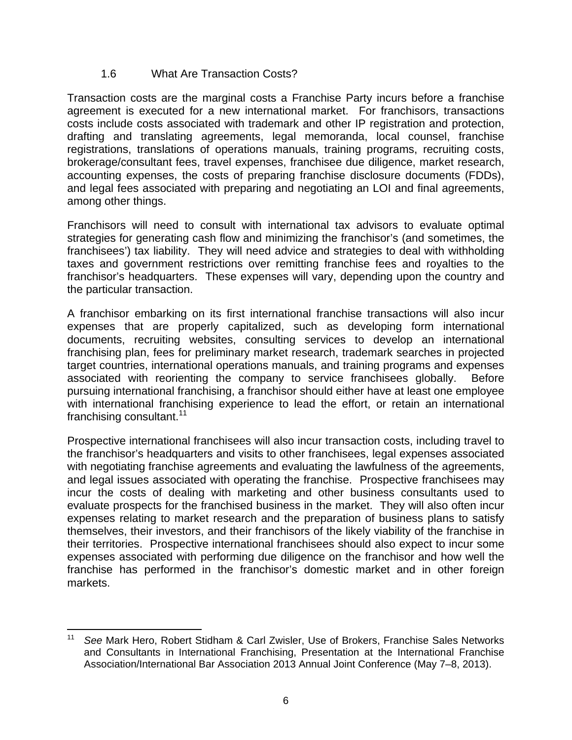### 1.6 What Are Transaction Costs?

Transaction costs are the marginal costs a Franchise Party incurs before a franchise agreement is executed for a new international market. For franchisors, transactions costs include costs associated with trademark and other IP registration and protection, drafting and translating agreements, legal memoranda, local counsel, franchise registrations, translations of operations manuals, training programs, recruiting costs, brokerage/consultant fees, travel expenses, franchisee due diligence, market research, accounting expenses, the costs of preparing franchise disclosure documents (FDDs), and legal fees associated with preparing and negotiating an LOI and final agreements, among other things.

Franchisors will need to consult with international tax advisors to evaluate optimal strategies for generating cash flow and minimizing the franchisor's (and sometimes, the franchisees') tax liability. They will need advice and strategies to deal with withholding taxes and government restrictions over remitting franchise fees and royalties to the franchisor's headquarters. These expenses will vary, depending upon the country and the particular transaction.

A franchisor embarking on its first international franchise transactions will also incur expenses that are properly capitalized, such as developing form international documents, recruiting websites, consulting services to develop an international franchising plan, fees for preliminary market research, trademark searches in projected target countries, international operations manuals, and training programs and expenses associated with reorienting the company to service franchisees globally. Before pursuing international franchising, a franchisor should either have at least one employee with international franchising experience to lead the effort, or retain an international franchising consultant.[11]

Prospective international franchisees will also incur transaction costs, including travel to the franchisor's headquarters and visits to other franchisees, legal expenses associated with negotiating franchise agreements and evaluating the lawfulness of the agreements, and legal issues associated with operating the franchise. Prospective franchisees may incur the costs of dealing with marketing and other business consultants used to evaluate prospects for the franchised business in the market. They will also often incur expenses relating to market research and the preparation of business plans to satisfy themselves, their investors, and their franchisors of the likely viability of the franchise in their territories. Prospective international franchisees should also expect to incur some expenses associated with performing due diligence on the franchisor and how well the franchise has performed in the franchisor's domestic market and in other foreign markets.

---

[11] *See* Mark Hero, Robert Stidham & Carl Zwisler, Use of Brokers, Franchise Sales Networks and Consultants in International Franchising, Presentation at the International Franchise Association/International Bar Association 2013 Annual Joint Conference (May 7–8, 2013).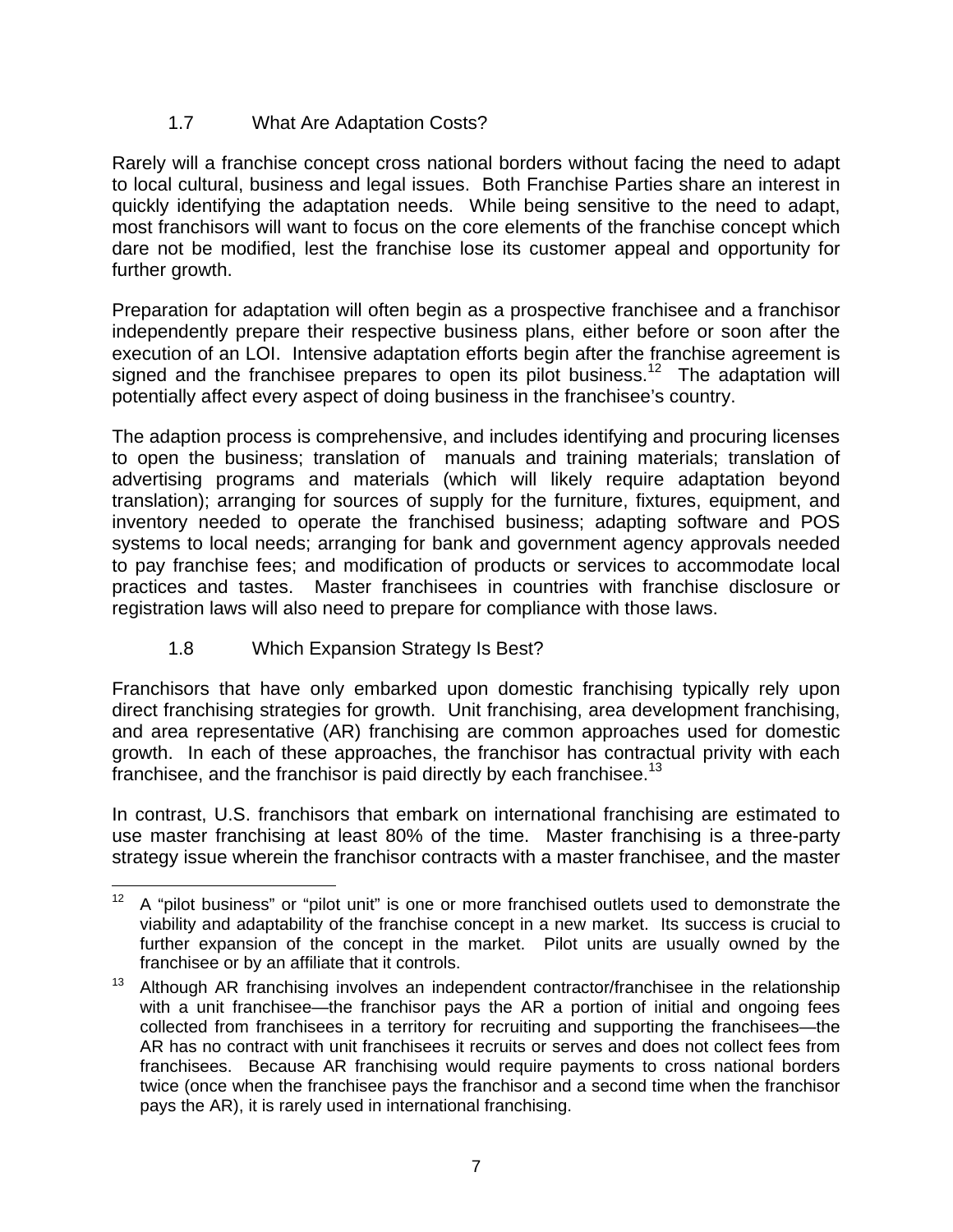### 1.7 What Are Adaptation Costs?

Rarely will a franchise concept cross national borders without facing the need to adapt to local cultural, business and legal issues. Both Franchise Parties share an interest in quickly identifying the adaptation needs. While being sensitive to the need to adapt, most franchisors will want to focus on the core elements of the franchise concept which dare not be modified, lest the franchise lose its customer appeal and opportunity for further growth.

Preparation for adaptation will often begin as a prospective franchisee and a franchisor independently prepare their respective business plans, either before or soon after the execution of an LOI. Intensive adaptation efforts begin after the franchise agreement is signed and the franchisee prepares to open its pilot business.[12] The adaptation will potentially affect every aspect of doing business in the franchisee's country.

The adaption process is comprehensive, and includes identifying and procuring licenses to open the business; translation of manuals and training materials; translation of advertising programs and materials (which will likely require adaptation beyond translation); arranging for sources of supply for the furniture, fixtures, equipment, and inventory needed to operate the franchised business; adapting software and POS systems to local needs; arranging for bank and government agency approvals needed to pay franchise fees; and modification of products or services to accommodate local practices and tastes. Master franchisees in countries with franchise disclosure or registration laws will also need to prepare for compliance with those laws.

### 1.8 Which Expansion Strategy Is Best?

Franchisors that have only embarked upon domestic franchising typically rely upon direct franchising strategies for growth. Unit franchising, area development franchising, and area representative (AR) franchising are common approaches used for domestic growth. In each of these approaches, the franchisor has contractual privity with each franchisee, and the franchisor is paid directly by each franchisee.[13]

In contrast, U.S. franchisors that embark on international franchising are estimated to use master franchising at least 80% of the time. Master franchising is a three-party strategy issue wherein the franchisor contracts with a master franchisee, and the master

---

[12] A "pilot business" or "pilot unit" is one or more franchised outlets used to demonstrate the viability and adaptability of the franchise concept in a new market. Its success is crucial to further expansion of the concept in the market. Pilot units are usually owned by the franchisee or by an affiliate that it controls.

[13] Although AR franchising involves an independent contractor/franchisee in the relationship with a unit franchisee—the franchisor pays the AR a portion of initial and ongoing fees collected from franchisees in a territory for recruiting and supporting the franchisees—the AR has no contract with unit franchisees it recruits or serves and does not collect fees from franchisees. Because AR franchising would require payments to cross national borders twice (once when the franchisee pays the franchisor and a second time when the franchisor pays the AR), it is rarely used in international franchising.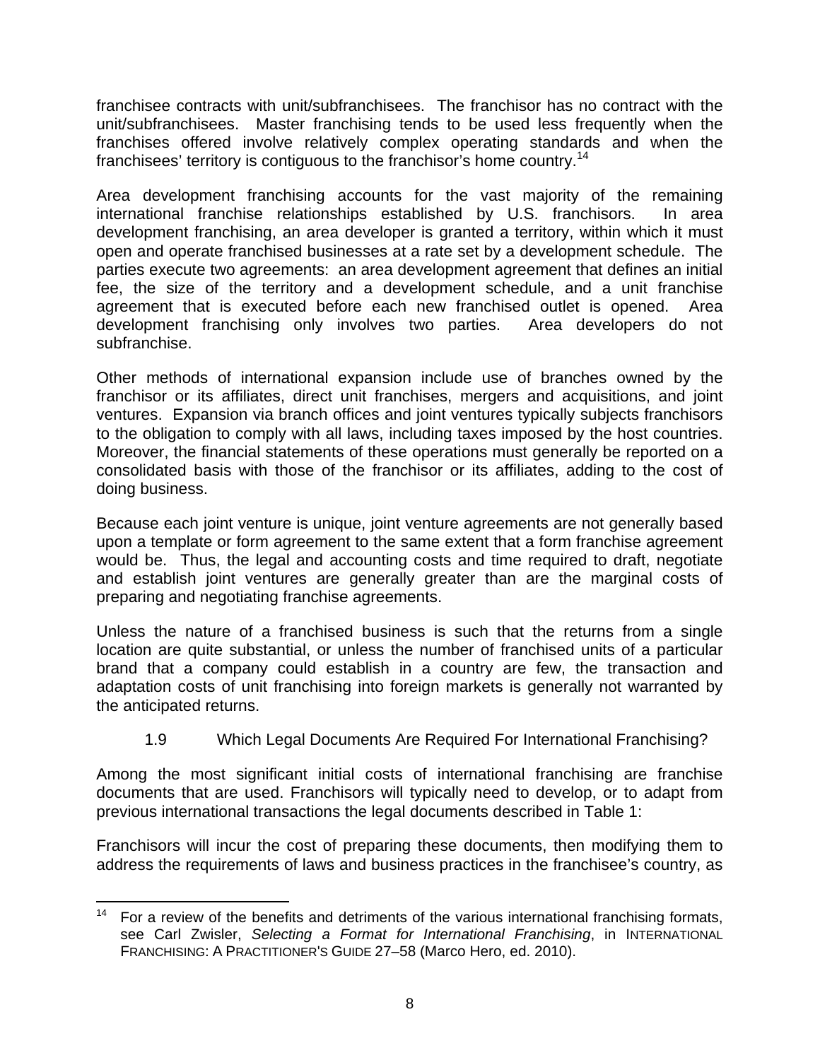franchisee contracts with unit/subfranchisees. The franchisor has no contract with the unit/subfranchisees. Master franchising tends to be used less frequently when the franchises offered involve relatively complex operating standards and when the franchisees' territory is contiguous to the franchisor's home country.[14]

Area development franchising accounts for the vast majority of the remaining international franchise relationships established by U.S. franchisors. In area development franchising, an area developer is granted a territory, within which it must open and operate franchised businesses at a rate set by a development schedule. The parties execute two agreements: an area development agreement that defines an initial fee, the size of the territory and a development schedule, and a unit franchise agreement that is executed before each new franchised outlet is opened. Area development franchising only involves two parties. Area developers do not subfranchise.

Other methods of international expansion include use of branches owned by the franchisor or its affiliates, direct unit franchises, mergers and acquisitions, and joint ventures. Expansion via branch offices and joint ventures typically subjects franchisors to the obligation to comply with all laws, including taxes imposed by the host countries. Moreover, the financial statements of these operations must generally be reported on a consolidated basis with those of the franchisor or its affiliates, adding to the cost of doing business.

Because each joint venture is unique, joint venture agreements are not generally based upon a template or form agreement to the same extent that a form franchise agreement would be. Thus, the legal and accounting costs and time required to draft, negotiate and establish joint ventures are generally greater than are the marginal costs of preparing and negotiating franchise agreements.

Unless the nature of a franchised business is such that the returns from a single location are quite substantial, or unless the number of franchised units of a particular brand that a company could establish in a country are few, the transaction and adaptation costs of unit franchising into foreign markets is generally not warranted by the anticipated returns.

### 1.9 Which Legal Documents Are Required For International Franchising?

Among the most significant initial costs of international franchising are franchise documents that are used. Franchisors will typically need to develop, or to adapt from previous international transactions the legal documents described in Table 1:

Franchisors will incur the cost of preparing these documents, then modifying them to address the requirements of laws and business practices in the franchisee's country, as

[14] For a review of the benefits and detriments of the various international franchising formats, see Carl Zwisler, *Selecting a Format for International Franchising*, in INTERNATIONAL FRANCHISING: A PRACTITIONER'S GUIDE 27–58 (Marco Hero, ed. 2010).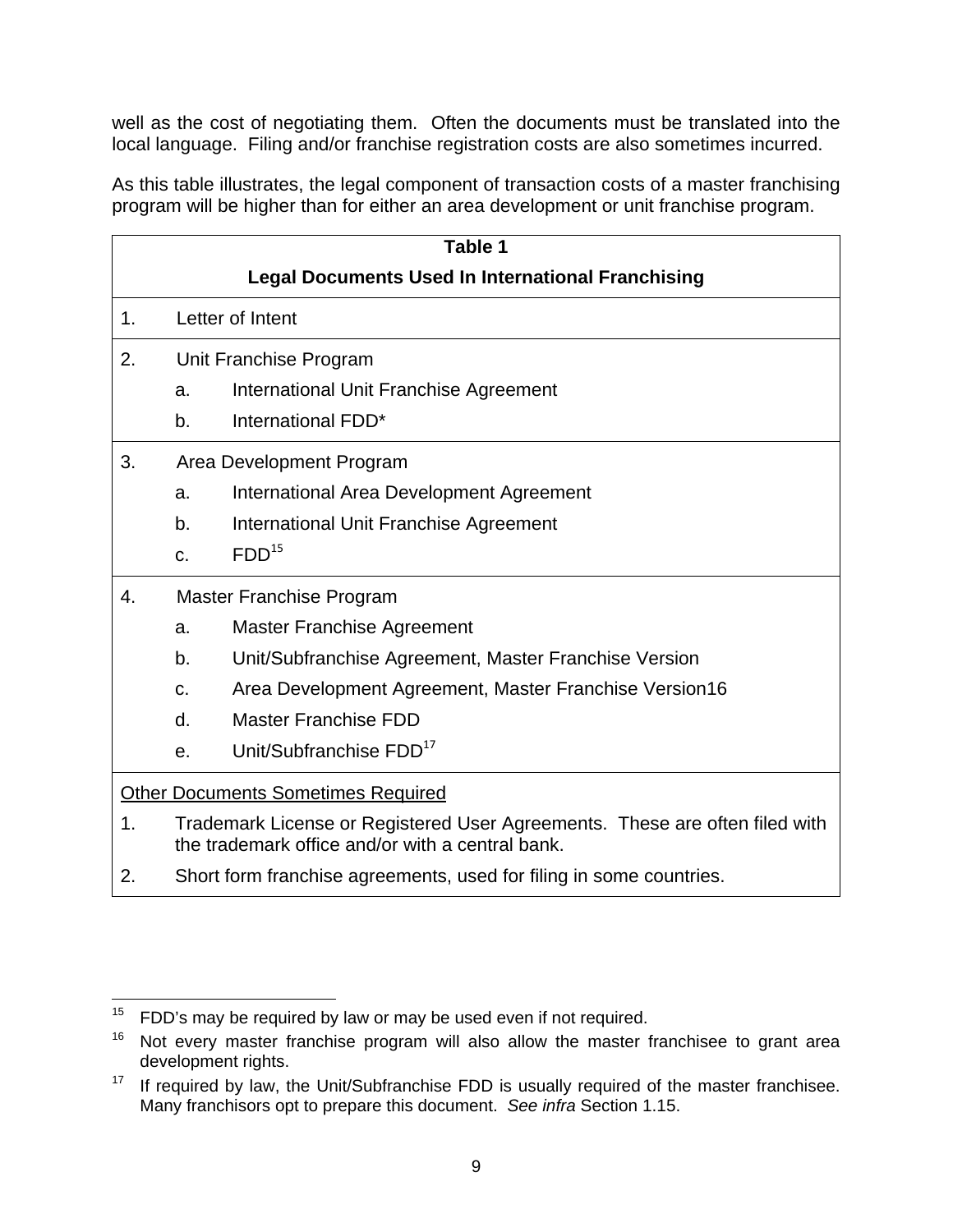well as the cost of negotiating them. Often the documents must be translated into the local language. Filing and/or franchise registration costs are also sometimes incurred.

As this table illustrates, the legal component of transaction costs of a master franchising program will be higher than for either an area development or unit franchise program.

**Table 1**

**Legal Documents Used In International Franchising**

1. Letter of Intent

2. Unit Franchise Program
   a. International Unit Franchise Agreement
   b. International FDD*

3. Area Development Program
   a. International Area Development Agreement
   b. International Unit Franchise Agreement
   c. FDD[15]

4. Master Franchise Program
   a. Master Franchise Agreement
   b. Unit/Subfranchise Agreement, Master Franchise Version
   c. Area Development Agreement, Master Franchise Version16
   d. Master Franchise FDD
   e. Unit/Subfranchise FDD[17]

Other Documents Sometimes Required

1. Trademark License or Registered User Agreements. These are often filed with the trademark office and/or with a central bank.
2. Short form franchise agreements, used for filing in some countries.

---

[15] FDD's may be required by law or may be used even if not required.

[16] Not every master franchise program will also allow the master franchisee to grant area development rights.

[17] If required by law, the Unit/Subfranchise FDD is usually required of the master franchisee. Many franchisors opt to prepare this document. *See infra* Section 1.15.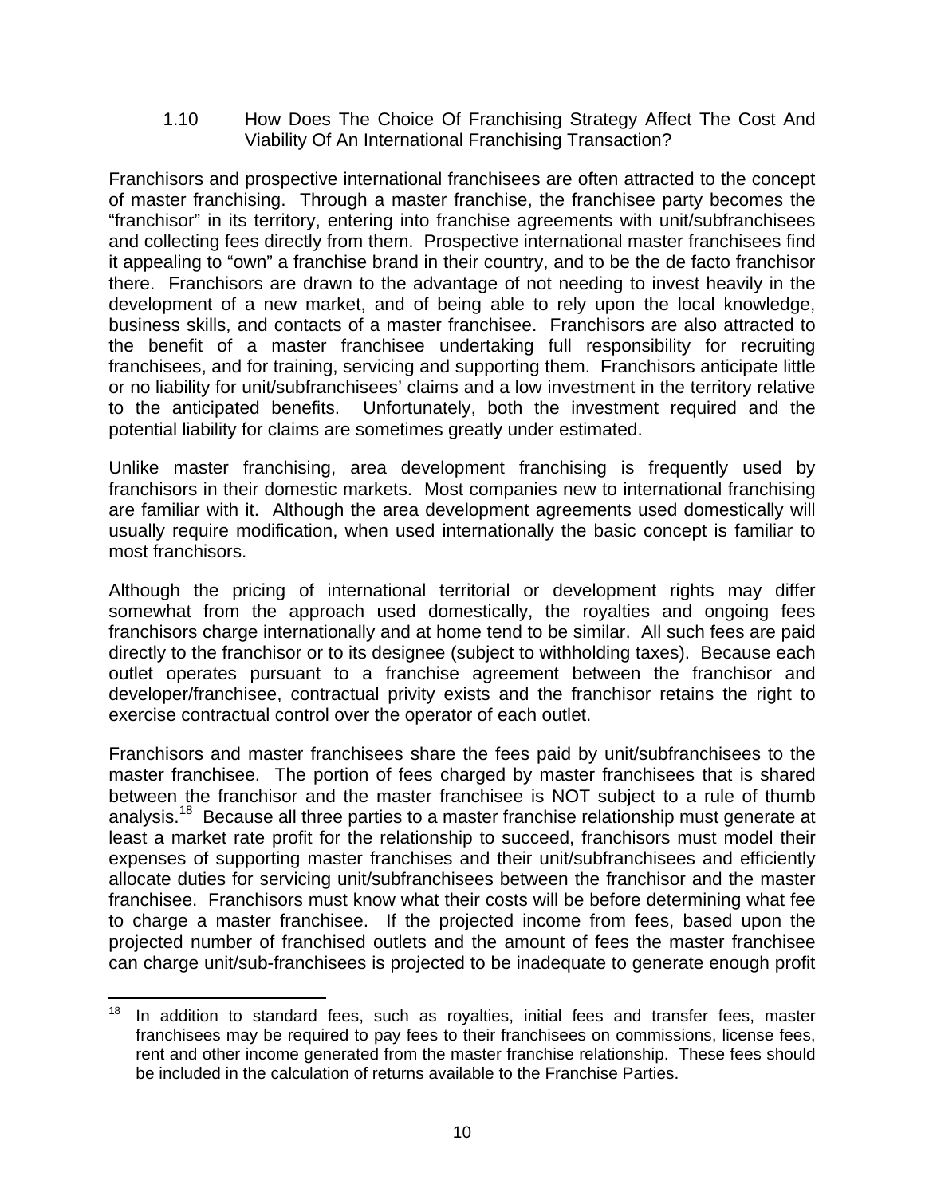### 1.10 How Does The Choice Of Franchising Strategy Affect The Cost And Viability Of An International Franchising Transaction?

Franchisors and prospective international franchisees are often attracted to the concept of master franchising. Through a master franchise, the franchisee party becomes the "franchisor" in its territory, entering into franchise agreements with unit/subfranchisees and collecting fees directly from them. Prospective international master franchisees find it appealing to "own" a franchise brand in their country, and to be the de facto franchisor there. Franchisors are drawn to the advantage of not needing to invest heavily in the development of a new market, and of being able to rely upon the local knowledge, business skills, and contacts of a master franchisee. Franchisors are also attracted to the benefit of a master franchisee undertaking full responsibility for recruiting franchisees, and for training, servicing and supporting them. Franchisors anticipate little or no liability for unit/subfranchisees' claims and a low investment in the territory relative to the anticipated benefits. Unfortunately, both the investment required and the potential liability for claims are sometimes greatly under estimated.

Unlike master franchising, area development franchising is frequently used by franchisors in their domestic markets. Most companies new to international franchising are familiar with it. Although the area development agreements used domestically will usually require modification, when used internationally the basic concept is familiar to most franchisors.

Although the pricing of international territorial or development rights may differ somewhat from the approach used domestically, the royalties and ongoing fees franchisors charge internationally and at home tend to be similar. All such fees are paid directly to the franchisor or to its designee (subject to withholding taxes). Because each outlet operates pursuant to a franchise agreement between the franchisor and developer/franchisee, contractual privity exists and the franchisor retains the right to exercise contractual control over the operator of each outlet.

Franchisors and master franchisees share the fees paid by unit/subfranchisees to the master franchisee. The portion of fees charged by master franchisees that is shared between the franchisor and the master franchisee is NOT subject to a rule of thumb analysis.[18] Because all three parties to a master franchise relationship must generate at least a market rate profit for the relationship to succeed, franchisors must model their expenses of supporting master franchises and their unit/subfranchisees and efficiently allocate duties for servicing unit/subfranchisees between the franchisor and the master franchisee. Franchisors must know what their costs will be before determining what fee to charge a master franchisee. If the projected income from fees, based upon the projected number of franchised outlets and the amount of fees the master franchisee can charge unit/sub-franchisees is projected to be inadequate to generate enough profit

---

[18] In addition to standard fees, such as royalties, initial fees and transfer fees, master franchisees may be required to pay fees to their franchisees on commissions, license fees, rent and other income generated from the master franchise relationship. These fees should be included in the calculation of returns available to the Franchise Parties.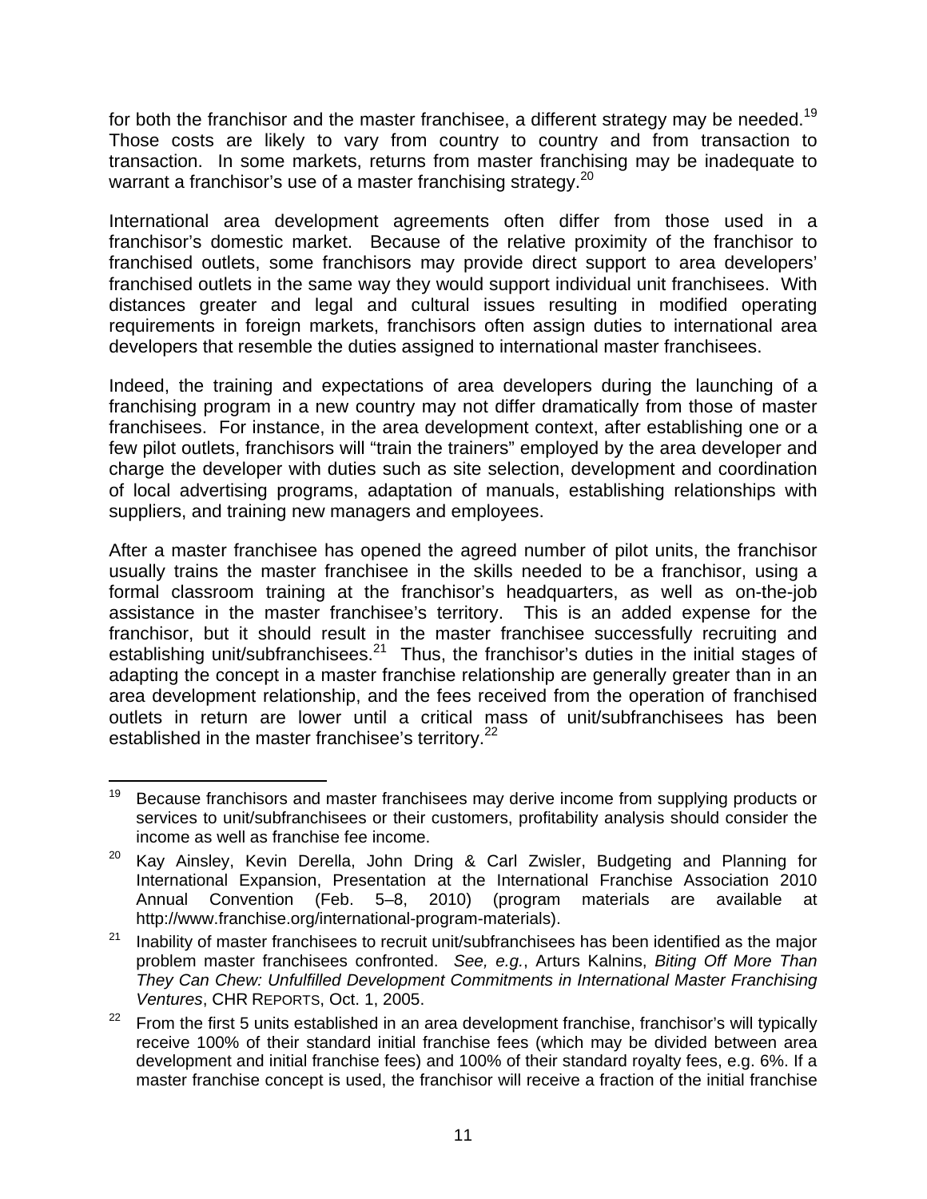for both the franchisor and the master franchisee, a different strategy may be needed.[19] Those costs are likely to vary from country to country and from transaction to transaction. In some markets, returns from master franchising may be inadequate to warrant a franchisor's use of a master franchising strategy.[20]

International area development agreements often differ from those used in a franchisor's domestic market. Because of the relative proximity of the franchisor to franchised outlets, some franchisors may provide direct support to area developers' franchised outlets in the same way they would support individual unit franchisees. With distances greater and legal and cultural issues resulting in modified operating requirements in foreign markets, franchisors often assign duties to international area developers that resemble the duties assigned to international master franchisees.

Indeed, the training and expectations of area developers during the launching of a franchising program in a new country may not differ dramatically from those of master franchisees. For instance, in the area development context, after establishing one or a few pilot outlets, franchisors will "train the trainers" employed by the area developer and charge the developer with duties such as site selection, development and coordination of local advertising programs, adaptation of manuals, establishing relationships with suppliers, and training new managers and employees.

After a master franchisee has opened the agreed number of pilot units, the franchisor usually trains the master franchisee in the skills needed to be a franchisor, using a formal classroom training at the franchisor's headquarters, as well as on-the-job assistance in the master franchisee's territory. This is an added expense for the franchisor, but it should result in the master franchisee successfully recruiting and establishing unit/subfranchisees.[21] Thus, the franchisor's duties in the initial stages of adapting the concept in a master franchise relationship are generally greater than in an area development relationship, and the fees received from the operation of franchised outlets in return are lower until a critical mass of unit/subfranchisees has been established in the master franchisee's territory.[22]

---

[19] Because franchisors and master franchisees may derive income from supplying products or services to unit/subfranchisees or their customers, profitability analysis should consider the income as well as franchise fee income.

[20] Kay Ainsley, Kevin Derella, John Dring & Carl Zwisler, Budgeting and Planning for International Expansion, Presentation at the International Franchise Association 2010 Annual Convention (Feb. 5–8, 2010) (program materials are available at http://www.franchise.org/international-program-materials).

[21] Inability of master franchisees to recruit unit/subfranchisees has been identified as the major problem master franchisees confronted. *See, e.g.*, Arturs Kalnins, *Biting Off More Than They Can Chew: Unfulfilled Development Commitments in International Master Franchising Ventures*, CHR REPORTS, Oct. 1, 2005.

[22] From the first 5 units established in an area development franchise, franchisor's will typically receive 100% of their standard initial franchise fees (which may be divided between area development and initial franchise fees) and 100% of their standard royalty fees, e.g. 6%. If a master franchise concept is used, the franchisor will receive a fraction of the initial franchise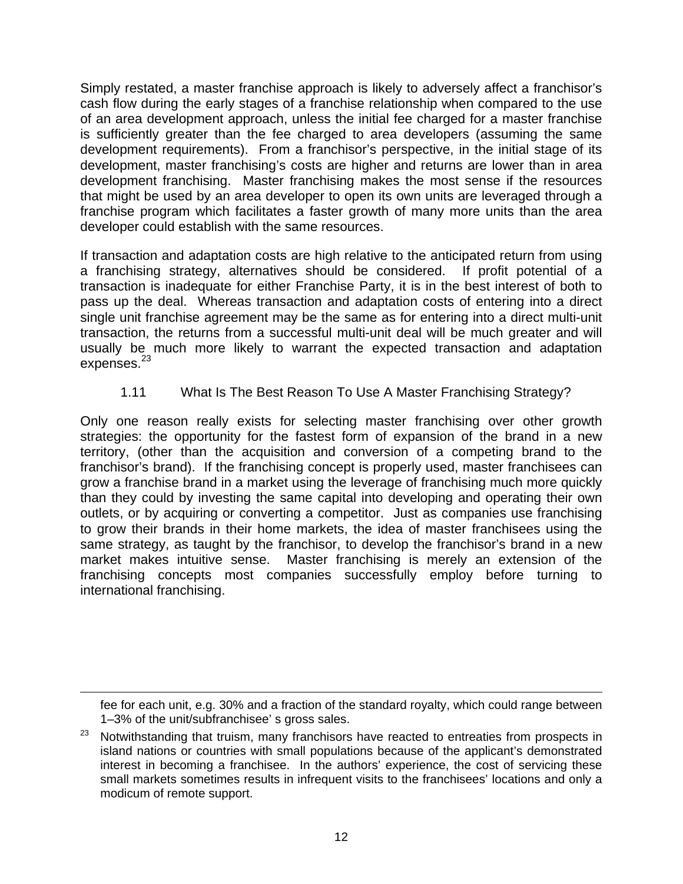Simply restated, a master franchise approach is likely to adversely affect a franchisor's cash flow during the early stages of a franchise relationship when compared to the use of an area development approach, unless the initial fee charged for a master franchise is sufficiently greater than the fee charged to area developers (assuming the same development requirements). From a franchisor's perspective, in the initial stage of its development, master franchising's costs are higher and returns are lower than in area development franchising. Master franchising makes the most sense if the resources that might be used by an area developer to open its own units are leveraged through a franchise program which facilitates a faster growth of many more units than the area developer could establish with the same resources.

If transaction and adaptation costs are high relative to the anticipated return from using a franchising strategy, alternatives should be considered. If profit potential of a transaction is inadequate for either Franchise Party, it is in the best interest of both to pass up the deal. Whereas transaction and adaptation costs of entering into a direct single unit franchise agreement may be the same as for entering into a direct multi-unit transaction, the returns from a successful multi-unit deal will be much greater and will usually be much more likely to warrant the expected transaction and adaptation expenses.[23]

### 1.11 What Is The Best Reason To Use A Master Franchising Strategy?

Only one reason really exists for selecting master franchising over other growth strategies: the opportunity for the fastest form of expansion of the brand in a new territory, (other than the acquisition and conversion of a competing brand to the franchisor's brand). If the franchising concept is properly used, master franchisees can grow a franchise brand in a market using the leverage of franchising much more quickly than they could by investing the same capital into developing and operating their own outlets, or by acquiring or converting a competitor. Just as companies use franchising to grow their brands in their home markets, the idea of master franchisees using the same strategy, as taught by the franchisor, to develop the franchisor's brand in a new market makes intuitive sense. Master franchising is merely an extension of the franchising concepts most companies successfully employ before turning to international franchising.

---

fee for each unit, e.g. 30% and a fraction of the standard royalty, which could range between 1–3% of the unit/subfranchisee' s gross sales.

[23] Notwithstanding that truism, many franchisors have reacted to entreaties from prospects in island nations or countries with small populations because of the applicant's demonstrated interest in becoming a franchisee. In the authors' experience, the cost of servicing these small markets sometimes results in infrequent visits to the franchisees' locations and only a modicum of remote support.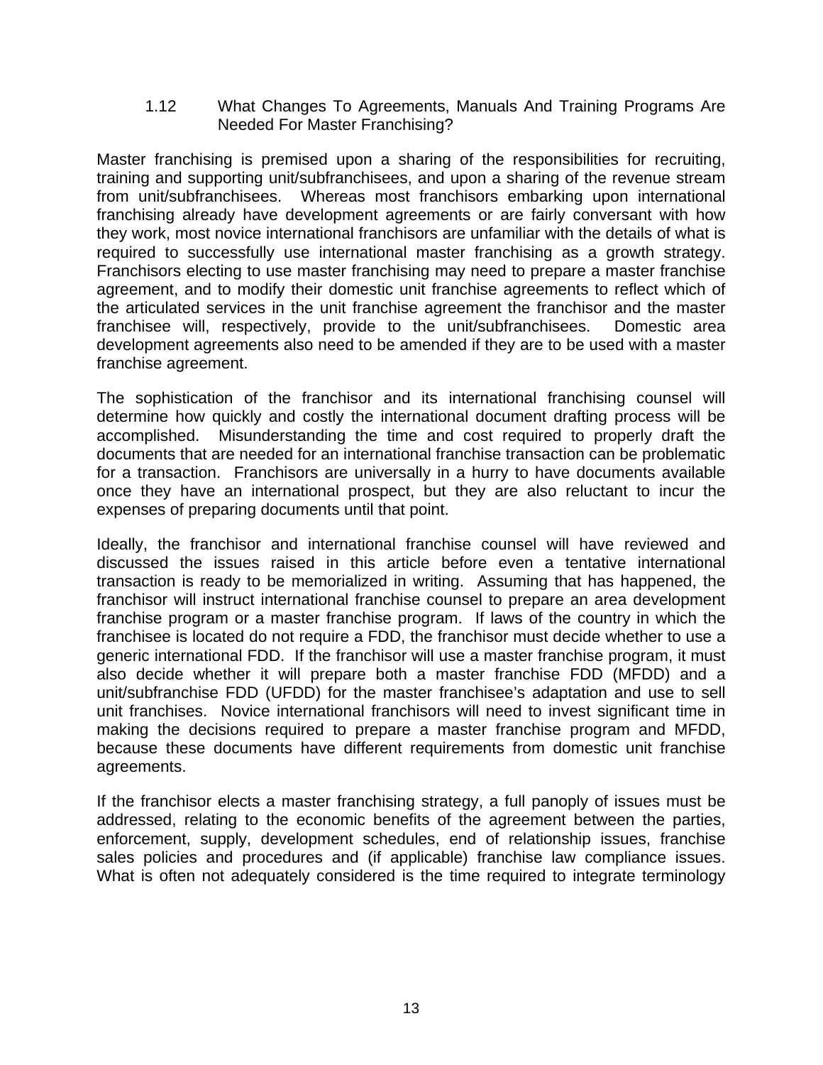### 1.12 What Changes To Agreements, Manuals And Training Programs Are Needed For Master Franchising?

Master franchising is premised upon a sharing of the responsibilities for recruiting, training and supporting unit/subfranchisees, and upon a sharing of the revenue stream from unit/subfranchisees. Whereas most franchisors embarking upon international franchising already have development agreements or are fairly conversant with how they work, most novice international franchisors are unfamiliar with the details of what is required to successfully use international master franchising as a growth strategy. Franchisors electing to use master franchising may need to prepare a master franchise agreement, and to modify their domestic unit franchise agreements to reflect which of the articulated services in the unit franchise agreement the franchisor and the master franchisee will, respectively, provide to the unit/subfranchisees. Domestic area development agreements also need to be amended if they are to be used with a master franchise agreement.

The sophistication of the franchisor and its international franchising counsel will determine how quickly and costly the international document drafting process will be accomplished. Misunderstanding the time and cost required to properly draft the documents that are needed for an international franchise transaction can be problematic for a transaction. Franchisors are universally in a hurry to have documents available once they have an international prospect, but they are also reluctant to incur the expenses of preparing documents until that point.

Ideally, the franchisor and international franchise counsel will have reviewed and discussed the issues raised in this article before even a tentative international transaction is ready to be memorialized in writing. Assuming that has happened, the franchisor will instruct international franchise counsel to prepare an area development franchise program or a master franchise program. If laws of the country in which the franchisee is located do not require a FDD, the franchisor must decide whether to use a generic international FDD. If the franchisor will use a master franchise program, it must also decide whether it will prepare both a master franchise FDD (MFDD) and a unit/subfranchise FDD (UFDD) for the master franchisee's adaptation and use to sell unit franchises. Novice international franchisors will need to invest significant time in making the decisions required to prepare a master franchise program and MFDD, because these documents have different requirements from domestic unit franchise agreements.

If the franchisor elects a master franchising strategy, a full panoply of issues must be addressed, relating to the economic benefits of the agreement between the parties, enforcement, supply, development schedules, end of relationship issues, franchise sales policies and procedures and (if applicable) franchise law compliance issues. What is often not adequately considered is the time required to integrate terminology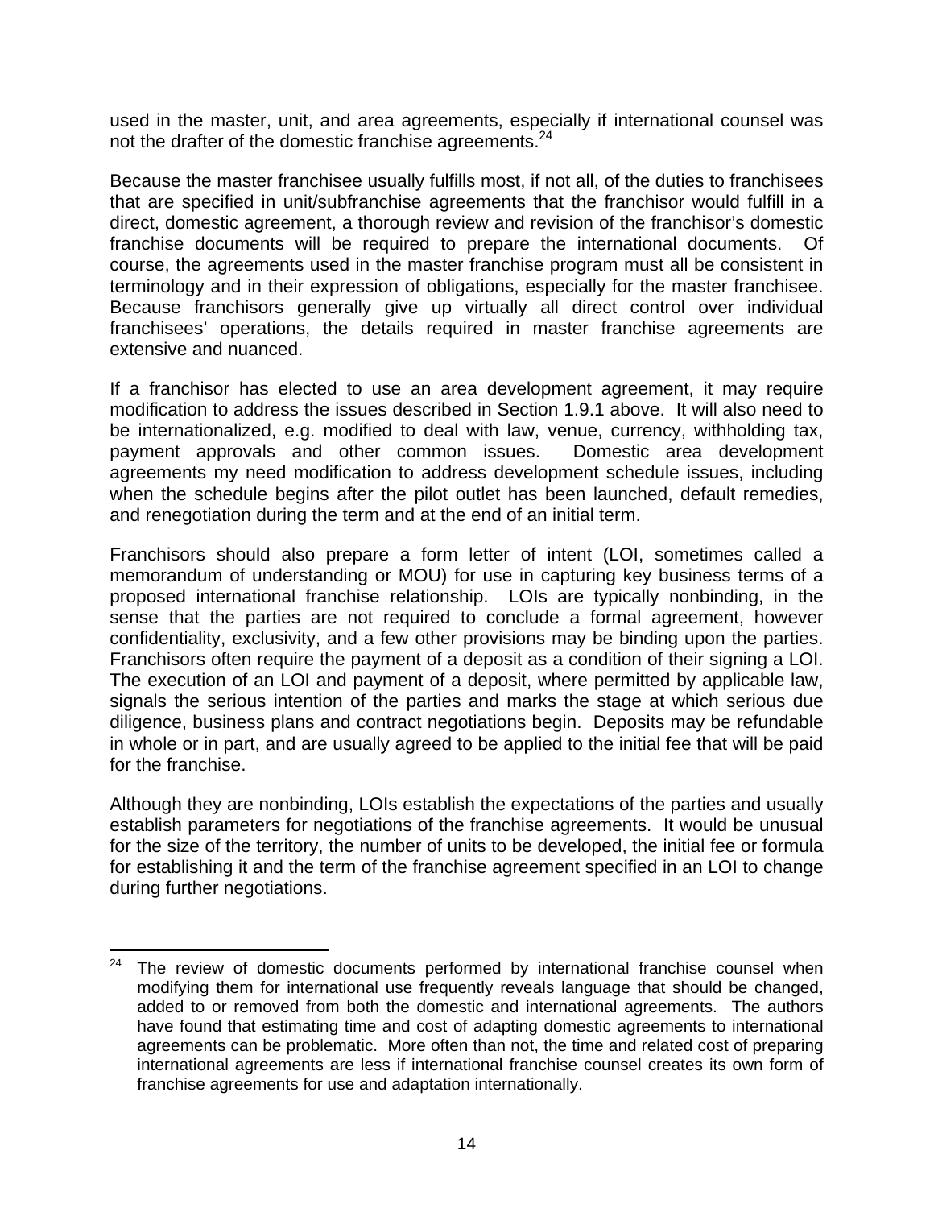used in the master, unit, and area agreements, especially if international counsel was not the drafter of the domestic franchise agreements.[24]

Because the master franchisee usually fulfills most, if not all, of the duties to franchisees that are specified in unit/subfranchise agreements that the franchisor would fulfill in a direct, domestic agreement, a thorough review and revision of the franchisor's domestic franchise documents will be required to prepare the international documents. Of course, the agreements used in the master franchise program must all be consistent in terminology and in their expression of obligations, especially for the master franchisee. Because franchisors generally give up virtually all direct control over individual franchisees' operations, the details required in master franchise agreements are extensive and nuanced.

If a franchisor has elected to use an area development agreement, it may require modification to address the issues described in Section 1.9.1 above. It will also need to be internationalized, e.g. modified to deal with law, venue, currency, withholding tax, payment approvals and other common issues. Domestic area development agreements my need modification to address development schedule issues, including when the schedule begins after the pilot outlet has been launched, default remedies, and renegotiation during the term and at the end of an initial term.

Franchisors should also prepare a form letter of intent (LOI, sometimes called a memorandum of understanding or MOU) for use in capturing key business terms of a proposed international franchise relationship. LOIs are typically nonbinding, in the sense that the parties are not required to conclude a formal agreement, however confidentiality, exclusivity, and a few other provisions may be binding upon the parties. Franchisors often require the payment of a deposit as a condition of their signing a LOI. The execution of an LOI and payment of a deposit, where permitted by applicable law, signals the serious intention of the parties and marks the stage at which serious due diligence, business plans and contract negotiations begin. Deposits may be refundable in whole or in part, and are usually agreed to be applied to the initial fee that will be paid for the franchise.

Although they are nonbinding, LOIs establish the expectations of the parties and usually establish parameters for negotiations of the franchise agreements. It would be unusual for the size of the territory, the number of units to be developed, the initial fee or formula for establishing it and the term of the franchise agreement specified in an LOI to change during further negotiations.

---

[24] The review of domestic documents performed by international franchise counsel when modifying them for international use frequently reveals language that should be changed, added to or removed from both the domestic and international agreements. The authors have found that estimating time and cost of adapting domestic agreements to international agreements can be problematic. More often than not, the time and related cost of preparing international agreements are less if international franchise counsel creates its own form of franchise agreements for use and adaptation internationally.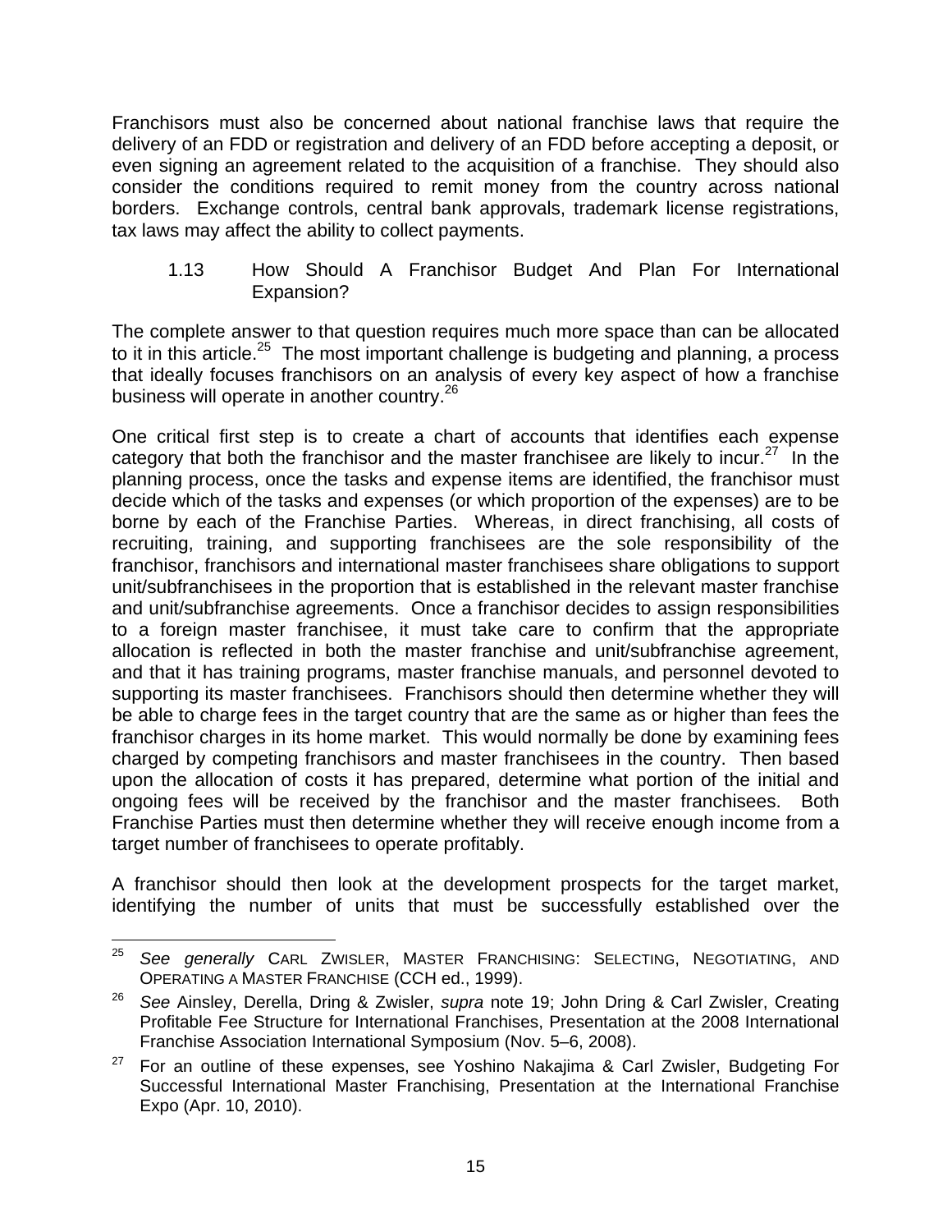Franchisors must also be concerned about national franchise laws that require the delivery of an FDD or registration and delivery of an FDD before accepting a deposit, or even signing an agreement related to the acquisition of a franchise. They should also consider the conditions required to remit money from the country across national borders. Exchange controls, central bank approvals, trademark license registrations, tax laws may affect the ability to collect payments.

### 1.13 How Should A Franchisor Budget And Plan For International Expansion?

The complete answer to that question requires much more space than can be allocated to it in this article.[25] The most important challenge is budgeting and planning, a process that ideally focuses franchisors on an analysis of every key aspect of how a franchise business will operate in another country.[26]

One critical first step is to create a chart of accounts that identifies each expense category that both the franchisor and the master franchisee are likely to incur.[27] In the planning process, once the tasks and expense items are identified, the franchisor must decide which of the tasks and expenses (or which proportion of the expenses) are to be borne by each of the Franchise Parties. Whereas, in direct franchising, all costs of recruiting, training, and supporting franchisees are the sole responsibility of the franchisor, franchisors and international master franchisees share obligations to support unit/subfranchisees in the proportion that is established in the relevant master franchise and unit/subfranchise agreements. Once a franchisor decides to assign responsibilities to a foreign master franchisee, it must take care to confirm that the appropriate allocation is reflected in both the master franchise and unit/subfranchise agreement, and that it has training programs, master franchise manuals, and personnel devoted to supporting its master franchisees. Franchisors should then determine whether they will be able to charge fees in the target country that are the same as or higher than fees the franchisor charges in its home market. This would normally be done by examining fees charged by competing franchisors and master franchisees in the country. Then based upon the allocation of costs it has prepared, determine what portion of the initial and ongoing fees will be received by the franchisor and the master franchisees. Both Franchise Parties must then determine whether they will receive enough income from a target number of franchisees to operate profitably.

A franchisor should then look at the development prospects for the target market, identifying the number of units that must be successfully established over the

---

[25] *See generally* Carl Zwisler, Master Franchising: Selecting, Negotiating, and Operating a Master Franchise (CCH ed., 1999).

[26] *See* Ainsley, Derella, Dring & Zwisler, *supra* note 19; John Dring & Carl Zwisler, Creating Profitable Fee Structure for International Franchises, Presentation at the 2008 International Franchise Association International Symposium (Nov. 5–6, 2008).

[27] For an outline of these expenses, see Yoshino Nakajima & Carl Zwisler, Budgeting For Successful International Master Franchising, Presentation at the International Franchise Expo (Apr. 10, 2010).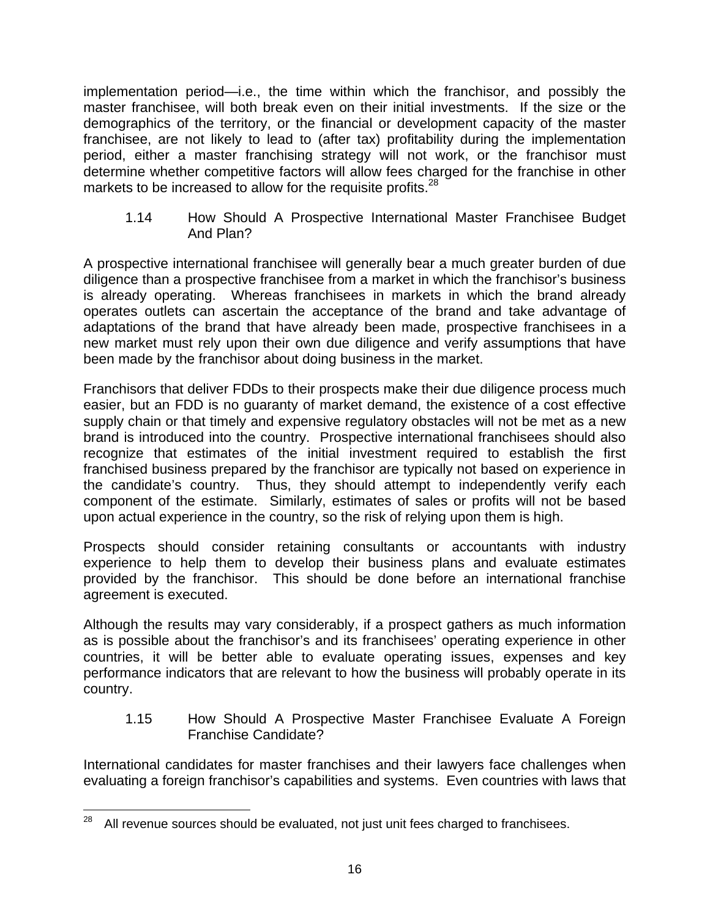implementation period—i.e., the time within which the franchisor, and possibly the master franchisee, will both break even on their initial investments. If the size or the demographics of the territory, or the financial or development capacity of the master franchisee, are not likely to lead to (after tax) profitability during the implementation period, either a master franchising strategy will not work, or the franchisor must determine whether competitive factors will allow fees charged for the franchise in other markets to be increased to allow for the requisite profits.[28]

### 1.14 How Should A Prospective International Master Franchisee Budget And Plan?

A prospective international franchisee will generally bear a much greater burden of due diligence than a prospective franchisee from a market in which the franchisor's business is already operating. Whereas franchisees in markets in which the brand already operates outlets can ascertain the acceptance of the brand and take advantage of adaptations of the brand that have already been made, prospective franchisees in a new market must rely upon their own due diligence and verify assumptions that have been made by the franchisor about doing business in the market.

Franchisors that deliver FDDs to their prospects make their due diligence process much easier, but an FDD is no guaranty of market demand, the existence of a cost effective supply chain or that timely and expensive regulatory obstacles will not be met as a new brand is introduced into the country. Prospective international franchisees should also recognize that estimates of the initial investment required to establish the first franchised business prepared by the franchisor are typically not based on experience in the candidate's country. Thus, they should attempt to independently verify each component of the estimate. Similarly, estimates of sales or profits will not be based upon actual experience in the country, so the risk of relying upon them is high.

Prospects should consider retaining consultants or accountants with industry experience to help them to develop their business plans and evaluate estimates provided by the franchisor. This should be done before an international franchise agreement is executed.

Although the results may vary considerably, if a prospect gathers as much information as is possible about the franchisor's and its franchisees' operating experience in other countries, it will be better able to evaluate operating issues, expenses and key performance indicators that are relevant to how the business will probably operate in its country.

### 1.15 How Should A Prospective Master Franchisee Evaluate A Foreign Franchise Candidate?

International candidates for master franchises and their lawyers face challenges when evaluating a foreign franchisor's capabilities and systems. Even countries with laws that

---

[28] All revenue sources should be evaluated, not just unit fees charged to franchisees.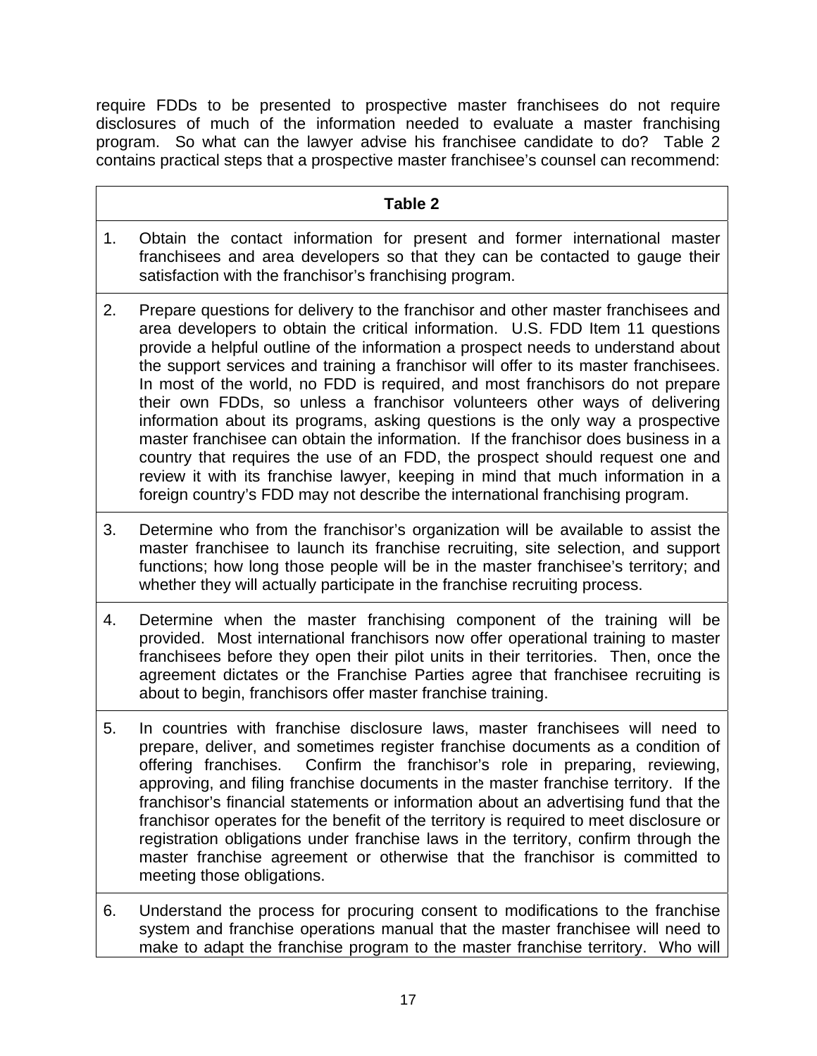require FDDs to be presented to prospective master franchisees do not require disclosures of much of the information needed to evaluate a master franchising program. So what can the lawyer advise his franchisee candidate to do? Table 2 contains practical steps that a prospective master franchisee's counsel can recommend:

| | Table 2 |
|---|---|
| 1. | Obtain the contact information for present and former international master franchisees and area developers so that they can be contacted to gauge their satisfaction with the franchisor's franchising program. |
| 2. | Prepare questions for delivery to the franchisor and other master franchisees and area developers to obtain the critical information. U.S. FDD Item 11 questions provide a helpful outline of the information a prospect needs to understand about the support services and training a franchisor will offer to its master franchisees. In most of the world, no FDD is required, and most franchisors do not prepare their own FDDs, so unless a franchisor volunteers other ways of delivering information about its programs, asking questions is the only way a prospective master franchisee can obtain the information. If the franchisor does business in a country that requires the use of an FDD, the prospect should request one and review it with its franchise lawyer, keeping in mind that much information in a foreign country's FDD may not describe the international franchising program. |
| 3. | Determine who from the franchisor's organization will be available to assist the master franchisee to launch its franchise recruiting, site selection, and support functions; how long those people will be in the master franchisee's territory; and whether they will actually participate in the franchise recruiting process. |
| 4. | Determine when the master franchising component of the training will be provided. Most international franchisors now offer operational training to master franchisees before they open their pilot units in their territories. Then, once the agreement dictates or the Franchise Parties agree that franchisee recruiting is about to begin, franchisors offer master franchise training. |
| 5. | In countries with franchise disclosure laws, master franchisees will need to prepare, deliver, and sometimes register franchise documents as a condition of offering franchises. Confirm the franchisor's role in preparing, reviewing, approving, and filing franchise documents in the master franchise territory. If the franchisor's financial statements or information about an advertising fund that the franchisor operates for the benefit of the territory is required to meet disclosure or registration obligations under franchise laws in the territory, confirm through the master franchise agreement or otherwise that the franchisor is committed to meeting those obligations. |
| 6. | Understand the process for procuring consent to modifications to the franchise system and franchise operations manual that the master franchisee will need to make to adapt the franchise program to the master franchise territory. Who will |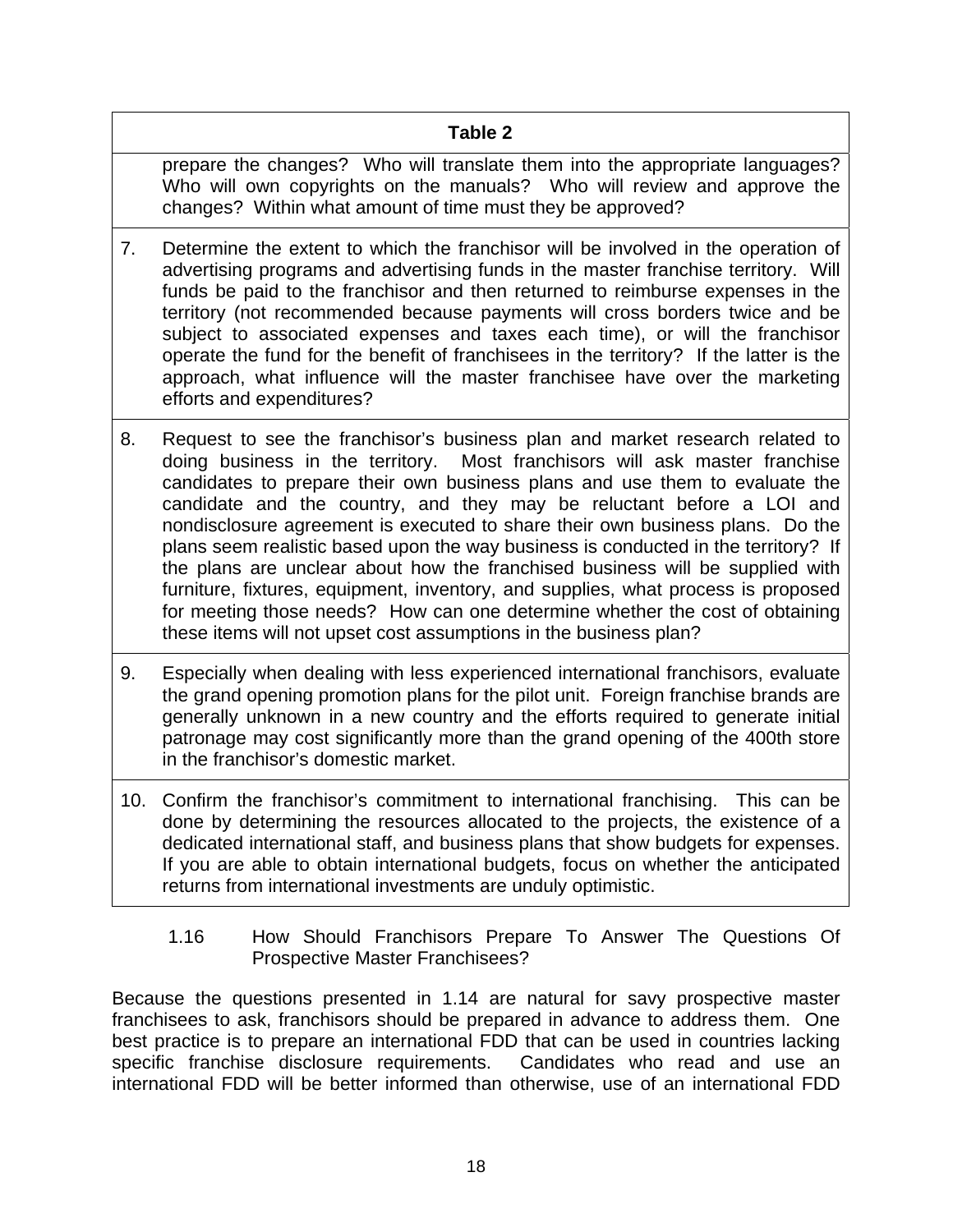| Table 2 | |
|---|---|
| | prepare the changes? Who will translate them into the appropriate languages? Who will own copyrights on the manuals? Who will review and approve the changes? Within what amount of time must they be approved? |
| 7. | Determine the extent to which the franchisor will be involved in the operation of advertising programs and advertising funds in the master franchise territory. Will funds be paid to the franchisor and then returned to reimburse expenses in the territory (not recommended because payments will cross borders twice and be subject to associated expenses and taxes each time), or will the franchisor operate the fund for the benefit of franchisees in the territory? If the latter is the approach, what influence will the master franchisee have over the marketing efforts and expenditures? |
| 8. | Request to see the franchisor's business plan and market research related to doing business in the territory. Most franchisors will ask master franchise candidates to prepare their own business plans and use them to evaluate the candidate and the country, and they may be reluctant before a LOI and nondisclosure agreement is executed to share their own business plans. Do the plans seem realistic based upon the way business is conducted in the territory? If the plans are unclear about how the franchised business will be supplied with furniture, fixtures, equipment, inventory, and supplies, what process is proposed for meeting those needs? How can one determine whether the cost of obtaining these items will not upset cost assumptions in the business plan? |
| 9. | Especially when dealing with less experienced international franchisors, evaluate the grand opening promotion plans for the pilot unit. Foreign franchise brands are generally unknown in a new country and the efforts required to generate initial patronage may cost significantly more than the grand opening of the 400th store in the franchisor's domestic market. |
| 10. | Confirm the franchisor's commitment to international franchising. This can be done by determining the resources allocated to the projects, the existence of a dedicated international staff, and business plans that show budgets for expenses. If you are able to obtain international budgets, focus on whether the anticipated returns from international investments are unduly optimistic. |

### 1.16 How Should Franchisors Prepare To Answer The Questions Of Prospective Master Franchisees?

Because the questions presented in 1.14 are natural for savy prospective master franchisees to ask, franchisors should be prepared in advance to address them. One best practice is to prepare an international FDD that can be used in countries lacking specific franchise disclosure requirements. Candidates who read and use an international FDD will be better informed than otherwise, use of an international FDD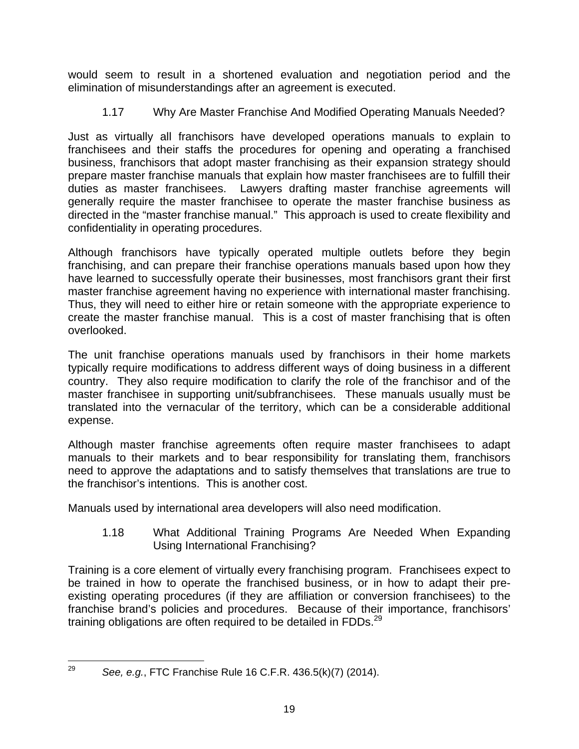would seem to result in a shortened evaluation and negotiation period and the elimination of misunderstandings after an agreement is executed.

### 1.17 Why Are Master Franchise And Modified Operating Manuals Needed?

Just as virtually all franchisors have developed operations manuals to explain to franchisees and their staffs the procedures for opening and operating a franchised business, franchisors that adopt master franchising as their expansion strategy should prepare master franchise manuals that explain how master franchisees are to fulfill their duties as master franchisees. Lawyers drafting master franchise agreements will generally require the master franchisee to operate the master franchise business as directed in the "master franchise manual." This approach is used to create flexibility and confidentiality in operating procedures.

Although franchisors have typically operated multiple outlets before they begin franchising, and can prepare their franchise operations manuals based upon how they have learned to successfully operate their businesses, most franchisors grant their first master franchise agreement having no experience with international master franchising. Thus, they will need to either hire or retain someone with the appropriate experience to create the master franchise manual. This is a cost of master franchising that is often overlooked.

The unit franchise operations manuals used by franchisors in their home markets typically require modifications to address different ways of doing business in a different country. They also require modification to clarify the role of the franchisor and of the master franchisee in supporting unit/subfranchisees. These manuals usually must be translated into the vernacular of the territory, which can be a considerable additional expense.

Although master franchise agreements often require master franchisees to adapt manuals to their markets and to bear responsibility for translating them, franchisors need to approve the adaptations and to satisfy themselves that translations are true to the franchisor's intentions. This is another cost.

Manuals used by international area developers will also need modification.

### 1.18 What Additional Training Programs Are Needed When Expanding Using International Franchising?

Training is a core element of virtually every franchising program. Franchisees expect to be trained in how to operate the franchised business, or in how to adapt their pre-existing operating procedures (if they are affiliation or conversion franchisees) to the franchise brand's policies and procedures. Because of their importance, franchisors' training obligations are often required to be detailed in FDDs.[29]

---

[29] *See, e.g.*, FTC Franchise Rule 16 C.F.R. 436.5(k)(7) (2014).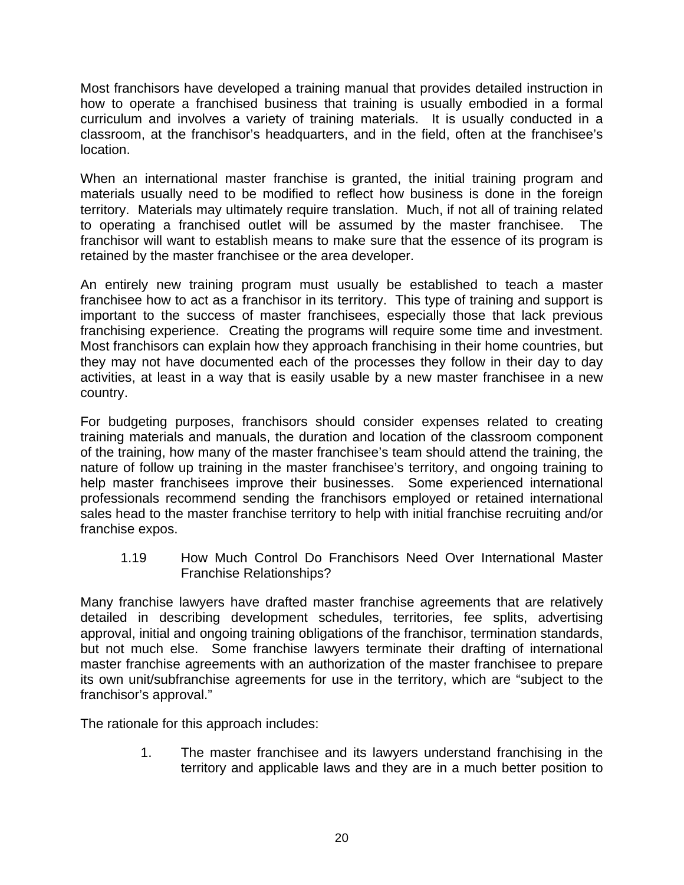Most franchisors have developed a training manual that provides detailed instruction in how to operate a franchised business that training is usually embodied in a formal curriculum and involves a variety of training materials. It is usually conducted in a classroom, at the franchisor's headquarters, and in the field, often at the franchisee's location.

When an international master franchise is granted, the initial training program and materials usually need to be modified to reflect how business is done in the foreign territory. Materials may ultimately require translation. Much, if not all of training related to operating a franchised outlet will be assumed by the master franchisee. The franchisor will want to establish means to make sure that the essence of its program is retained by the master franchisee or the area developer.

An entirely new training program must usually be established to teach a master franchisee how to act as a franchisor in its territory. This type of training and support is important to the success of master franchisees, especially those that lack previous franchising experience. Creating the programs will require some time and investment. Most franchisors can explain how they approach franchising in their home countries, but they may not have documented each of the processes they follow in their day to day activities, at least in a way that is easily usable by a new master franchisee in a new country.

For budgeting purposes, franchisors should consider expenses related to creating training materials and manuals, the duration and location of the classroom component of the training, how many of the master franchisee's team should attend the training, the nature of follow up training in the master franchisee's territory, and ongoing training to help master franchisees improve their businesses. Some experienced international professionals recommend sending the franchisors employed or retained international sales head to the master franchise territory to help with initial franchise recruiting and/or franchise expos.

### 1.19 How Much Control Do Franchisors Need Over International Master Franchise Relationships?

Many franchise lawyers have drafted master franchise agreements that are relatively detailed in describing development schedules, territories, fee splits, advertising approval, initial and ongoing training obligations of the franchisor, termination standards, but not much else. Some franchise lawyers terminate their drafting of international master franchise agreements with an authorization of the master franchisee to prepare its own unit/subfranchise agreements for use in the territory, which are "subject to the franchisor's approval."

The rationale for this approach includes:

1. The master franchisee and its lawyers understand franchising in the territory and applicable laws and they are in a much better position to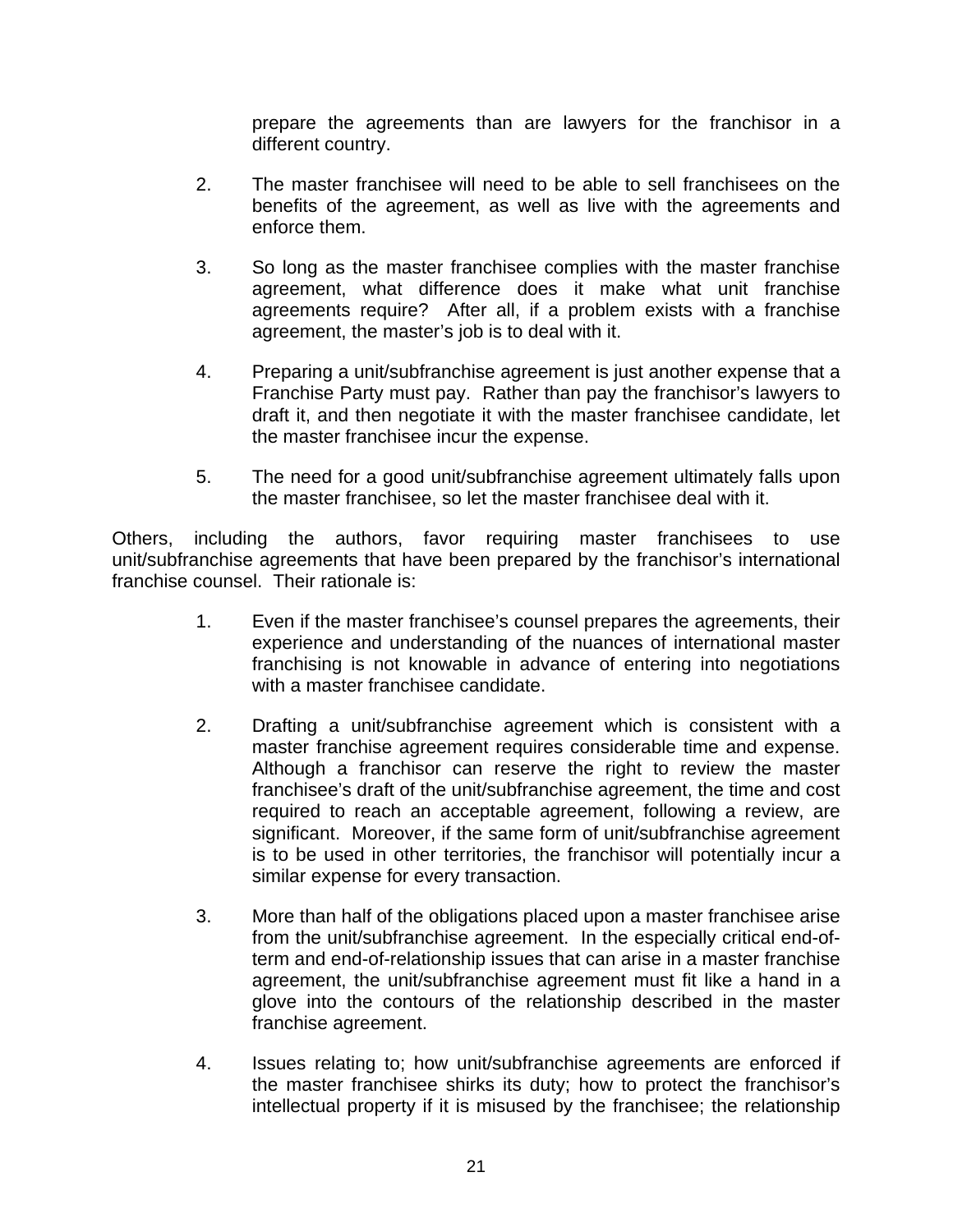prepare the agreements than are lawyers for the franchisor in a different country.

2. The master franchisee will need to be able to sell franchisees on the benefits of the agreement, as well as live with the agreements and enforce them.

3. So long as the master franchisee complies with the master franchise agreement, what difference does it make what unit franchise agreements require? After all, if a problem exists with a franchise agreement, the master's job is to deal with it.

4. Preparing a unit/subfranchise agreement is just another expense that a Franchise Party must pay. Rather than pay the franchisor's lawyers to draft it, and then negotiate it with the master franchisee candidate, let the master franchisee incur the expense.

5. The need for a good unit/subfranchise agreement ultimately falls upon the master franchisee, so let the master franchisee deal with it.

Others, including the authors, favor requiring master franchisees to use unit/subfranchise agreements that have been prepared by the franchisor's international franchise counsel. Their rationale is:

1. Even if the master franchisee's counsel prepares the agreements, their experience and understanding of the nuances of international master franchising is not knowable in advance of entering into negotiations with a master franchisee candidate.

2. Drafting a unit/subfranchise agreement which is consistent with a master franchise agreement requires considerable time and expense. Although a franchisor can reserve the right to review the master franchisee's draft of the unit/subfranchise agreement, the time and cost required to reach an acceptable agreement, following a review, are significant. Moreover, if the same form of unit/subfranchise agreement is to be used in other territories, the franchisor will potentially incur a similar expense for every transaction.

3. More than half of the obligations placed upon a master franchisee arise from the unit/subfranchise agreement. In the especially critical end-of-term and end-of-relationship issues that can arise in a master franchise agreement, the unit/subfranchise agreement must fit like a hand in a glove into the contours of the relationship described in the master franchise agreement.

4. Issues relating to; how unit/subfranchise agreements are enforced if the master franchisee shirks its duty; how to protect the franchisor's intellectual property if it is misused by the franchisee; the relationship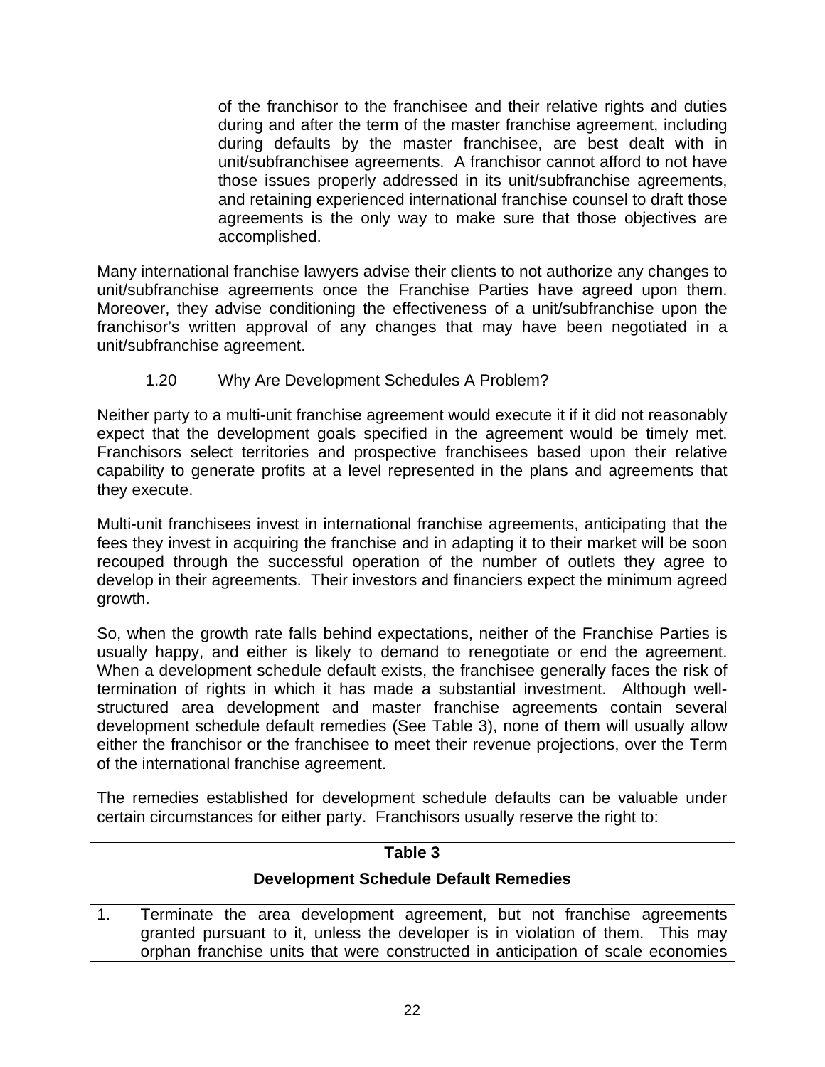of the franchisor to the franchisee and their relative rights and duties during and after the term of the master franchise agreement, including during defaults by the master franchisee, are best dealt with in unit/subfranchisee agreements. A franchisor cannot afford to not have those issues properly addressed in its unit/subfranchise agreements, and retaining experienced international franchise counsel to draft those agreements is the only way to make sure that those objectives are accomplished.

Many international franchise lawyers advise their clients to not authorize any changes to unit/subfranchise agreements once the Franchise Parties have agreed upon them. Moreover, they advise conditioning the effectiveness of a unit/subfranchise upon the franchisor's written approval of any changes that may have been negotiated in a unit/subfranchise agreement.

### 1.20 Why Are Development Schedules A Problem?

Neither party to a multi-unit franchise agreement would execute it if it did not reasonably expect that the development goals specified in the agreement would be timely met. Franchisors select territories and prospective franchisees based upon their relative capability to generate profits at a level represented in the plans and agreements that they execute.

Multi-unit franchisees invest in international franchise agreements, anticipating that the fees they invest in acquiring the franchise and in adapting it to their market will be soon recouped through the successful operation of the number of outlets they agree to develop in their agreements. Their investors and financiers expect the minimum agreed growth.

So, when the growth rate falls behind expectations, neither of the Franchise Parties is usually happy, and either is likely to demand to renegotiate or end the agreement. When a development schedule default exists, the franchisee generally faces the risk of termination of rights in which it has made a substantial investment. Although well-structured area development and master franchise agreements contain several development schedule default remedies (See Table 3), none of them will usually allow either the franchisor or the franchisee to meet their revenue projections, over the Term of the international franchise agreement.

The remedies established for development schedule defaults can be valuable under certain circumstances for either party. Franchisors usually reserve the right to:

| **Table 3**<br>**Development Schedule Default Remedies** | |
|---|---|
| 1. | Terminate the area development agreement, but not franchise agreements granted pursuant to it, unless the developer is in violation of them. This may orphan franchise units that were constructed in anticipation of scale economies |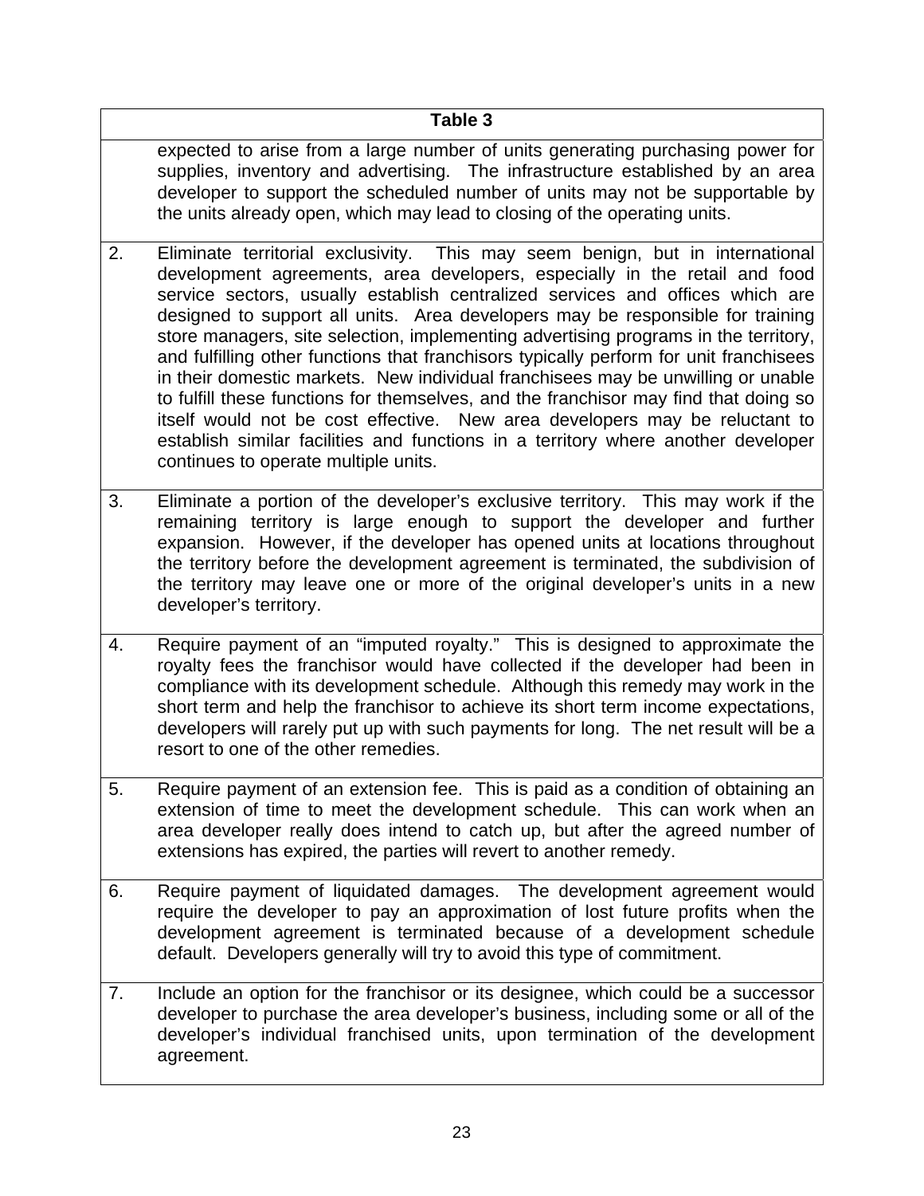| Table 3 | |
|---|---|
| | expected to arise from a large number of units generating purchasing power for supplies, inventory and advertising. The infrastructure established by an area developer to support the scheduled number of units may not be supportable by the units already open, which may lead to closing of the operating units. |
| 2. | Eliminate territorial exclusivity. This may seem benign, but in international development agreements, area developers, especially in the retail and food service sectors, usually establish centralized services and offices which are designed to support all units. Area developers may be responsible for training store managers, site selection, implementing advertising programs in the territory, and fulfilling other functions that franchisors typically perform for unit franchisees in their domestic markets. New individual franchisees may be unwilling or unable to fulfill these functions for themselves, and the franchisor may find that doing so itself would not be cost effective. New area developers may be reluctant to establish similar facilities and functions in a territory where another developer continues to operate multiple units. |
| 3. | Eliminate a portion of the developer's exclusive territory. This may work if the remaining territory is large enough to support the developer and further expansion. However, if the developer has opened units at locations throughout the territory before the development agreement is terminated, the subdivision of the territory may leave one or more of the original developer's units in a new developer's territory. |
| 4. | Require payment of an "imputed royalty." This is designed to approximate the royalty fees the franchisor would have collected if the developer had been in compliance with its development schedule. Although this remedy may work in the short term and help the franchisor to achieve its short term income expectations, developers will rarely put up with such payments for long. The net result will be a resort to one of the other remedies. |
| 5. | Require payment of an extension fee. This is paid as a condition of obtaining an extension of time to meet the development schedule. This can work when an area developer really does intend to catch up, but after the agreed number of extensions has expired, the parties will revert to another remedy. |
| 6. | Require payment of liquidated damages. The development agreement would require the developer to pay an approximation of lost future profits when the development agreement is terminated because of a development schedule default. Developers generally will try to avoid this type of commitment. |
| 7. | Include an option for the franchisor or its designee, which could be a successor developer to purchase the area developer's business, including some or all of the developer's individual franchised units, upon termination of the development agreement. |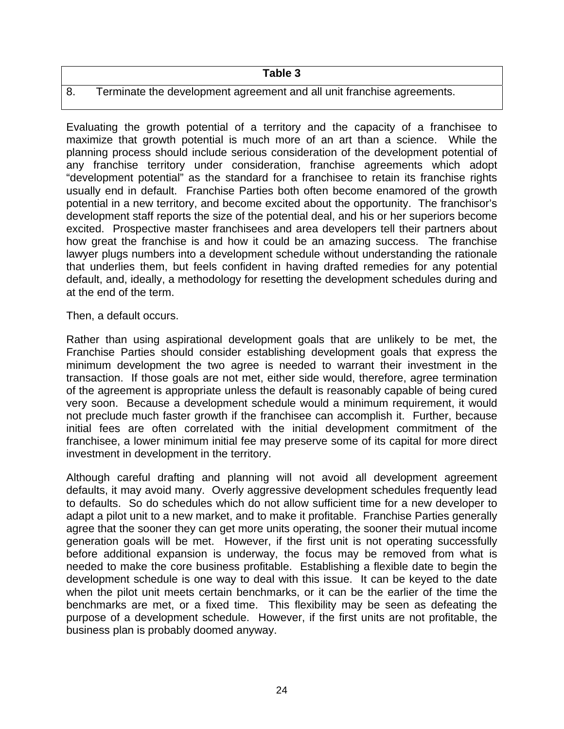| Table 3 |
| --- |
| 8. Terminate the development agreement and all unit franchise agreements. |

Evaluating the growth potential of a territory and the capacity of a franchisee to maximize that growth potential is much more of an art than a science. While the planning process should include serious consideration of the development potential of any franchise territory under consideration, franchise agreements which adopt "development potential" as the standard for a franchisee to retain its franchise rights usually end in default. Franchise Parties both often become enamored of the growth potential in a new territory, and become excited about the opportunity. The franchisor's development staff reports the size of the potential deal, and his or her superiors become excited. Prospective master franchisees and area developers tell their partners about how great the franchise is and how it could be an amazing success. The franchise lawyer plugs numbers into a development schedule without understanding the rationale that underlies them, but feels confident in having drafted remedies for any potential default, and, ideally, a methodology for resetting the development schedules during and at the end of the term.

Then, a default occurs.

Rather than using aspirational development goals that are unlikely to be met, the Franchise Parties should consider establishing development goals that express the minimum development the two agree is needed to warrant their investment in the transaction. If those goals are not met, either side would, therefore, agree termination of the agreement is appropriate unless the default is reasonably capable of being cured very soon. Because a development schedule would a minimum requirement, it would not preclude much faster growth if the franchisee can accomplish it. Further, because initial fees are often correlated with the initial development commitment of the franchisee, a lower minimum initial fee may preserve some of its capital for more direct investment in development in the territory.

Although careful drafting and planning will not avoid all development agreement defaults, it may avoid many. Overly aggressive development schedules frequently lead to defaults. So do schedules which do not allow sufficient time for a new developer to adapt a pilot unit to a new market, and to make it profitable. Franchise Parties generally agree that the sooner they can get more units operating, the sooner their mutual income generation goals will be met. However, if the first unit is not operating successfully before additional expansion is underway, the focus may be removed from what is needed to make the core business profitable. Establishing a flexible date to begin the development schedule is one way to deal with this issue. It can be keyed to the date when the pilot unit meets certain benchmarks, or it can be the earlier of the time the benchmarks are met, or a fixed time. This flexibility may be seen as defeating the purpose of a development schedule. However, if the first units are not profitable, the business plan is probably doomed anyway.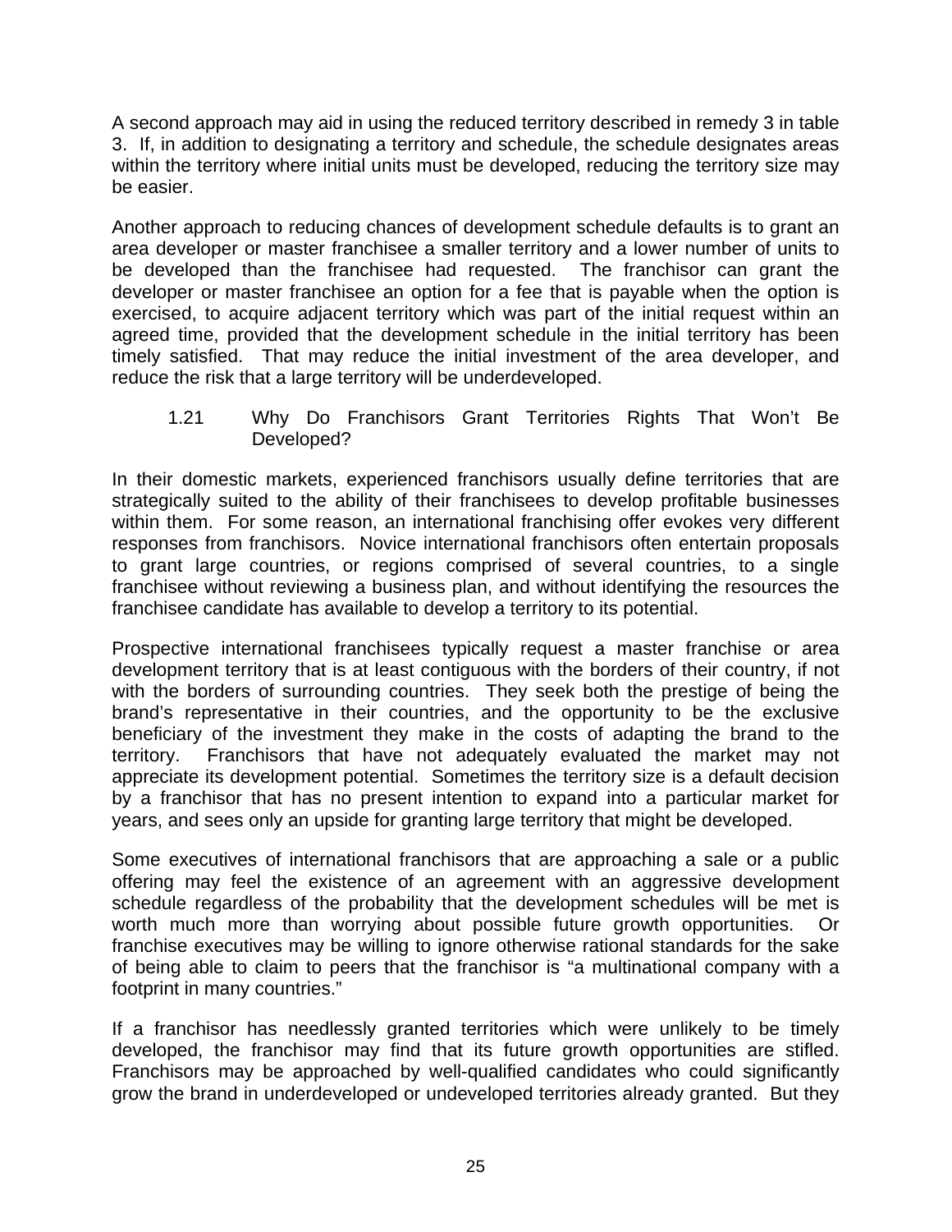A second approach may aid in using the reduced territory described in remedy 3 in table 3. If, in addition to designating a territory and schedule, the schedule designates areas within the territory where initial units must be developed, reducing the territory size may be easier.

Another approach to reducing chances of development schedule defaults is to grant an area developer or master franchisee a smaller territory and a lower number of units to be developed than the franchisee had requested. The franchisor can grant the developer or master franchisee an option for a fee that is payable when the option is exercised, to acquire adjacent territory which was part of the initial request within an agreed time, provided that the development schedule in the initial territory has been timely satisfied. That may reduce the initial investment of the area developer, and reduce the risk that a large territory will be underdeveloped.

### 1.21 Why Do Franchisors Grant Territories Rights That Won't Be Developed?

In their domestic markets, experienced franchisors usually define territories that are strategically suited to the ability of their franchisees to develop profitable businesses within them. For some reason, an international franchising offer evokes very different responses from franchisors. Novice international franchisors often entertain proposals to grant large countries, or regions comprised of several countries, to a single franchisee without reviewing a business plan, and without identifying the resources the franchisee candidate has available to develop a territory to its potential.

Prospective international franchisees typically request a master franchise or area development territory that is at least contiguous with the borders of their country, if not with the borders of surrounding countries. They seek both the prestige of being the brand's representative in their countries, and the opportunity to be the exclusive beneficiary of the investment they make in the costs of adapting the brand to the territory. Franchisors that have not adequately evaluated the market may not appreciate its development potential. Sometimes the territory size is a default decision by a franchisor that has no present intention to expand into a particular market for years, and sees only an upside for granting large territory that might be developed.

Some executives of international franchisors that are approaching a sale or a public offering may feel the existence of an agreement with an aggressive development schedule regardless of the probability that the development schedules will be met is worth much more than worrying about possible future growth opportunities. Or franchise executives may be willing to ignore otherwise rational standards for the sake of being able to claim to peers that the franchisor is "a multinational company with a footprint in many countries."

If a franchisor has needlessly granted territories which were unlikely to be timely developed, the franchisor may find that its future growth opportunities are stifled. Franchisors may be approached by well-qualified candidates who could significantly grow the brand in underdeveloped or undeveloped territories already granted. But they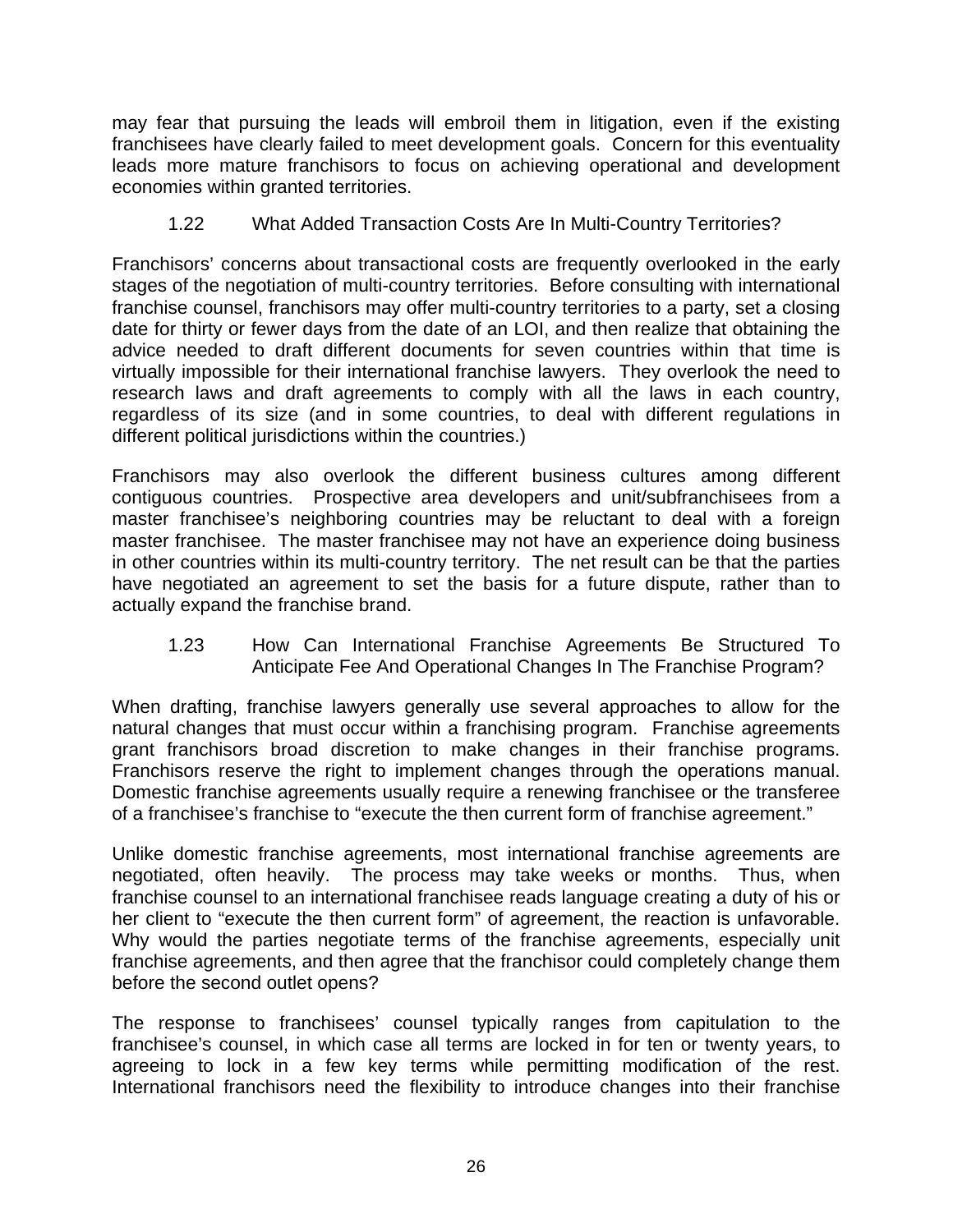may fear that pursuing the leads will embroil them in litigation, even if the existing franchisees have clearly failed to meet development goals. Concern for this eventuality leads more mature franchisors to focus on achieving operational and development economies within granted territories.

### 1.22 What Added Transaction Costs Are In Multi-Country Territories?

Franchisors' concerns about transactional costs are frequently overlooked in the early stages of the negotiation of multi-country territories. Before consulting with international franchise counsel, franchisors may offer multi-country territories to a party, set a closing date for thirty or fewer days from the date of an LOI, and then realize that obtaining the advice needed to draft different documents for seven countries within that time is virtually impossible for their international franchise lawyers. They overlook the need to research laws and draft agreements to comply with all the laws in each country, regardless of its size (and in some countries, to deal with different regulations in different political jurisdictions within the countries.)

Franchisors may also overlook the different business cultures among different contiguous countries. Prospective area developers and unit/subfranchisees from a master franchisee's neighboring countries may be reluctant to deal with a foreign master franchisee. The master franchisee may not have an experience doing business in other countries within its multi-country territory. The net result can be that the parties have negotiated an agreement to set the basis for a future dispute, rather than to actually expand the franchise brand.

### 1.23 How Can International Franchise Agreements Be Structured To Anticipate Fee And Operational Changes In The Franchise Program?

When drafting, franchise lawyers generally use several approaches to allow for the natural changes that must occur within a franchising program. Franchise agreements grant franchisors broad discretion to make changes in their franchise programs. Franchisors reserve the right to implement changes through the operations manual. Domestic franchise agreements usually require a renewing franchisee or the transferee of a franchisee's franchise to "execute the then current form of franchise agreement."

Unlike domestic franchise agreements, most international franchise agreements are negotiated, often heavily. The process may take weeks or months. Thus, when franchise counsel to an international franchisee reads language creating a duty of his or her client to "execute the then current form" of agreement, the reaction is unfavorable. Why would the parties negotiate terms of the franchise agreements, especially unit franchise agreements, and then agree that the franchisor could completely change them before the second outlet opens?

The response to franchisees' counsel typically ranges from capitulation to the franchisee's counsel, in which case all terms are locked in for ten or twenty years, to agreeing to lock in a few key terms while permitting modification of the rest. International franchisors need the flexibility to introduce changes into their franchise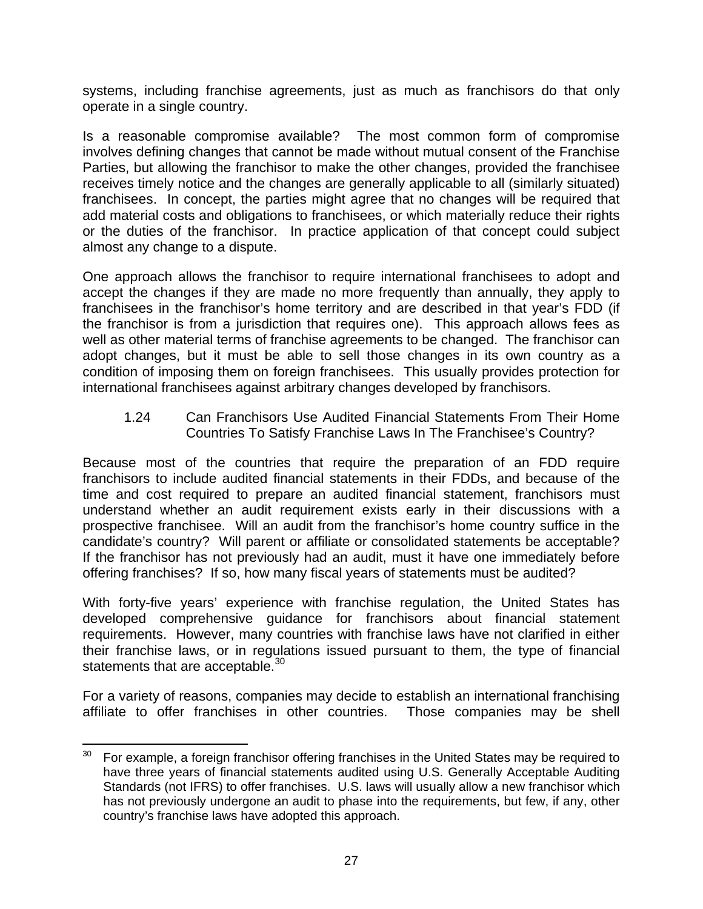systems, including franchise agreements, just as much as franchisors do that only operate in a single country.

Is a reasonable compromise available? The most common form of compromise involves defining changes that cannot be made without mutual consent of the Franchise Parties, but allowing the franchisor to make the other changes, provided the franchisee receives timely notice and the changes are generally applicable to all (similarly situated) franchisees. In concept, the parties might agree that no changes will be required that add material costs and obligations to franchisees, or which materially reduce their rights or the duties of the franchisor. In practice application of that concept could subject almost any change to a dispute.

One approach allows the franchisor to require international franchisees to adopt and accept the changes if they are made no more frequently than annually, they apply to franchisees in the franchisor's home territory and are described in that year's FDD (if the franchisor is from a jurisdiction that requires one). This approach allows fees as well as other material terms of franchise agreements to be changed. The franchisor can adopt changes, but it must be able to sell those changes in its own country as a condition of imposing them on foreign franchisees. This usually provides protection for international franchisees against arbitrary changes developed by franchisors.

### 1.24 Can Franchisors Use Audited Financial Statements From Their Home Countries To Satisfy Franchise Laws In The Franchisee's Country?

Because most of the countries that require the preparation of an FDD require franchisors to include audited financial statements in their FDDs, and because of the time and cost required to prepare an audited financial statement, franchisors must understand whether an audit requirement exists early in their discussions with a prospective franchisee. Will an audit from the franchisor's home country suffice in the candidate's country? Will parent or affiliate or consolidated statements be acceptable? If the franchisor has not previously had an audit, must it have one immediately before offering franchises? If so, how many fiscal years of statements must be audited?

With forty-five years' experience with franchise regulation, the United States has developed comprehensive guidance for franchisors about financial statement requirements. However, many countries with franchise laws have not clarified in either their franchise laws, or in regulations issued pursuant to them, the type of financial statements that are acceptable.[30]

For a variety of reasons, companies may decide to establish an international franchising affiliate to offer franchises in other countries. Those companies may be shell

---

[30] For example, a foreign franchisor offering franchises in the United States may be required to have three years of financial statements audited using U.S. Generally Acceptable Auditing Standards (not IFRS) to offer franchises. U.S. laws will usually allow a new franchisor which has not previously undergone an audit to phase into the requirements, but few, if any, other country's franchise laws have adopted this approach.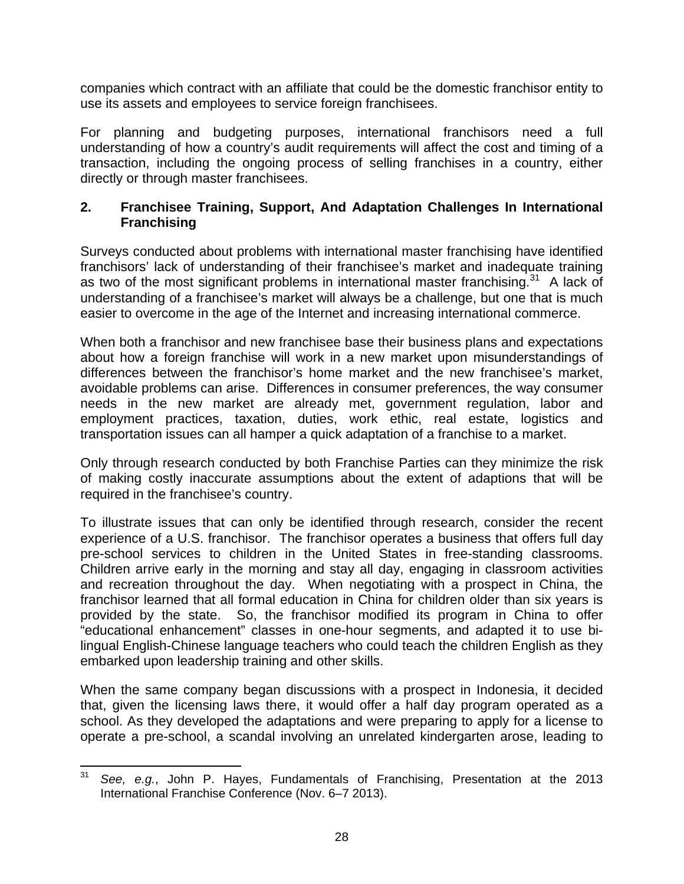companies which contract with an affiliate that could be the domestic franchisor entity to use its assets and employees to service foreign franchisees.

For planning and budgeting purposes, international franchisors need a full understanding of how a country's audit requirements will affect the cost and timing of a transaction, including the ongoing process of selling franchises in a country, either directly or through master franchisees.

### 2. Franchisee Training, Support, And Adaptation Challenges In International Franchising

Surveys conducted about problems with international master franchising have identified franchisors' lack of understanding of their franchisee's market and inadequate training as two of the most significant problems in international master franchising.[31] A lack of understanding of a franchisee's market will always be a challenge, but one that is much easier to overcome in the age of the Internet and increasing international commerce.

When both a franchisor and new franchisee base their business plans and expectations about how a foreign franchise will work in a new market upon misunderstandings of differences between the franchisor's home market and the new franchisee's market, avoidable problems can arise. Differences in consumer preferences, the way consumer needs in the new market are already met, government regulation, labor and employment practices, taxation, duties, work ethic, real estate, logistics and transportation issues can all hamper a quick adaptation of a franchise to a market.

Only through research conducted by both Franchise Parties can they minimize the risk of making costly inaccurate assumptions about the extent of adaptions that will be required in the franchisee's country.

To illustrate issues that can only be identified through research, consider the recent experience of a U.S. franchisor. The franchisor operates a business that offers full day pre-school services to children in the United States in free-standing classrooms. Children arrive early in the morning and stay all day, engaging in classroom activities and recreation throughout the day. When negotiating with a prospect in China, the franchisor learned that all formal education in China for children older than six years is provided by the state. So, the franchisor modified its program in China to offer "educational enhancement" classes in one-hour segments, and adapted it to use bi-lingual English-Chinese language teachers who could teach the children English as they embarked upon leadership training and other skills.

When the same company began discussions with a prospect in Indonesia, it decided that, given the licensing laws there, it would offer a half day program operated as a school. As they developed the adaptations and were preparing to apply for a license to operate a pre-school, a scandal involving an unrelated kindergarten arose, leading to

---

[31] *See, e.g.*, John P. Hayes, Fundamentals of Franchising, Presentation at the 2013 International Franchise Conference (Nov. 6–7 2013).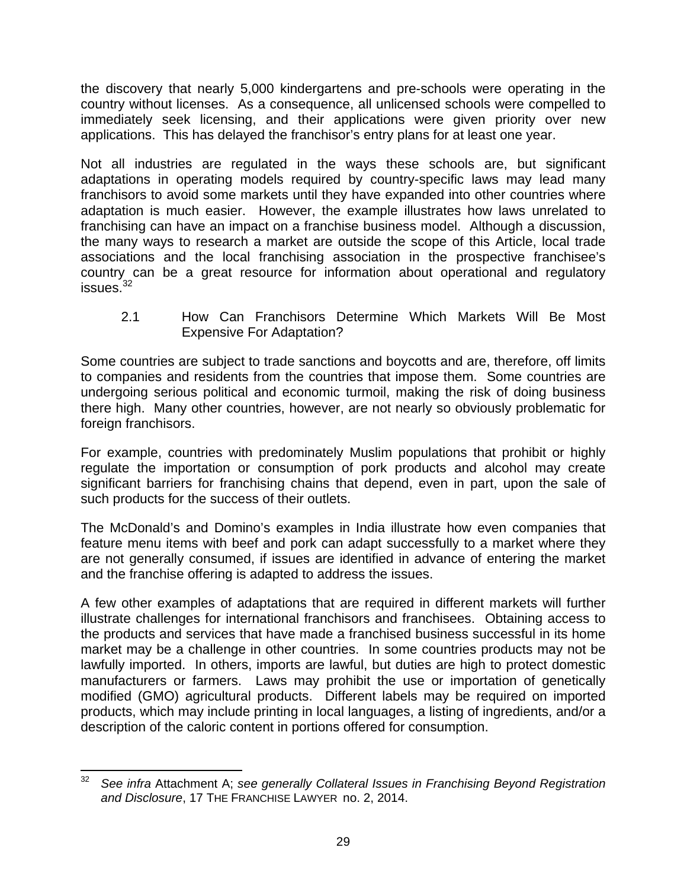the discovery that nearly 5,000 kindergartens and pre-schools were operating in the country without licenses. As a consequence, all unlicensed schools were compelled to immediately seek licensing, and their applications were given priority over new applications. This has delayed the franchisor's entry plans for at least one year.

Not all industries are regulated in the ways these schools are, but significant adaptations in operating models required by country-specific laws may lead many franchisors to avoid some markets until they have expanded into other countries where adaptation is much easier. However, the example illustrates how laws unrelated to franchising can have an impact on a franchise business model. Although a discussion, the many ways to research a market are outside the scope of this Article, local trade associations and the local franchising association in the prospective franchisee's country can be a great resource for information about operational and regulatory issues.[32]

### 2.1 How Can Franchisors Determine Which Markets Will Be Most Expensive For Adaptation?

Some countries are subject to trade sanctions and boycotts and are, therefore, off limits to companies and residents from the countries that impose them. Some countries are undergoing serious political and economic turmoil, making the risk of doing business there high. Many other countries, however, are not nearly so obviously problematic for foreign franchisors.

For example, countries with predominately Muslim populations that prohibit or highly regulate the importation or consumption of pork products and alcohol may create significant barriers for franchising chains that depend, even in part, upon the sale of such products for the success of their outlets.

The McDonald's and Domino's examples in India illustrate how even companies that feature menu items with beef and pork can adapt successfully to a market where they are not generally consumed, if issues are identified in advance of entering the market and the franchise offering is adapted to address the issues.

A few other examples of adaptations that are required in different markets will further illustrate challenges for international franchisors and franchisees. Obtaining access to the products and services that have made a franchised business successful in its home market may be a challenge in other countries. In some countries products may not be lawfully imported. In others, imports are lawful, but duties are high to protect domestic manufacturers or farmers. Laws may prohibit the use or importation of genetically modified (GMO) agricultural products. Different labels may be required on imported products, which may include printing in local languages, a listing of ingredients, and/or a description of the caloric content in portions offered for consumption.

---

[32] *See infra* Attachment A; *see generally Collateral Issues in Franchising Beyond Registration and Disclosure*, 17 THE FRANCHISE LAWYER no. 2, 2014.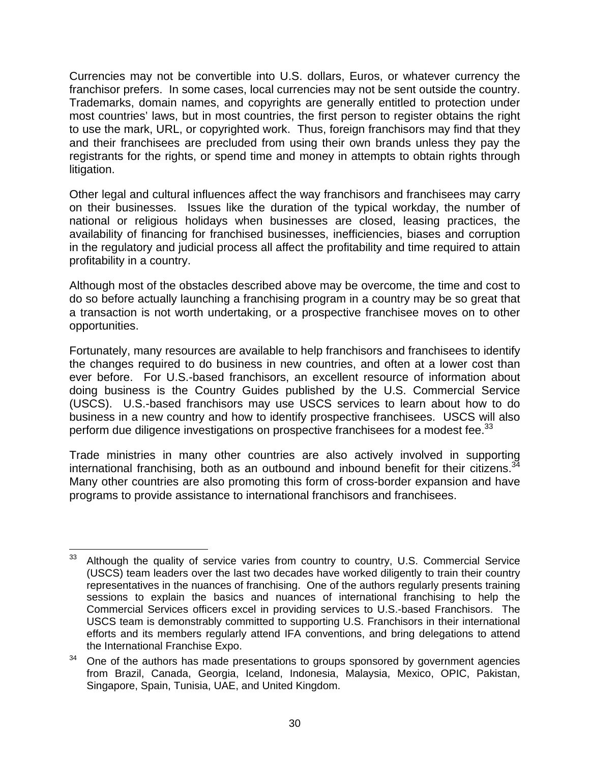Currencies may not be convertible into U.S. dollars, Euros, or whatever currency the franchisor prefers. In some cases, local currencies may not be sent outside the country. Trademarks, domain names, and copyrights are generally entitled to protection under most countries' laws, but in most countries, the first person to register obtains the right to use the mark, URL, or copyrighted work. Thus, foreign franchisors may find that they and their franchisees are precluded from using their own brands unless they pay the registrants for the rights, or spend time and money in attempts to obtain rights through litigation.

Other legal and cultural influences affect the way franchisors and franchisees may carry on their businesses. Issues like the duration of the typical workday, the number of national or religious holidays when businesses are closed, leasing practices, the availability of financing for franchised businesses, inefficiencies, biases and corruption in the regulatory and judicial process all affect the profitability and time required to attain profitability in a country.

Although most of the obstacles described above may be overcome, the time and cost to do so before actually launching a franchising program in a country may be so great that a transaction is not worth undertaking, or a prospective franchisee moves on to other opportunities.

Fortunately, many resources are available to help franchisors and franchisees to identify the changes required to do business in new countries, and often at a lower cost than ever before. For U.S.-based franchisors, an excellent resource of information about doing business is the Country Guides published by the U.S. Commercial Service (USCS). U.S.-based franchisors may use USCS services to learn about how to do business in a new country and how to identify prospective franchisees. USCS will also perform due diligence investigations on prospective franchisees for a modest fee.[33]

Trade ministries in many other countries are also actively involved in supporting international franchising, both as an outbound and inbound benefit for their citizens.[34] Many other countries are also promoting this form of cross-border expansion and have programs to provide assistance to international franchisors and franchisees.

---

[33] Although the quality of service varies from country to country, U.S. Commercial Service (USCS) team leaders over the last two decades have worked diligently to train their country representatives in the nuances of franchising. One of the authors regularly presents training sessions to explain the basics and nuances of international franchising to help the Commercial Services officers excel in providing services to U.S.-based Franchisors. The USCS team is demonstrably committed to supporting U.S. Franchisors in their international efforts and its members regularly attend IFA conventions, and bring delegations to attend the International Franchise Expo.

[34] One of the authors has made presentations to groups sponsored by government agencies from Brazil, Canada, Georgia, Iceland, Indonesia, Malaysia, Mexico, OPIC, Pakistan, Singapore, Spain, Tunisia, UAE, and United Kingdom.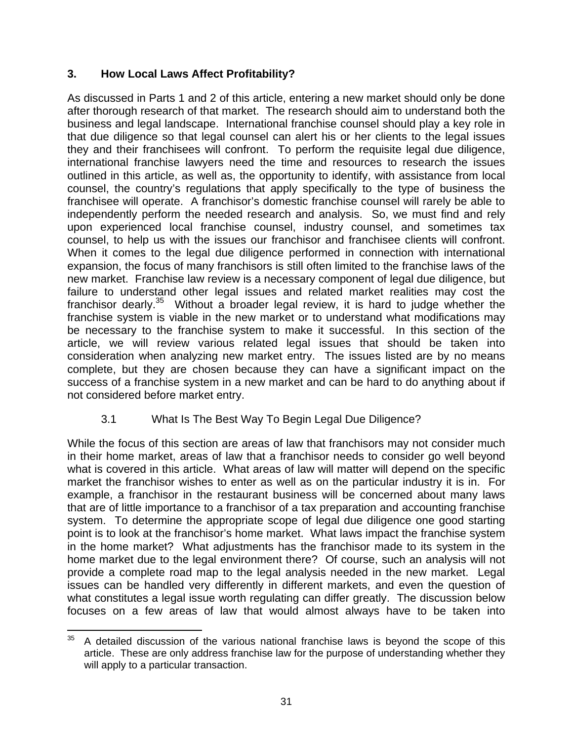## 3. How Local Laws Affect Profitability?

As discussed in Parts 1 and 2 of this article, entering a new market should only be done after thorough research of that market. The research should aim to understand both the business and legal landscape. International franchise counsel should play a key role in that due diligence so that legal counsel can alert his or her clients to the legal issues they and their franchisees will confront. To perform the requisite legal due diligence, international franchise lawyers need the time and resources to research the issues outlined in this article, as well as, the opportunity to identify, with assistance from local counsel, the country's regulations that apply specifically to the type of business the franchisee will operate. A franchisor's domestic franchise counsel will rarely be able to independently perform the needed research and analysis. So, we must find and rely upon experienced local franchise counsel, industry counsel, and sometimes tax counsel, to help us with the issues our franchisor and franchisee clients will confront. When it comes to the legal due diligence performed in connection with international expansion, the focus of many franchisors is still often limited to the franchise laws of the new market. Franchise law review is a necessary component of legal due diligence, but failure to understand other legal issues and related market realities may cost the franchisor dearly.[35] Without a broader legal review, it is hard to judge whether the franchise system is viable in the new market or to understand what modifications may be necessary to the franchise system to make it successful. In this section of the article, we will review various related legal issues that should be taken into consideration when analyzing new market entry. The issues listed are by no means complete, but they are chosen because they can have a significant impact on the success of a franchise system in a new market and can be hard to do anything about if not considered before market entry.

### 3.1 What Is The Best Way To Begin Legal Due Diligence?

While the focus of this section are areas of law that franchisors may not consider much in their home market, areas of law that a franchisor needs to consider go well beyond what is covered in this article. What areas of law will matter will depend on the specific market the franchisor wishes to enter as well as on the particular industry it is in. For example, a franchisor in the restaurant business will be concerned about many laws that are of little importance to a franchisor of a tax preparation and accounting franchise system. To determine the appropriate scope of legal due diligence one good starting point is to look at the franchisor's home market. What laws impact the franchise system in the home market? What adjustments has the franchisor made to its system in the home market due to the legal environment there? Of course, such an analysis will not provide a complete road map to the legal analysis needed in the new market. Legal issues can be handled very differently in different markets, and even the question of what constitutes a legal issue worth regulating can differ greatly. The discussion below focuses on a few areas of law that would almost always have to be taken into

---

[35] A detailed discussion of the various national franchise laws is beyond the scope of this article. These are only address franchise law for the purpose of understanding whether they will apply to a particular transaction.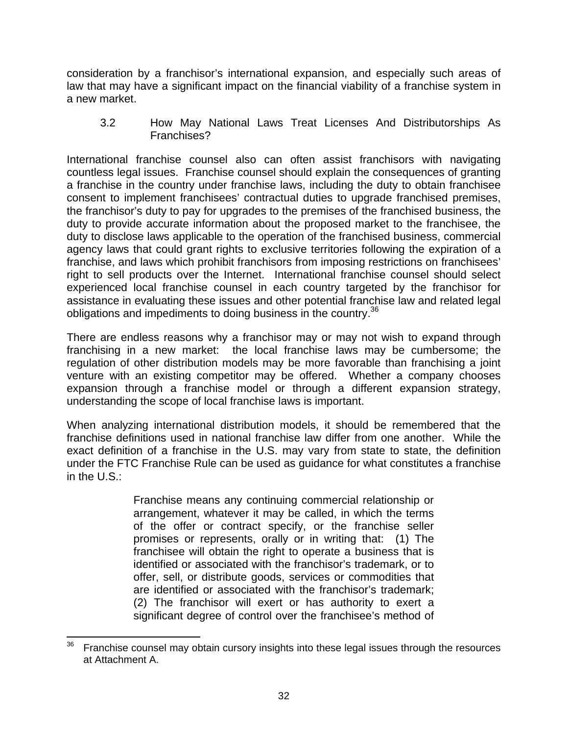consideration by a franchisor's international expansion, and especially such areas of law that may have a significant impact on the financial viability of a franchise system in a new market.

### 3.2 How May National Laws Treat Licenses And Distributorships As Franchises?

International franchise counsel also can often assist franchisors with navigating countless legal issues. Franchise counsel should explain the consequences of granting a franchise in the country under franchise laws, including the duty to obtain franchisee consent to implement franchisees' contractual duties to upgrade franchised premises, the franchisor's duty to pay for upgrades to the premises of the franchised business, the duty to provide accurate information about the proposed market to the franchisee, the duty to disclose laws applicable to the operation of the franchised business, commercial agency laws that could grant rights to exclusive territories following the expiration of a franchise, and laws which prohibit franchisors from imposing restrictions on franchisees' right to sell products over the Internet. International franchise counsel should select experienced local franchise counsel in each country targeted by the franchisor for assistance in evaluating these issues and other potential franchise law and related legal obligations and impediments to doing business in the country.[36]

There are endless reasons why a franchisor may or may not wish to expand through franchising in a new market: the local franchise laws may be cumbersome; the regulation of other distribution models may be more favorable than franchising a joint venture with an existing competitor may be offered. Whether a company chooses expansion through a franchise model or through a different expansion strategy, understanding the scope of local franchise laws is important.

When analyzing international distribution models, it should be remembered that the franchise definitions used in national franchise law differ from one another. While the exact definition of a franchise in the U.S. may vary from state to state, the definition under the FTC Franchise Rule can be used as guidance for what constitutes a franchise in the U.S.:

> Franchise means any continuing commercial relationship or arrangement, whatever it may be called, in which the terms of the offer or contract specify, or the franchise seller promises or represents, orally or in writing that: (1) The franchisee will obtain the right to operate a business that is identified or associated with the franchisor's trademark, or to offer, sell, or distribute goods, services or commodities that are identified or associated with the franchisor's trademark; (2) The franchisor will exert or has authority to exert a significant degree of control over the franchisee's method of

---

[36] Franchise counsel may obtain cursory insights into these legal issues through the resources at Attachment A.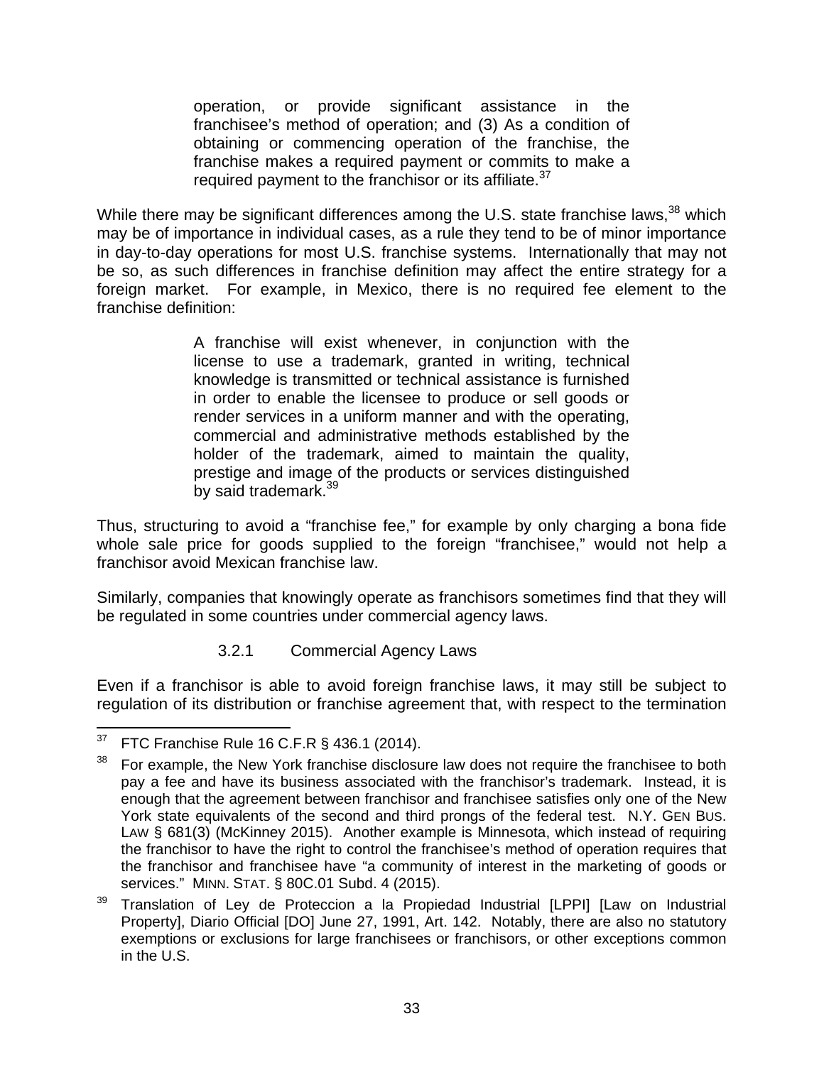> operation, or provide significant assistance in the franchisee's method of operation; and (3) As a condition of obtaining or commencing operation of the franchise, the franchise makes a required payment or commits to make a required payment to the franchisor or its affiliate.[37]

While there may be significant differences among the U.S. state franchise laws,[38] which may be of importance in individual cases, as a rule they tend to be of minor importance in day-to-day operations for most U.S. franchise systems. Internationally that may not be so, as such differences in franchise definition may affect the entire strategy for a foreign market. For example, in Mexico, there is no required fee element to the franchise definition:

> A franchise will exist whenever, in conjunction with the license to use a trademark, granted in writing, technical knowledge is transmitted or technical assistance is furnished in order to enable the licensee to produce or sell goods or render services in a uniform manner and with the operating, commercial and administrative methods established by the holder of the trademark, aimed to maintain the quality, prestige and image of the products or services distinguished by said trademark.[39]

Thus, structuring to avoid a "franchise fee," for example by only charging a bona fide whole sale price for goods supplied to the foreign "franchisee," would not help a franchisor avoid Mexican franchise law.

Similarly, companies that knowingly operate as franchisors sometimes find that they will be regulated in some countries under commercial agency laws.

### 3.2.1 Commercial Agency Laws

Even if a franchisor is able to avoid foreign franchise laws, it may still be subject to regulation of its distribution or franchise agreement that, with respect to the termination

---

[37] FTC Franchise Rule 16 C.F.R § 436.1 (2014).

[38] For example, the New York franchise disclosure law does not require the franchisee to both pay a fee and have its business associated with the franchisor's trademark. Instead, it is enough that the agreement between franchisor and franchisee satisfies only one of the New York state equivalents of the second and third prongs of the federal test. N.Y. GEN BUS. LAW § 681(3) (McKinney 2015). Another example is Minnesota, which instead of requiring the franchisor to have the right to control the franchisee's method of operation requires that the franchisor and franchisee have "a community of interest in the marketing of goods or services." MINN. STAT. § 80C.01 Subd. 4 (2015).

[39] Translation of Ley de Proteccion a la Propiedad Industrial [LPPI] [Law on Industrial Property], Diario Official [DO] June 27, 1991, Art. 142. Notably, there are also no statutory exemptions or exclusions for large franchisees or franchisors, or other exceptions common in the U.S.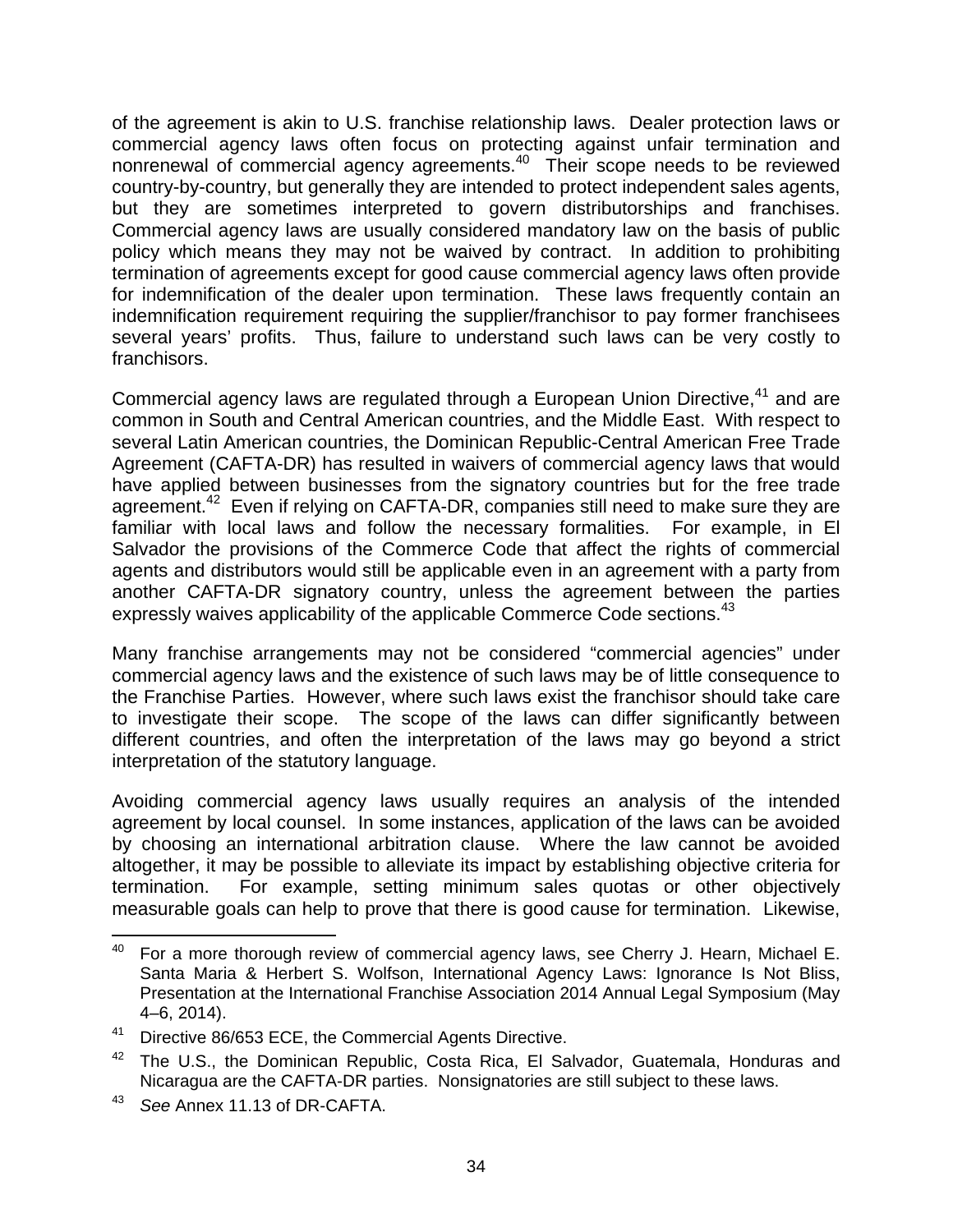of the agreement is akin to U.S. franchise relationship laws. Dealer protection laws or commercial agency laws often focus on protecting against unfair termination and nonrenewal of commercial agency agreements.[40] Their scope needs to be reviewed country-by-country, but generally they are intended to protect independent sales agents, but they are sometimes interpreted to govern distributorships and franchises. Commercial agency laws are usually considered mandatory law on the basis of public policy which means they may not be waived by contract. In addition to prohibiting termination of agreements except for good cause commercial agency laws often provide for indemnification of the dealer upon termination. These laws frequently contain an indemnification requirement requiring the supplier/franchisor to pay former franchisees several years' profits. Thus, failure to understand such laws can be very costly to franchisors.

Commercial agency laws are regulated through a European Union Directive,[41] and are common in South and Central American countries, and the Middle East. With respect to several Latin American countries, the Dominican Republic-Central American Free Trade Agreement (CAFTA-DR) has resulted in waivers of commercial agency laws that would have applied between businesses from the signatory countries but for the free trade agreement.[42] Even if relying on CAFTA-DR, companies still need to make sure they are familiar with local laws and follow the necessary formalities. For example, in El Salvador the provisions of the Commerce Code that affect the rights of commercial agents and distributors would still be applicable even in an agreement with a party from another CAFTA-DR signatory country, unless the agreement between the parties expressly waives applicability of the applicable Commerce Code sections.[43]

Many franchise arrangements may not be considered "commercial agencies" under commercial agency laws and the existence of such laws may be of little consequence to the Franchise Parties. However, where such laws exist the franchisor should take care to investigate their scope. The scope of the laws can differ significantly between different countries, and often the interpretation of the laws may go beyond a strict interpretation of the statutory language.

Avoiding commercial agency laws usually requires an analysis of the intended agreement by local counsel. In some instances, application of the laws can be avoided by choosing an international arbitration clause. Where the law cannot be avoided altogether, it may be possible to alleviate its impact by establishing objective criteria for termination. For example, setting minimum sales quotas or other objectively measurable goals can help to prove that there is good cause for termination. Likewise,

---

[40] For a more thorough review of commercial agency laws, see Cherry J. Hearn, Michael E. Santa Maria & Herbert S. Wolfson, International Agency Laws: Ignorance Is Not Bliss, Presentation at the International Franchise Association 2014 Annual Legal Symposium (May 4–6, 2014).

[41] Directive 86/653 ECE, the Commercial Agents Directive.

[42] The U.S., the Dominican Republic, Costa Rica, El Salvador, Guatemala, Honduras and Nicaragua are the CAFTA-DR parties. Nonsignatories are still subject to these laws.

[43] *See* Annex 11.13 of DR-CAFTA.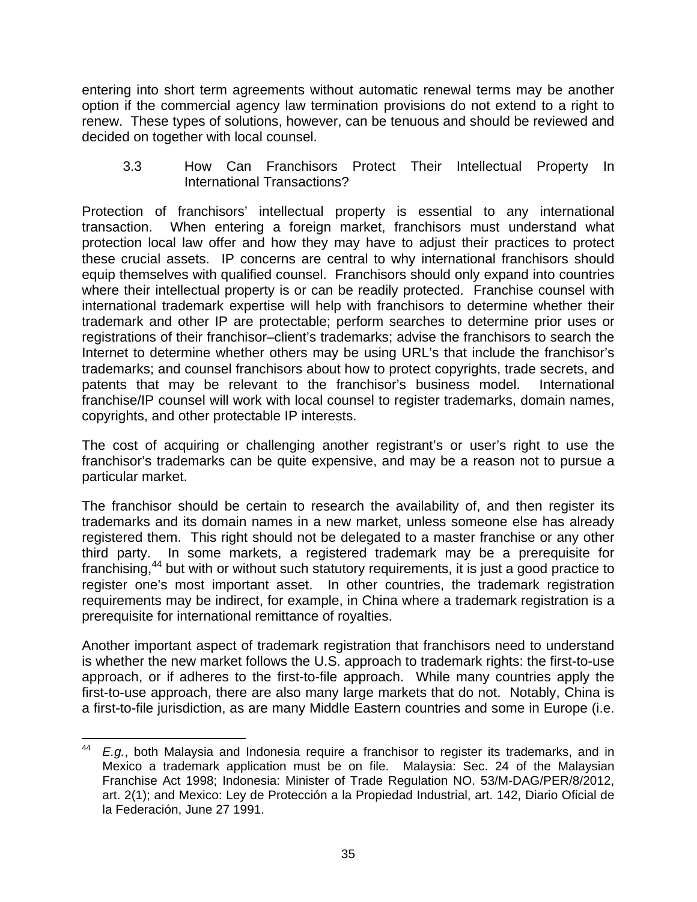entering into short term agreements without automatic renewal terms may be another option if the commercial agency law termination provisions do not extend to a right to renew. These types of solutions, however, can be tenuous and should be reviewed and decided on together with local counsel.

### 3.3 How Can Franchisors Protect Their Intellectual Property In International Transactions?

Protection of franchisors' intellectual property is essential to any international transaction. When entering a foreign market, franchisors must understand what protection local law offer and how they may have to adjust their practices to protect these crucial assets. IP concerns are central to why international franchisors should equip themselves with qualified counsel. Franchisors should only expand into countries where their intellectual property is or can be readily protected. Franchise counsel with international trademark expertise will help with franchisors to determine whether their trademark and other IP are protectable; perform searches to determine prior uses or registrations of their franchisor–client's trademarks; advise the franchisors to search the Internet to determine whether others may be using URL's that include the franchisor's trademarks; and counsel franchisors about how to protect copyrights, trade secrets, and patents that may be relevant to the franchisor's business model. International franchise/IP counsel will work with local counsel to register trademarks, domain names, copyrights, and other protectable IP interests.

The cost of acquiring or challenging another registrant's or user's right to use the franchisor's trademarks can be quite expensive, and may be a reason not to pursue a particular market.

The franchisor should be certain to research the availability of, and then register its trademarks and its domain names in a new market, unless someone else has already registered them. This right should not be delegated to a master franchise or any other third party. In some markets, a registered trademark may be a prerequisite for franchising,[44] but with or without such statutory requirements, it is just a good practice to register one's most important asset. In other countries, the trademark registration requirements may be indirect, for example, in China where a trademark registration is a prerequisite for international remittance of royalties.

Another important aspect of trademark registration that franchisors need to understand is whether the new market follows the U.S. approach to trademark rights: the first-to-use approach, or if adheres to the first-to-file approach. While many countries apply the first-to-use approach, there are also many large markets that do not. Notably, China is a first-to-file jurisdiction, as are many Middle Eastern countries and some in Europe (i.e.

---

[44] *E.g.*, both Malaysia and Indonesia require a franchisor to register its trademarks, and in Mexico a trademark application must be on file. Malaysia: Sec. 24 of the Malaysian Franchise Act 1998; Indonesia: Minister of Trade Regulation NO. 53/M-DAG/PER/8/2012, art. 2(1); and Mexico: Ley de Protección a la Propiedad Industrial, art. 142, Diario Oficial de la Federación, June 27 1991.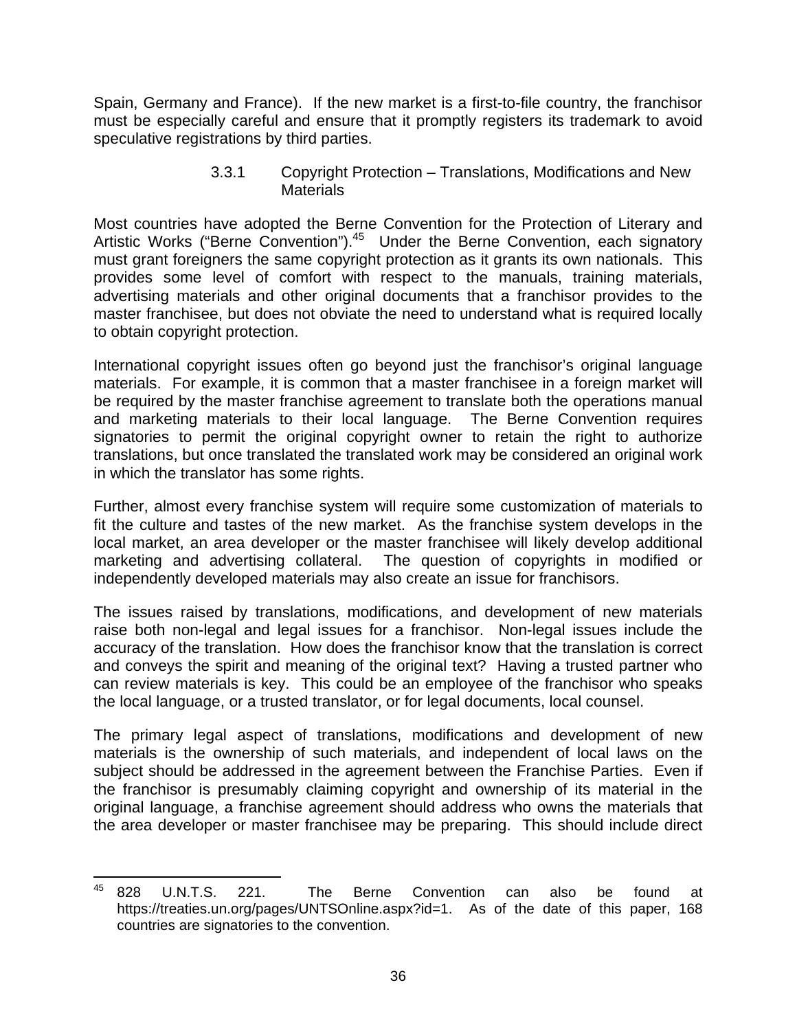Spain, Germany and France). If the new market is a first-to-file country, the franchisor must be especially careful and ensure that it promptly registers its trademark to avoid speculative registrations by third parties.

#### 3.3.1 Copyright Protection – Translations, Modifications and New Materials

Most countries have adopted the Berne Convention for the Protection of Literary and Artistic Works ("Berne Convention").[45] Under the Berne Convention, each signatory must grant foreigners the same copyright protection as it grants its own nationals. This provides some level of comfort with respect to the manuals, training materials, advertising materials and other original documents that a franchisor provides to the master franchisee, but does not obviate the need to understand what is required locally to obtain copyright protection.

International copyright issues often go beyond just the franchisor's original language materials. For example, it is common that a master franchisee in a foreign market will be required by the master franchise agreement to translate both the operations manual and marketing materials to their local language. The Berne Convention requires signatories to permit the original copyright owner to retain the right to authorize translations, but once translated the translated work may be considered an original work in which the translator has some rights.

Further, almost every franchise system will require some customization of materials to fit the culture and tastes of the new market. As the franchise system develops in the local market, an area developer or the master franchisee will likely develop additional marketing and advertising collateral. The question of copyrights in modified or independently developed materials may also create an issue for franchisors.

The issues raised by translations, modifications, and development of new materials raise both non-legal and legal issues for a franchisor. Non-legal issues include the accuracy of the translation. How does the franchisor know that the translation is correct and conveys the spirit and meaning of the original text? Having a trusted partner who can review materials is key. This could be an employee of the franchisor who speaks the local language, or a trusted translator, or for legal documents, local counsel.

The primary legal aspect of translations, modifications and development of new materials is the ownership of such materials, and independent of local laws on the subject should be addressed in the agreement between the Franchise Parties. Even if the franchisor is presumably claiming copyright and ownership of its material in the original language, a franchise agreement should address who owns the materials that the area developer or master franchisee may be preparing. This should include direct

---

[45] 828 U.N.T.S. 221. The Berne Convention can also be found at https://treaties.un.org/pages/UNTSOnline.aspx?id=1. As of the date of this paper, 168 countries are signatories to the convention.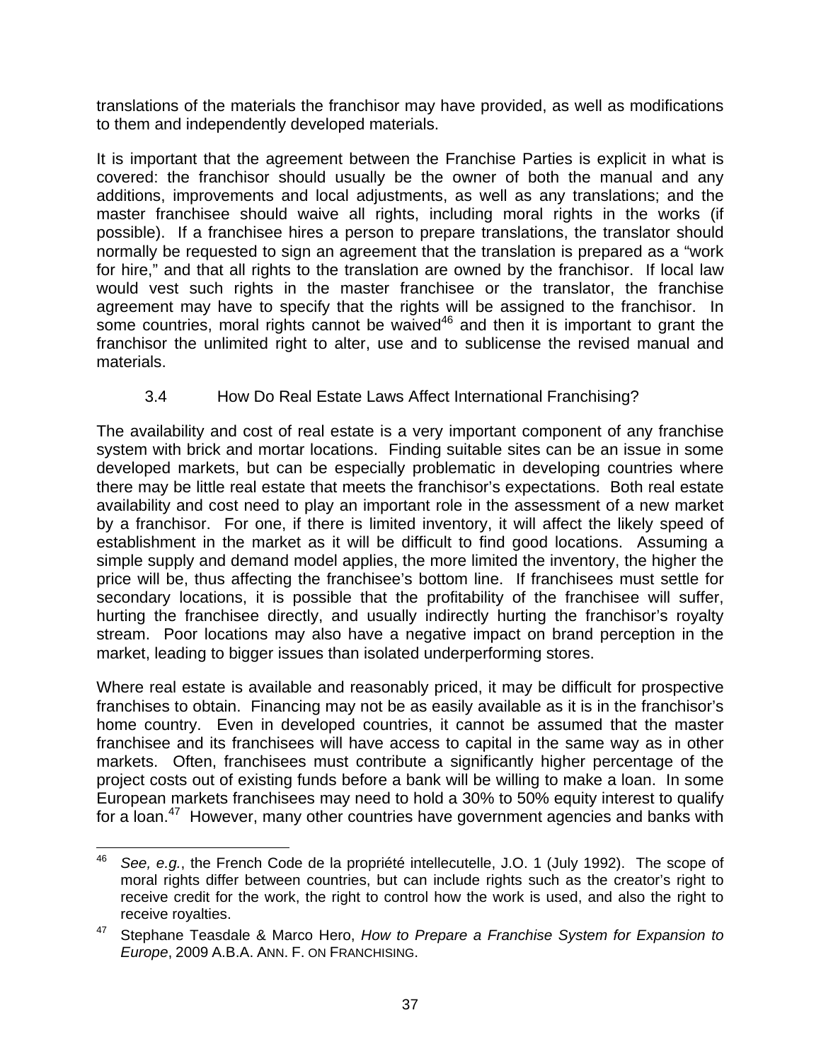translations of the materials the franchisor may have provided, as well as modifications to them and independently developed materials.

It is important that the agreement between the Franchise Parties is explicit in what is covered: the franchisor should usually be the owner of both the manual and any additions, improvements and local adjustments, as well as any translations; and the master franchisee should waive all rights, including moral rights in the works (if possible). If a franchisee hires a person to prepare translations, the translator should normally be requested to sign an agreement that the translation is prepared as a "work for hire," and that all rights to the translation are owned by the franchisor. If local law would vest such rights in the master franchisee or the translator, the franchise agreement may have to specify that the rights will be assigned to the franchisor. In some countries, moral rights cannot be waived[46] and then it is important to grant the franchisor the unlimited right to alter, use and to sublicense the revised manual and materials.

### 3.4 How Do Real Estate Laws Affect International Franchising?

The availability and cost of real estate is a very important component of any franchise system with brick and mortar locations. Finding suitable sites can be an issue in some developed markets, but can be especially problematic in developing countries where there may be little real estate that meets the franchisor's expectations. Both real estate availability and cost need to play an important role in the assessment of a new market by a franchisor. For one, if there is limited inventory, it will affect the likely speed of establishment in the market as it will be difficult to find good locations. Assuming a simple supply and demand model applies, the more limited the inventory, the higher the price will be, thus affecting the franchisee's bottom line. If franchisees must settle for secondary locations, it is possible that the profitability of the franchisee will suffer, hurting the franchisee directly, and usually indirectly hurting the franchisor's royalty stream. Poor locations may also have a negative impact on brand perception in the market, leading to bigger issues than isolated underperforming stores.

Where real estate is available and reasonably priced, it may be difficult for prospective franchises to obtain. Financing may not be as easily available as it is in the franchisor's home country. Even in developed countries, it cannot be assumed that the master franchisee and its franchisees will have access to capital in the same way as in other markets. Often, franchisees must contribute a significantly higher percentage of the project costs out of existing funds before a bank will be willing to make a loan. In some European markets franchisees may need to hold a 30% to 50% equity interest to qualify for a loan.[47] However, many other countries have government agencies and banks with

---

[46] *See, e.g.*, the French Code de la propriété intellecutelle, J.O. 1 (July 1992). The scope of moral rights differ between countries, but can include rights such as the creator's right to receive credit for the work, the right to control how the work is used, and also the right to receive royalties.

[47] Stephane Teasdale & Marco Hero, *How to Prepare a Franchise System for Expansion to Europe*, 2009 A.B.A. ANN. F. ON FRANCHISING.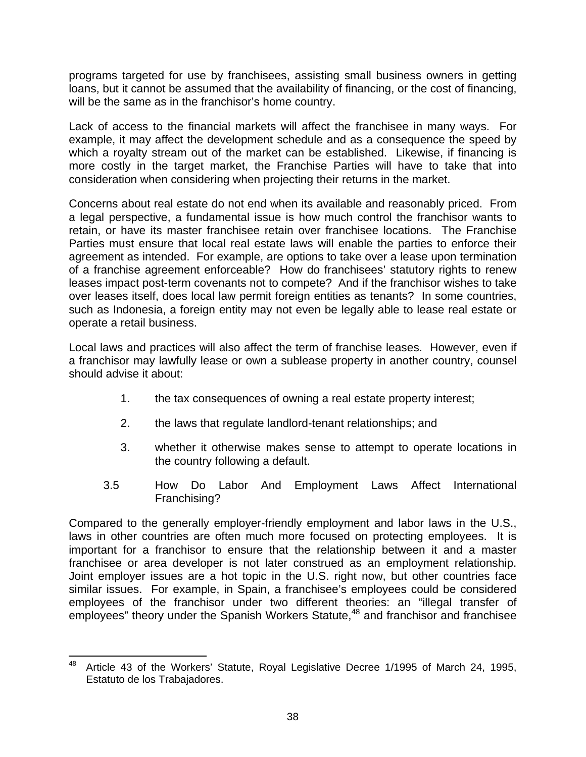programs targeted for use by franchisees, assisting small business owners in getting loans, but it cannot be assumed that the availability of financing, or the cost of financing, will be the same as in the franchisor's home country.

Lack of access to the financial markets will affect the franchisee in many ways. For example, it may affect the development schedule and as a consequence the speed by which a royalty stream out of the market can be established. Likewise, if financing is more costly in the target market, the Franchise Parties will have to take that into consideration when considering when projecting their returns in the market.

Concerns about real estate do not end when its available and reasonably priced. From a legal perspective, a fundamental issue is how much control the franchisor wants to retain, or have its master franchisee retain over franchisee locations. The Franchise Parties must ensure that local real estate laws will enable the parties to enforce their agreement as intended. For example, are options to take over a lease upon termination of a franchise agreement enforceable? How do franchisees' statutory rights to renew leases impact post-term covenants not to compete? And if the franchisor wishes to take over leases itself, does local law permit foreign entities as tenants? In some countries, such as Indonesia, a foreign entity may not even be legally able to lease real estate or operate a retail business.

Local laws and practices will also affect the term of franchise leases. However, even if a franchisor may lawfully lease or own a sublease property in another country, counsel should advise it about:

1. the tax consequences of owning a real estate property interest;

2. the laws that regulate landlord-tenant relationships; and

3. whether it otherwise makes sense to attempt to operate locations in the country following a default.

### 3.5 How Do Labor And Employment Laws Affect International Franchising?

Compared to the generally employer-friendly employment and labor laws in the U.S., laws in other countries are often much more focused on protecting employees. It is important for a franchisor to ensure that the relationship between it and a master franchisee or area developer is not later construed as an employment relationship. Joint employer issues are a hot topic in the U.S. right now, but other countries face similar issues. For example, in Spain, a franchisee's employees could be considered employees of the franchisor under two different theories: an "illegal transfer of employees" theory under the Spanish Workers Statute,[48] and franchisor and franchisee

---

[48] Article 43 of the Workers' Statute, Royal Legislative Decree 1/1995 of March 24, 1995, Estatuto de los Trabajadores.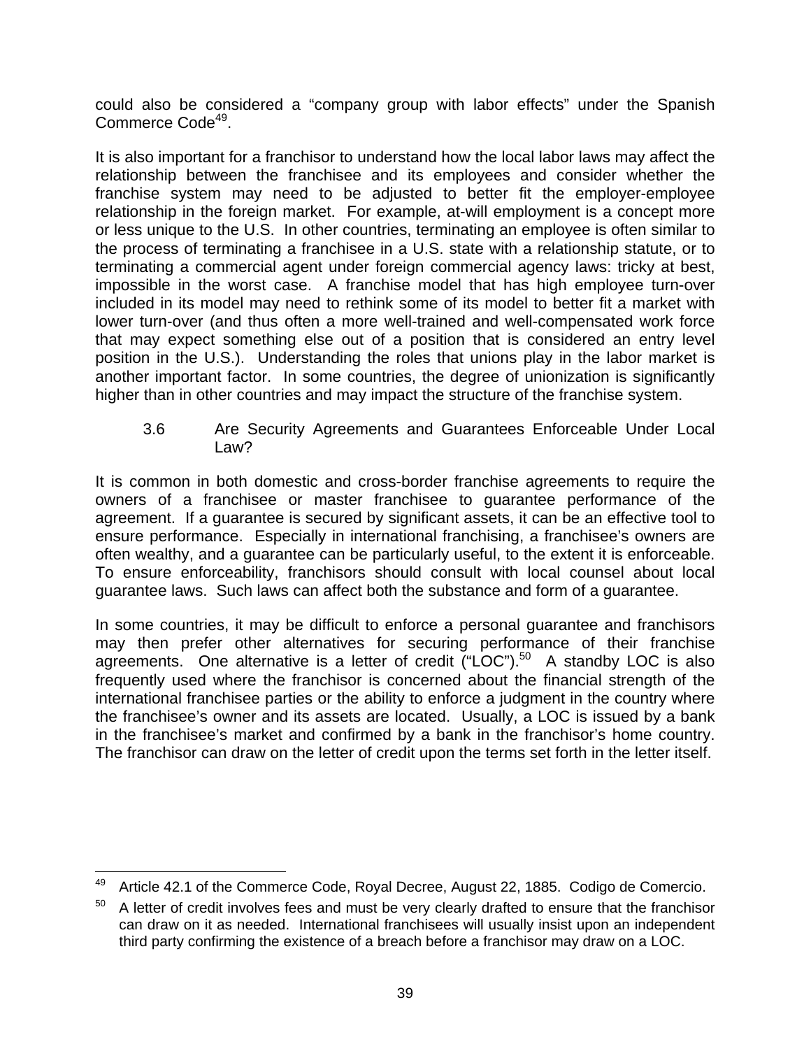could also be considered a "company group with labor effects" under the Spanish Commerce Code[49].

It is also important for a franchisor to understand how the local labor laws may affect the relationship between the franchisee and its employees and consider whether the franchise system may need to be adjusted to better fit the employer-employee relationship in the foreign market. For example, at-will employment is a concept more or less unique to the U.S. In other countries, terminating an employee is often similar to the process of terminating a franchisee in a U.S. state with a relationship statute, or to terminating a commercial agent under foreign commercial agency laws: tricky at best, impossible in the worst case. A franchise model that has high employee turn-over included in its model may need to rethink some of its model to better fit a market with lower turn-over (and thus often a more well-trained and well-compensated work force that may expect something else out of a position that is considered an entry level position in the U.S.). Understanding the roles that unions play in the labor market is another important factor. In some countries, the degree of unionization is significantly higher than in other countries and may impact the structure of the franchise system.

### 3.6 Are Security Agreements and Guarantees Enforceable Under Local Law?

It is common in both domestic and cross-border franchise agreements to require the owners of a franchisee or master franchisee to guarantee performance of the agreement. If a guarantee is secured by significant assets, it can be an effective tool to ensure performance. Especially in international franchising, a franchisee's owners are often wealthy, and a guarantee can be particularly useful, to the extent it is enforceable. To ensure enforceability, franchisors should consult with local counsel about local guarantee laws. Such laws can affect both the substance and form of a guarantee.

In some countries, it may be difficult to enforce a personal guarantee and franchisors may then prefer other alternatives for securing performance of their franchise agreements. One alternative is a letter of credit ("LOC").[50] A standby LOC is also frequently used where the franchisor is concerned about the financial strength of the international franchisee parties or the ability to enforce a judgment in the country where the franchisee's owner and its assets are located. Usually, a LOC is issued by a bank in the franchisee's market and confirmed by a bank in the franchisor's home country. The franchisor can draw on the letter of credit upon the terms set forth in the letter itself.

---

[49] Article 42.1 of the Commerce Code, Royal Decree, August 22, 1885. Codigo de Comercio.

[50] A letter of credit involves fees and must be very clearly drafted to ensure that the franchisor can draw on it as needed. International franchisees will usually insist upon an independent third party confirming the existence of a breach before a franchisor may draw on a LOC.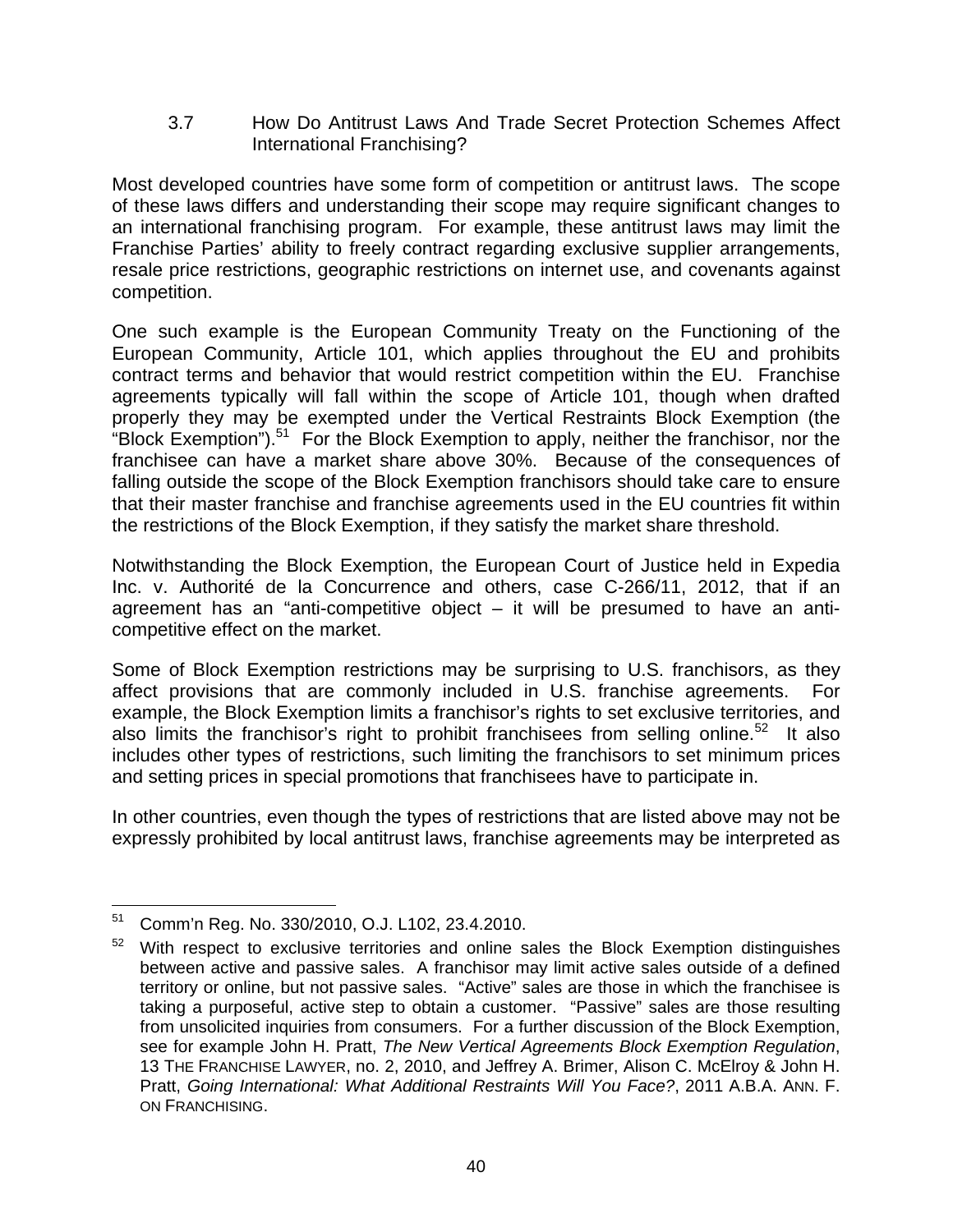### 3.7 How Do Antitrust Laws And Trade Secret Protection Schemes Affect International Franchising?

Most developed countries have some form of competition or antitrust laws. The scope of these laws differs and understanding their scope may require significant changes to an international franchising program. For example, these antitrust laws may limit the Franchise Parties' ability to freely contract regarding exclusive supplier arrangements, resale price restrictions, geographic restrictions on internet use, and covenants against competition.

One such example is the European Community Treaty on the Functioning of the European Community, Article 101, which applies throughout the EU and prohibits contract terms and behavior that would restrict competition within the EU. Franchise agreements typically will fall within the scope of Article 101, though when drafted properly they may be exempted under the Vertical Restraints Block Exemption (the "Block Exemption").[51] For the Block Exemption to apply, neither the franchisor, nor the franchisee can have a market share above 30%. Because of the consequences of falling outside the scope of the Block Exemption franchisors should take care to ensure that their master franchise and franchise agreements used in the EU countries fit within the restrictions of the Block Exemption, if they satisfy the market share threshold.

Notwithstanding the Block Exemption, the European Court of Justice held in Expedia Inc. v. Authorité de la Concurrence and others, case C-266/11, 2012, that if an agreement has an "anti-competitive object – it will be presumed to have an anti-competitive effect on the market.

Some of Block Exemption restrictions may be surprising to U.S. franchisors, as they affect provisions that are commonly included in U.S. franchise agreements. For example, the Block Exemption limits a franchisor's rights to set exclusive territories, and also limits the franchisor's right to prohibit franchisees from selling online.[52] It also includes other types of restrictions, such limiting the franchisors to set minimum prices and setting prices in special promotions that franchisees have to participate in.

In other countries, even though the types of restrictions that are listed above may not be expressly prohibited by local antitrust laws, franchise agreements may be interpreted as

---

[51] Comm'n Reg. No. 330/2010, O.J. L102, 23.4.2010.

[52] With respect to exclusive territories and online sales the Block Exemption distinguishes between active and passive sales. A franchisor may limit active sales outside of a defined territory or online, but not passive sales. "Active" sales are those in which the franchisee is taking a purposeful, active step to obtain a customer. "Passive" sales are those resulting from unsolicited inquiries from consumers. For a further discussion of the Block Exemption, see for example John H. Pratt, *The New Vertical Agreements Block Exemption Regulation*, 13 THE FRANCHISE LAWYER, no. 2, 2010, and Jeffrey A. Brimer, Alison C. McElroy & John H. Pratt, *Going International: What Additional Restraints Will You Face?*, 2011 A.B.A. ANN. F. ON FRANCHISING.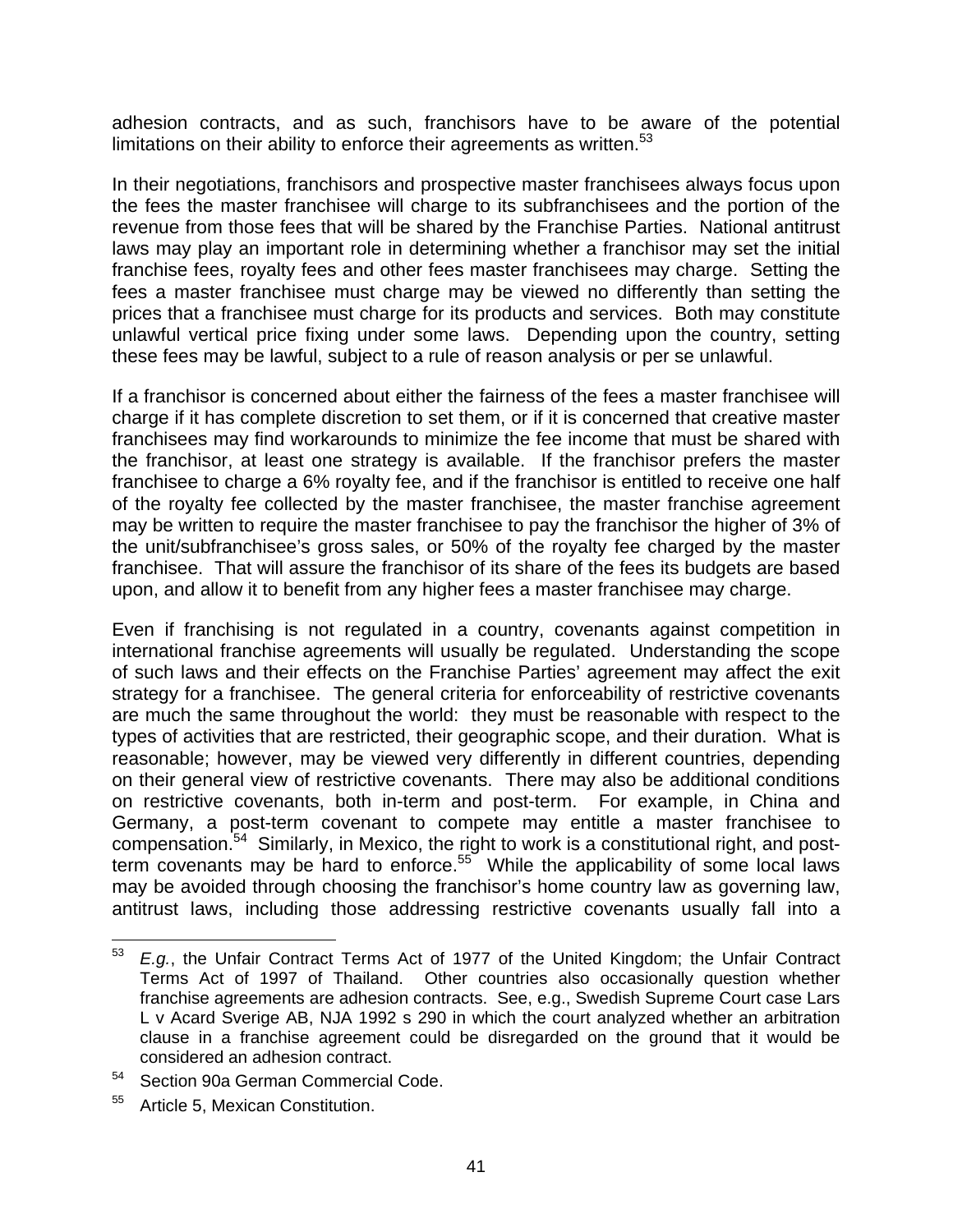adhesion contracts, and as such, franchisors have to be aware of the potential limitations on their ability to enforce their agreements as written.[53]

In their negotiations, franchisors and prospective master franchisees always focus upon the fees the master franchisee will charge to its subfranchisees and the portion of the revenue from those fees that will be shared by the Franchise Parties. National antitrust laws may play an important role in determining whether a franchisor may set the initial franchise fees, royalty fees and other fees master franchisees may charge. Setting the fees a master franchisee must charge may be viewed no differently than setting the prices that a franchisee must charge for its products and services. Both may constitute unlawful vertical price fixing under some laws. Depending upon the country, setting these fees may be lawful, subject to a rule of reason analysis or per se unlawful.

If a franchisor is concerned about either the fairness of the fees a master franchisee will charge if it has complete discretion to set them, or if it is concerned that creative master franchisees may find workarounds to minimize the fee income that must be shared with the franchisor, at least one strategy is available. If the franchisor prefers the master franchisee to charge a 6% royalty fee, and if the franchisor is entitled to receive one half of the royalty fee collected by the master franchisee, the master franchise agreement may be written to require the master franchisee to pay the franchisor the higher of 3% of the unit/subfranchisee's gross sales, or 50% of the royalty fee charged by the master franchisee. That will assure the franchisor of its share of the fees its budgets are based upon, and allow it to benefit from any higher fees a master franchisee may charge.

Even if franchising is not regulated in a country, covenants against competition in international franchise agreements will usually be regulated. Understanding the scope of such laws and their effects on the Franchise Parties' agreement may affect the exit strategy for a franchisee. The general criteria for enforceability of restrictive covenants are much the same throughout the world: they must be reasonable with respect to the types of activities that are restricted, their geographic scope, and their duration. What is reasonable; however, may be viewed very differently in different countries, depending on their general view of restrictive covenants. There may also be additional conditions on restrictive covenants, both in-term and post-term. For example, in China and Germany, a post-term covenant to compete may entitle a master franchisee to compensation.[54] Similarly, in Mexico, the right to work is a constitutional right, and post-term covenants may be hard to enforce.[55] While the applicability of some local laws may be avoided through choosing the franchisor's home country law as governing law, antitrust laws, including those addressing restrictive covenants usually fall into a

---

[53] *E.g.*, the Unfair Contract Terms Act of 1977 of the United Kingdom; the Unfair Contract Terms Act of 1997 of Thailand. Other countries also occasionally question whether franchise agreements are adhesion contracts. See, e.g., Swedish Supreme Court case Lars L v Acard Sverige AB, NJA 1992 s 290 in which the court analyzed whether an arbitration clause in a franchise agreement could be disregarded on the ground that it would be considered an adhesion contract.

[54] Section 90a German Commercial Code.

[55] Article 5, Mexican Constitution.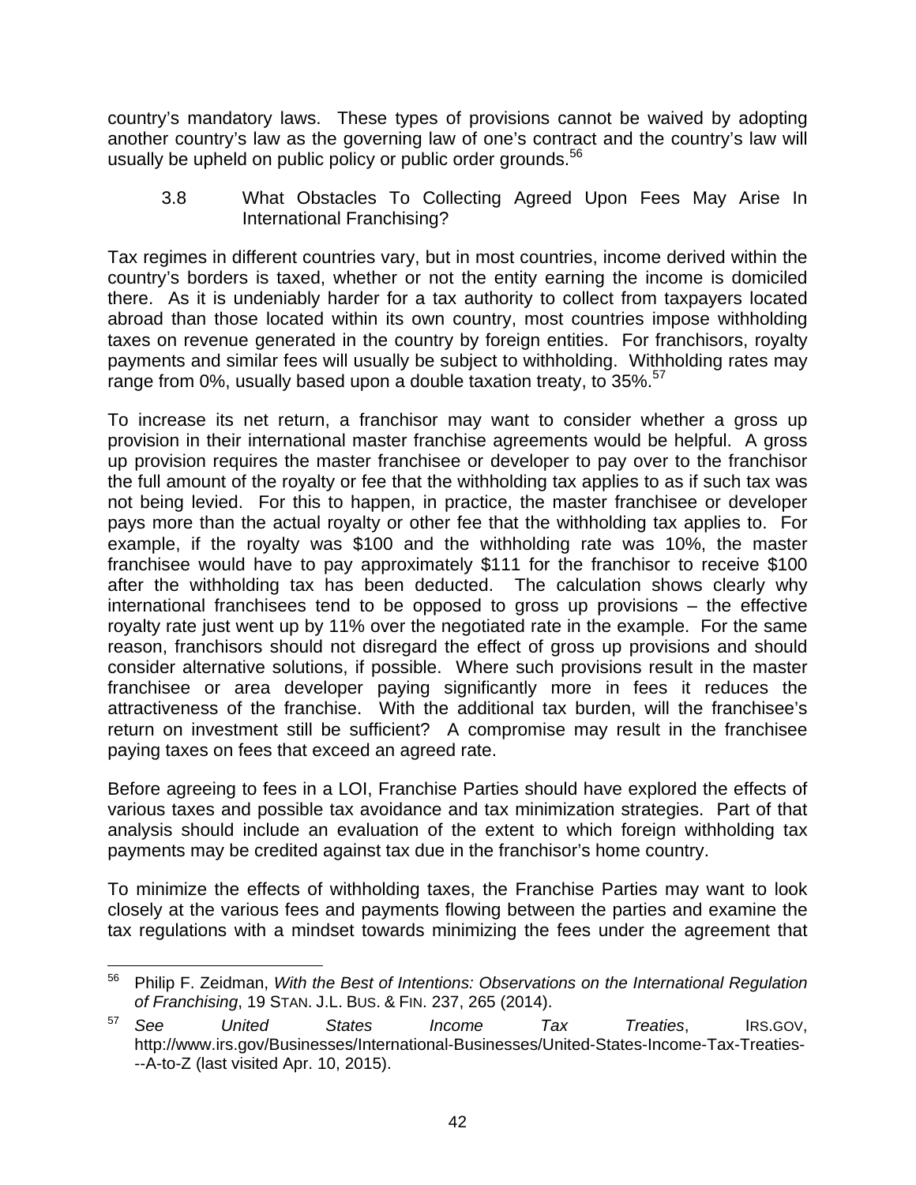country's mandatory laws. These types of provisions cannot be waived by adopting another country's law as the governing law of one's contract and the country's law will usually be upheld on public policy or public order grounds.[56]

### 3.8 What Obstacles To Collecting Agreed Upon Fees May Arise In International Franchising?

Tax regimes in different countries vary, but in most countries, income derived within the country's borders is taxed, whether or not the entity earning the income is domiciled there. As it is undeniably harder for a tax authority to collect from taxpayers located abroad than those located within its own country, most countries impose withholding taxes on revenue generated in the country by foreign entities. For franchisors, royalty payments and similar fees will usually be subject to withholding. Withholding rates may range from 0%, usually based upon a double taxation treaty, to 35%.[57]

To increase its net return, a franchisor may want to consider whether a gross up provision in their international master franchise agreements would be helpful. A gross up provision requires the master franchisee or developer to pay over to the franchisor the full amount of the royalty or fee that the withholding tax applies to as if such tax was not being levied. For this to happen, in practice, the master franchisee or developer pays more than the actual royalty or other fee that the withholding tax applies to. For example, if the royalty was $100 and the withholding rate was 10%, the master franchisee would have to pay approximately $111 for the franchisor to receive $100 after the withholding tax has been deducted. The calculation shows clearly why international franchisees tend to be opposed to gross up provisions – the effective royalty rate just went up by 11% over the negotiated rate in the example. For the same reason, franchisors should not disregard the effect of gross up provisions and should consider alternative solutions, if possible. Where such provisions result in the master franchisee or area developer paying significantly more in fees it reduces the attractiveness of the franchise. With the additional tax burden, will the franchisee's return on investment still be sufficient? A compromise may result in the franchisee paying taxes on fees that exceed an agreed rate.

Before agreeing to fees in a LOI, Franchise Parties should have explored the effects of various taxes and possible tax avoidance and tax minimization strategies. Part of that analysis should include an evaluation of the extent to which foreign withholding tax payments may be credited against tax due in the franchisor's home country.

To minimize the effects of withholding taxes, the Franchise Parties may want to look closely at the various fees and payments flowing between the parties and examine the tax regulations with a mindset towards minimizing the fees under the agreement that

---

[56] Philip F. Zeidman, *With the Best of Intentions: Observations on the International Regulation of Franchising*, 19 STAN. J.L. BUS. & FIN. 237, 265 (2014).

[57] *See United States Income Tax Treaties*, IRS.GOV, http://www.irs.gov/Businesses/International-Businesses/United-States-Income-Tax-Treaties---A-to-Z (last visited Apr. 10, 2015).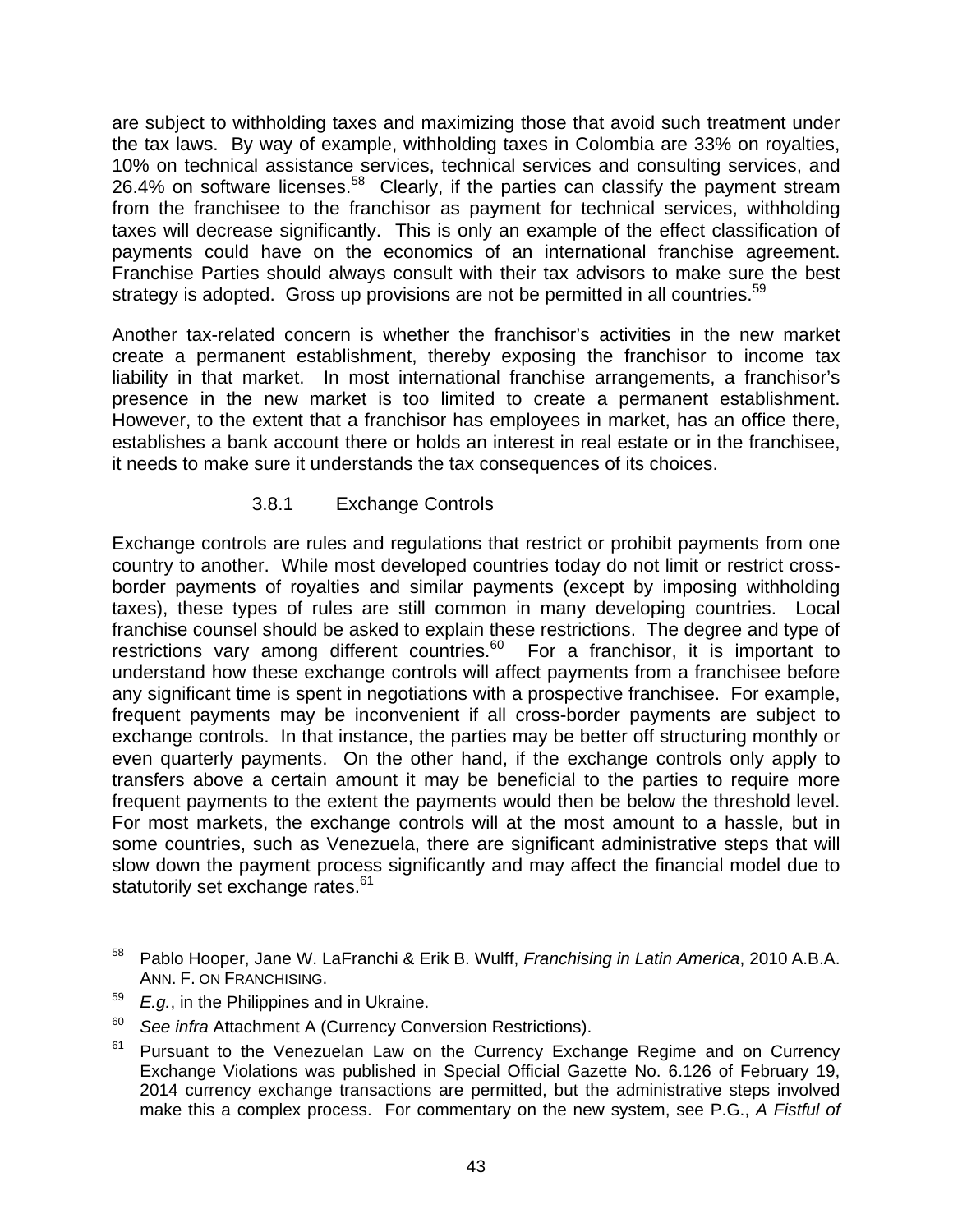are subject to withholding taxes and maximizing those that avoid such treatment under the tax laws. By way of example, withholding taxes in Colombia are 33% on royalties, 10% on technical assistance services, technical services and consulting services, and 26.4% on software licenses.[58] Clearly, if the parties can classify the payment stream from the franchisee to the franchisor as payment for technical services, withholding taxes will decrease significantly. This is only an example of the effect classification of payments could have on the economics of an international franchise agreement. Franchise Parties should always consult with their tax advisors to make sure the best strategy is adopted. Gross up provisions are not be permitted in all countries.[59]

Another tax-related concern is whether the franchisor's activities in the new market create a permanent establishment, thereby exposing the franchisor to income tax liability in that market. In most international franchise arrangements, a franchisor's presence in the new market is too limited to create a permanent establishment. However, to the extent that a franchisor has employees in market, has an office there, establishes a bank account there or holds an interest in real estate or in the franchisee, it needs to make sure it understands the tax consequences of its choices.

### 3.8.1 Exchange Controls

Exchange controls are rules and regulations that restrict or prohibit payments from one country to another. While most developed countries today do not limit or restrict cross-border payments of royalties and similar payments (except by imposing withholding taxes), these types of rules are still common in many developing countries. Local franchise counsel should be asked to explain these restrictions. The degree and type of restrictions vary among different countries.[60] For a franchisor, it is important to understand how these exchange controls will affect payments from a franchisee before any significant time is spent in negotiations with a prospective franchisee. For example, frequent payments may be inconvenient if all cross-border payments are subject to exchange controls. In that instance, the parties may be better off structuring monthly or even quarterly payments. On the other hand, if the exchange controls only apply to transfers above a certain amount it may be beneficial to the parties to require more frequent payments to the extent the payments would then be below the threshold level. For most markets, the exchange controls will at the most amount to a hassle, but in some countries, such as Venezuela, there are significant administrative steps that will slow down the payment process significantly and may affect the financial model due to statutorily set exchange rates.[61]

---

[58] Pablo Hooper, Jane W. LaFranchi & Erik B. Wulff, *Franchising in Latin America*, 2010 A.B.A. ANN. F. ON FRANCHISING.

[59] *E.g.*, in the Philippines and in Ukraine.

[60] *See infra* Attachment A (Currency Conversion Restrictions).

[61] Pursuant to the Venezuelan Law on the Currency Exchange Regime and on Currency Exchange Violations was published in Special Official Gazette No. 6.126 of February 19, 2014 currency exchange transactions are permitted, but the administrative steps involved make this a complex process. For commentary on the new system, see P.G., *A Fistful of*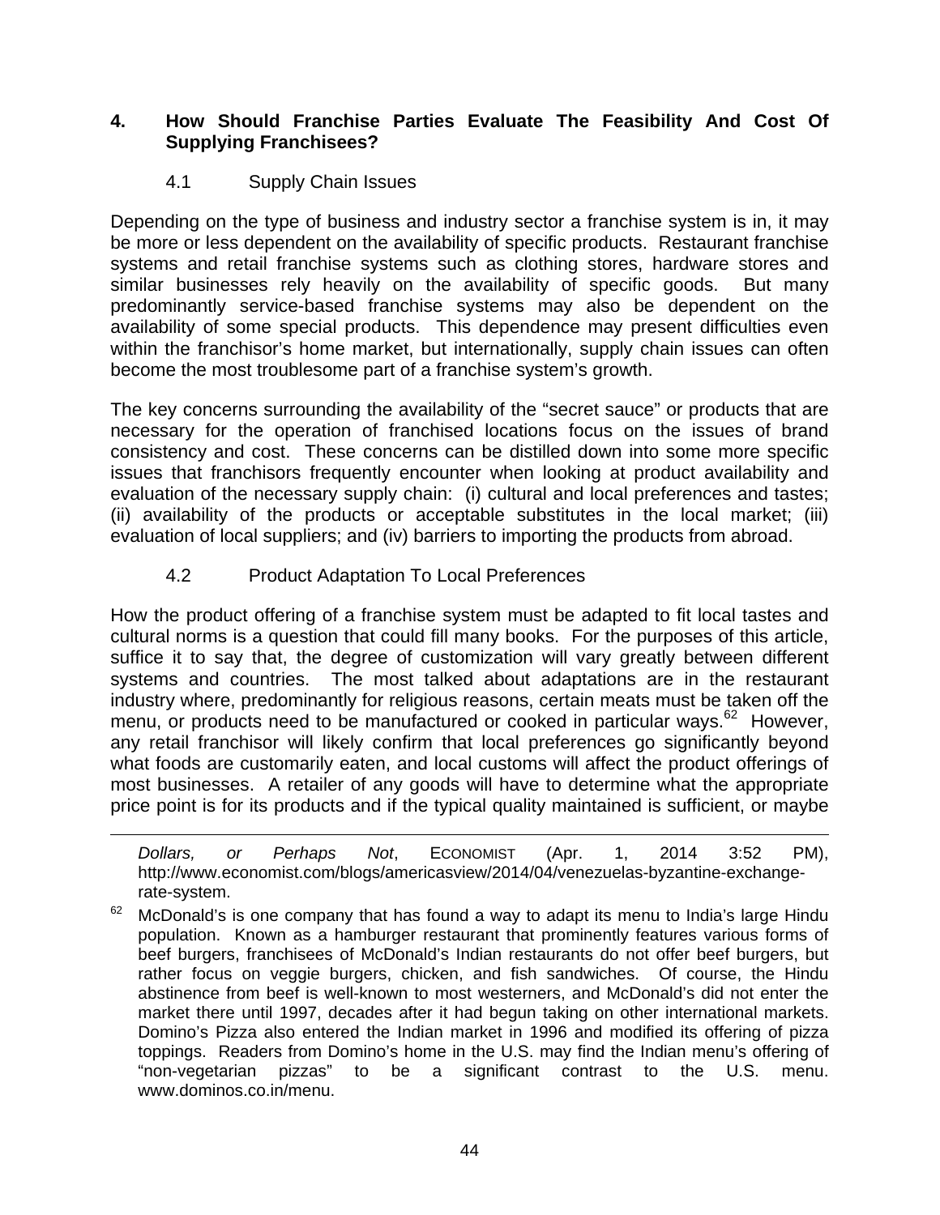## 4. How Should Franchise Parties Evaluate The Feasibility And Cost Of Supplying Franchisees?

### 4.1 Supply Chain Issues

Depending on the type of business and industry sector a franchise system is in, it may be more or less dependent on the availability of specific products. Restaurant franchise systems and retail franchise systems such as clothing stores, hardware stores and similar businesses rely heavily on the availability of specific goods. But many predominantly service-based franchise systems may also be dependent on the availability of some special products. This dependence may present difficulties even within the franchisor's home market, but internationally, supply chain issues can often become the most troublesome part of a franchise system's growth.

The key concerns surrounding the availability of the "secret sauce" or products that are necessary for the operation of franchised locations focus on the issues of brand consistency and cost. These concerns can be distilled down into some more specific issues that franchisors frequently encounter when looking at product availability and evaluation of the necessary supply chain: (i) cultural and local preferences and tastes; (ii) availability of the products or acceptable substitutes in the local market; (iii) evaluation of local suppliers; and (iv) barriers to importing the products from abroad.

### 4.2 Product Adaptation To Local Preferences

How the product offering of a franchise system must be adapted to fit local tastes and cultural norms is a question that could fill many books. For the purposes of this article, suffice it to say that, the degree of customization will vary greatly between different systems and countries. The most talked about adaptations are in the restaurant industry where, predominantly for religious reasons, certain meats must be taken off the menu, or products need to be manufactured or cooked in particular ways.[62] However, any retail franchisor will likely confirm that local preferences go significantly beyond what foods are customarily eaten, and local customs will affect the product offerings of most businesses. A retailer of any goods will have to determine what the appropriate price point is for its products and if the typical quality maintained is sufficient, or maybe

---

*Dollars, or Perhaps Not*, ECONOMIST (Apr. 1, 2014 3:52 PM), http://www.economist.com/blogs/americasview/2014/04/venezuelas-byzantine-exchange-rate-system.

[62] McDonald's is one company that has found a way to adapt its menu to India's large Hindu population. Known as a hamburger restaurant that prominently features various forms of beef burgers, franchisees of McDonald's Indian restaurants do not offer beef burgers, but rather focus on veggie burgers, chicken, and fish sandwiches. Of course, the Hindu abstinence from beef is well-known to most westerners, and McDonald's did not enter the market there until 1997, decades after it had begun taking on other international markets. Domino's Pizza also entered the Indian market in 1996 and modified its offering of pizza toppings. Readers from Domino's home in the U.S. may find the Indian menu's offering of "non-vegetarian pizzas" to be a significant contrast to the U.S. menu. www.dominos.co.in/menu.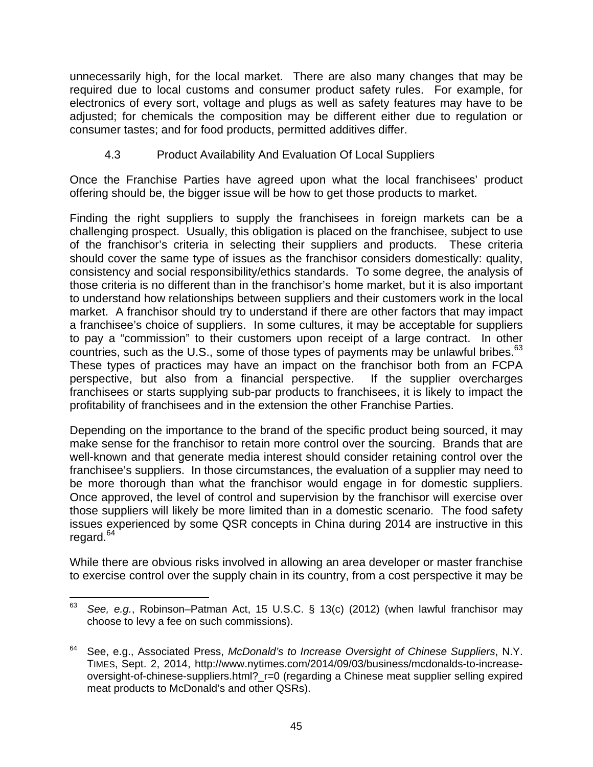unnecessarily high, for the local market. There are also many changes that may be required due to local customs and consumer product safety rules. For example, for electronics of every sort, voltage and plugs as well as safety features may have to be adjusted; for chemicals the composition may be different either due to regulation or consumer tastes; and for food products, permitted additives differ.

### 4.3 Product Availability And Evaluation Of Local Suppliers

Once the Franchise Parties have agreed upon what the local franchisees' product offering should be, the bigger issue will be how to get those products to market.

Finding the right suppliers to supply the franchisees in foreign markets can be a challenging prospect. Usually, this obligation is placed on the franchisee, subject to use of the franchisor's criteria in selecting their suppliers and products. These criteria should cover the same type of issues as the franchisor considers domestically: quality, consistency and social responsibility/ethics standards. To some degree, the analysis of those criteria is no different than in the franchisor's home market, but it is also important to understand how relationships between suppliers and their customers work in the local market. A franchisor should try to understand if there are other factors that may impact a franchisee's choice of suppliers. In some cultures, it may be acceptable for suppliers to pay a "commission" to their customers upon receipt of a large contract. In other countries, such as the U.S., some of those types of payments may be unlawful bribes.[63] These types of practices may have an impact on the franchisor both from an FCPA perspective, but also from a financial perspective. If the supplier overcharges franchisees or starts supplying sub-par products to franchisees, it is likely to impact the profitability of franchisees and in the extension the other Franchise Parties.

Depending on the importance to the brand of the specific product being sourced, it may make sense for the franchisor to retain more control over the sourcing. Brands that are well-known and that generate media interest should consider retaining control over the franchisee's suppliers. In those circumstances, the evaluation of a supplier may need to be more thorough than what the franchisor would engage in for domestic suppliers. Once approved, the level of control and supervision by the franchisor will exercise over those suppliers will likely be more limited than in a domestic scenario. The food safety issues experienced by some QSR concepts in China during 2014 are instructive in this regard.[64]

While there are obvious risks involved in allowing an area developer or master franchise to exercise control over the supply chain in its country, from a cost perspective it may be

---

[63] *See, e.g.*, Robinson–Patman Act, 15 U.S.C. § 13(c) (2012) (when lawful franchisor may choose to levy a fee on such commissions).

[64] See, e.g., Associated Press, *McDonald's to Increase Oversight of Chinese Suppliers*, N.Y. TIMES, Sept. 2, 2014, http://www.nytimes.com/2014/09/03/business/mcdonalds-to-increase-oversight-of-chinese-suppliers.html?_r=0 (regarding a Chinese meat supplier selling expired meat products to McDonald's and other QSRs).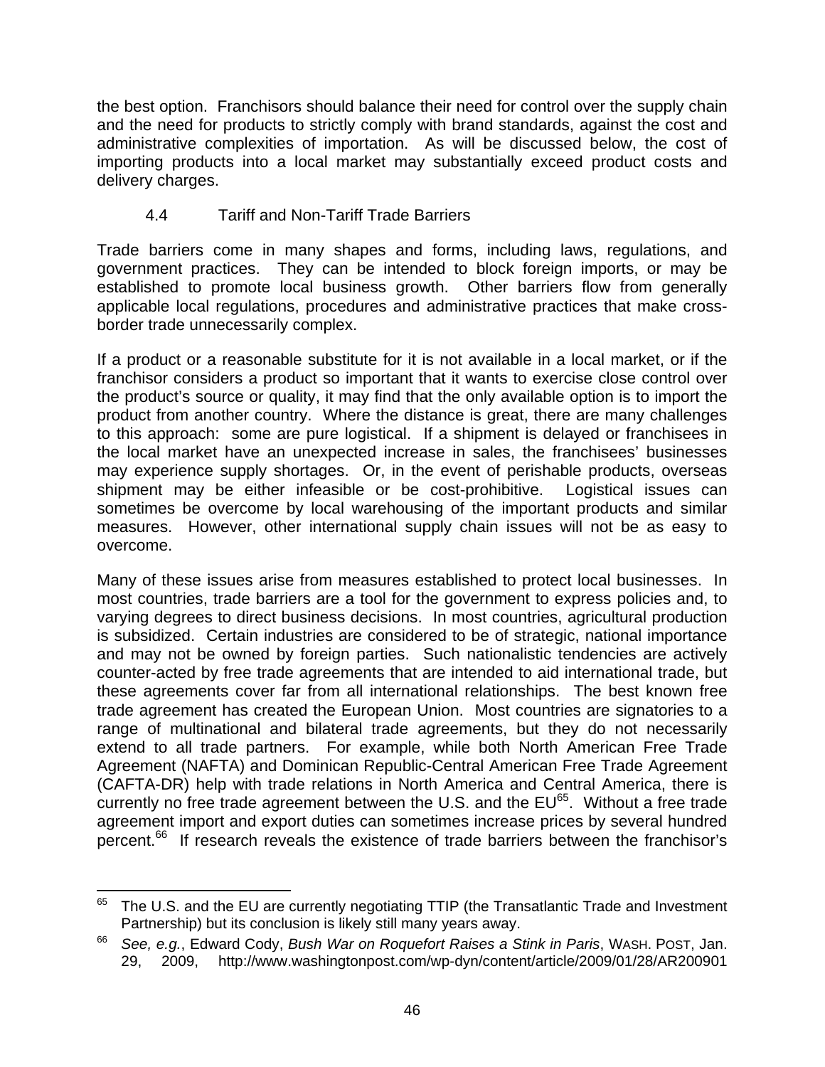the best option. Franchisors should balance their need for control over the supply chain and the need for products to strictly comply with brand standards, against the cost and administrative complexities of importation. As will be discussed below, the cost of importing products into a local market may substantially exceed product costs and delivery charges.

### 4.4 Tariff and Non-Tariff Trade Barriers

Trade barriers come in many shapes and forms, including laws, regulations, and government practices. They can be intended to block foreign imports, or may be established to promote local business growth. Other barriers flow from generally applicable local regulations, procedures and administrative practices that make cross-border trade unnecessarily complex.

If a product or a reasonable substitute for it is not available in a local market, or if the franchisor considers a product so important that it wants to exercise close control over the product's source or quality, it may find that the only available option is to import the product from another country. Where the distance is great, there are many challenges to this approach: some are pure logistical. If a shipment is delayed or franchisees in the local market have an unexpected increase in sales, the franchisees' businesses may experience supply shortages. Or, in the event of perishable products, overseas shipment may be either infeasible or be cost-prohibitive. Logistical issues can sometimes be overcome by local warehousing of the important products and similar measures. However, other international supply chain issues will not be as easy to overcome.

Many of these issues arise from measures established to protect local businesses. In most countries, trade barriers are a tool for the government to express policies and, to varying degrees to direct business decisions. In most countries, agricultural production is subsidized. Certain industries are considered to be of strategic, national importance and may not be owned by foreign parties. Such nationalistic tendencies are actively counter-acted by free trade agreements that are intended to aid international trade, but these agreements cover far from all international relationships. The best known free trade agreement has created the European Union. Most countries are signatories to a range of multinational and bilateral trade agreements, but they do not necessarily extend to all trade partners. For example, while both North American Free Trade Agreement (NAFTA) and Dominican Republic-Central American Free Trade Agreement (CAFTA-DR) help with trade relations in North America and Central America, there is currently no free trade agreement between the U.S. and the EU[65]. Without a free trade agreement import and export duties can sometimes increase prices by several hundred percent.[66] If research reveals the existence of trade barriers between the franchisor's

---

[65] The U.S. and the EU are currently negotiating TTIP (the Transatlantic Trade and Investment Partnership) but its conclusion is likely still many years away.

[66] *See, e.g.*, Edward Cody, *Bush War on Roquefort Raises a Stink in Paris*, WASH. POST, Jan. 29, 2009, http://www.washingtonpost.com/wp-dyn/content/article/2009/01/28/AR200901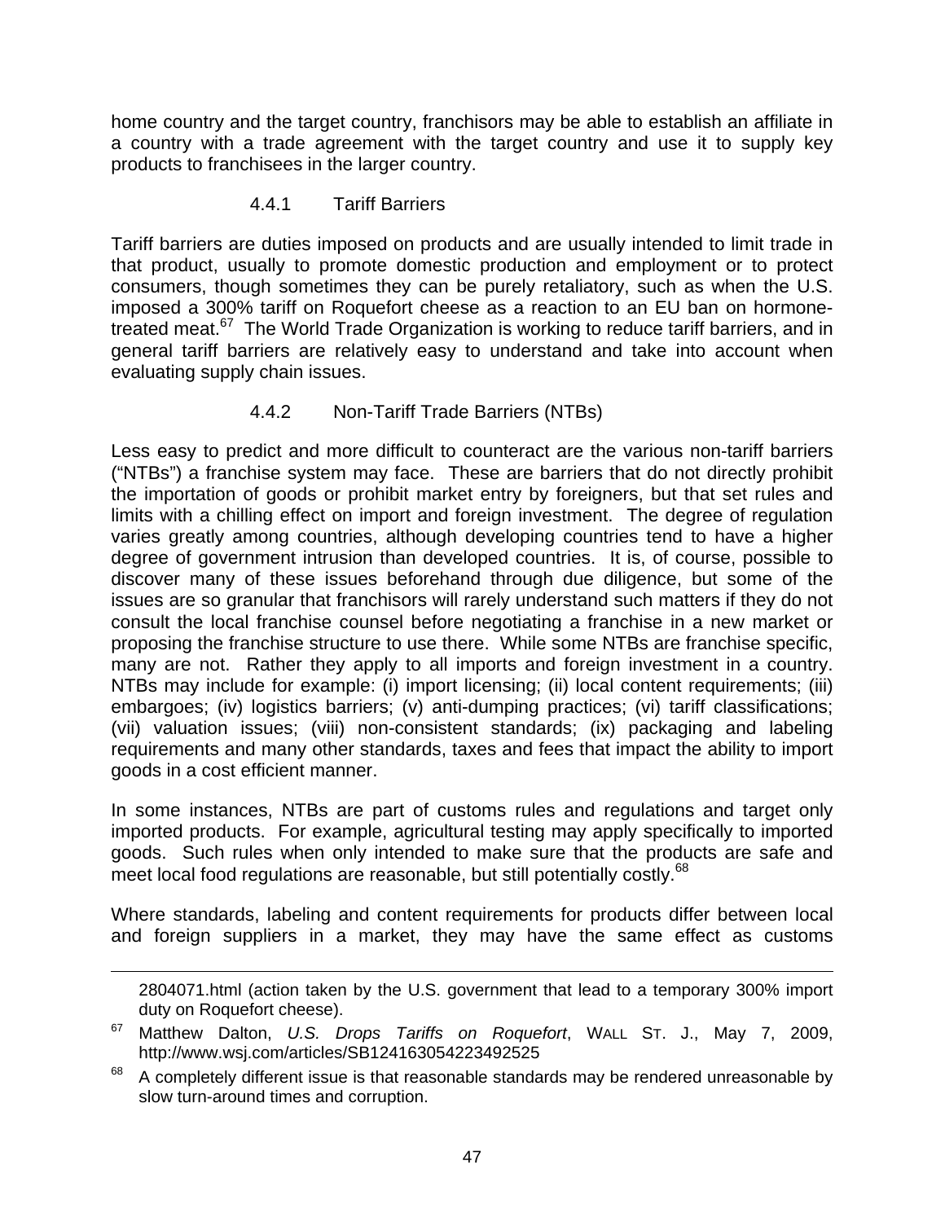home country and the target country, franchisors may be able to establish an affiliate in a country with a trade agreement with the target country and use it to supply key products to franchisees in the larger country.

#### 4.4.1 Tariff Barriers

Tariff barriers are duties imposed on products and are usually intended to limit trade in that product, usually to promote domestic production and employment or to protect consumers, though sometimes they can be purely retaliatory, such as when the U.S. imposed a 300% tariff on Roquefort cheese as a reaction to an EU ban on hormone-treated meat.[67] The World Trade Organization is working to reduce tariff barriers, and in general tariff barriers are relatively easy to understand and take into account when evaluating supply chain issues.

#### 4.4.2 Non-Tariff Trade Barriers (NTBs)

Less easy to predict and more difficult to counteract are the various non-tariff barriers ("NTBs") a franchise system may face. These are barriers that do not directly prohibit the importation of goods or prohibit market entry by foreigners, but that set rules and limits with a chilling effect on import and foreign investment. The degree of regulation varies greatly among countries, although developing countries tend to have a higher degree of government intrusion than developed countries. It is, of course, possible to discover many of these issues beforehand through due diligence, but some of the issues are so granular that franchisors will rarely understand such matters if they do not consult the local franchise counsel before negotiating a franchise in a new market or proposing the franchise structure to use there. While some NTBs are franchise specific, many are not. Rather they apply to all imports and foreign investment in a country. NTBs may include for example: (i) import licensing; (ii) local content requirements; (iii) embargoes; (iv) logistics barriers; (v) anti-dumping practices; (vi) tariff classifications; (vii) valuation issues; (viii) non-consistent standards; (ix) packaging and labeling requirements and many other standards, taxes and fees that impact the ability to import goods in a cost efficient manner.

In some instances, NTBs are part of customs rules and regulations and target only imported products. For example, agricultural testing may apply specifically to imported goods. Such rules when only intended to make sure that the products are safe and meet local food regulations are reasonable, but still potentially costly.[68]

Where standards, labeling and content requirements for products differ between local and foreign suppliers in a market, they may have the same effect as customs

---

2804071.html (action taken by the U.S. government that lead to a temporary 300% import duty on Roquefort cheese).

[67] Matthew Dalton, *U.S. Drops Tariffs on Roquefort*, WALL ST. J., May 7, 2009, http://www.wsj.com/articles/SB124163054223492525

[68] A completely different issue is that reasonable standards may be rendered unreasonable by slow turn-around times and corruption.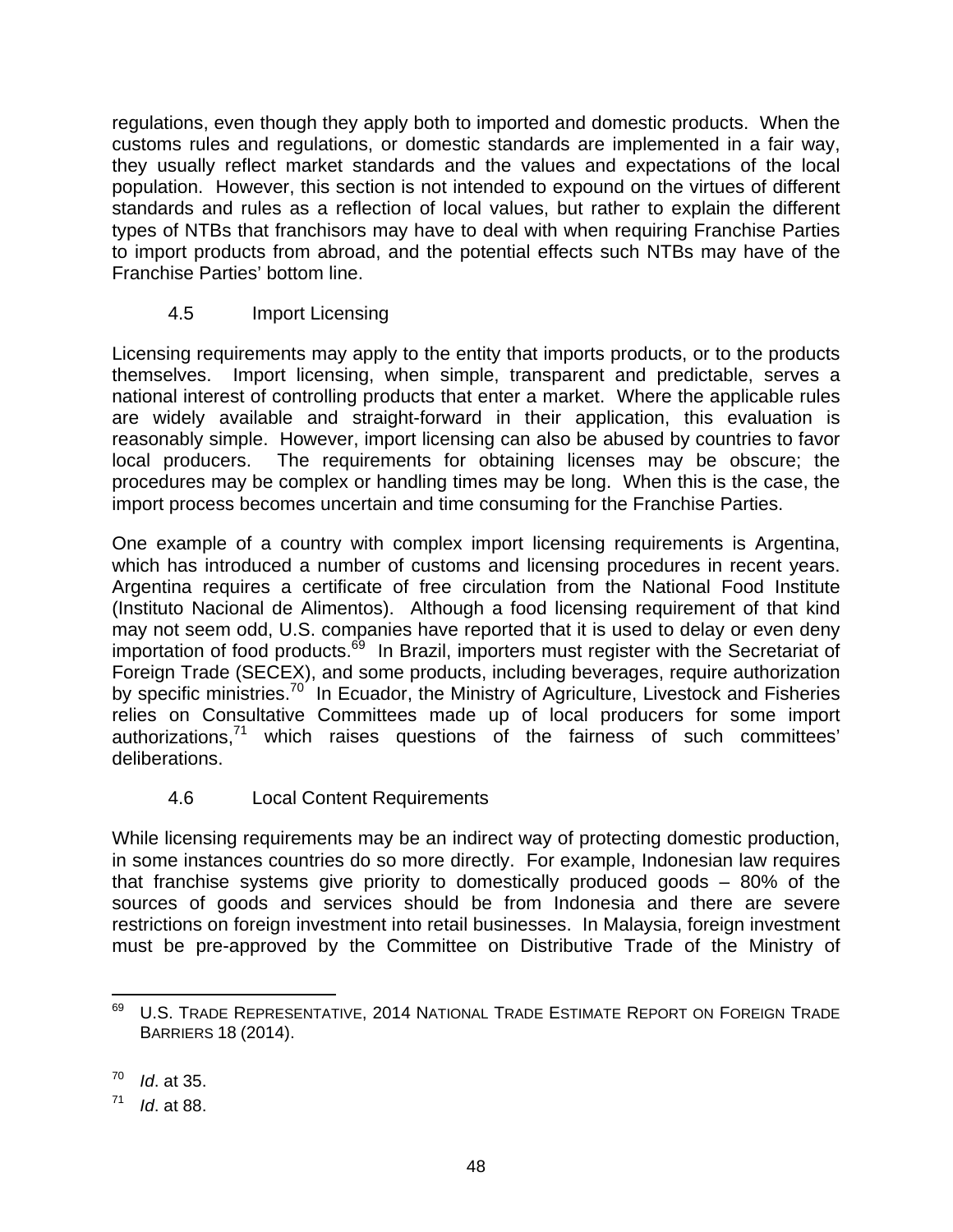regulations, even though they apply both to imported and domestic products. When the customs rules and regulations, or domestic standards are implemented in a fair way, they usually reflect market standards and the values and expectations of the local population. However, this section is not intended to expound on the virtues of different standards and rules as a reflection of local values, but rather to explain the different types of NTBs that franchisors may have to deal with when requiring Franchise Parties to import products from abroad, and the potential effects such NTBs may have of the Franchise Parties' bottom line.

### 4.5 Import Licensing

Licensing requirements may apply to the entity that imports products, or to the products themselves. Import licensing, when simple, transparent and predictable, serves a national interest of controlling products that enter a market. Where the applicable rules are widely available and straight-forward in their application, this evaluation is reasonably simple. However, import licensing can also be abused by countries to favor local producers. The requirements for obtaining licenses may be obscure; the procedures may be complex or handling times may be long. When this is the case, the import process becomes uncertain and time consuming for the Franchise Parties.

One example of a country with complex import licensing requirements is Argentina, which has introduced a number of customs and licensing procedures in recent years. Argentina requires a certificate of free circulation from the National Food Institute (Instituto Nacional de Alimentos). Although a food licensing requirement of that kind may not seem odd, U.S. companies have reported that it is used to delay or even deny importation of food products.[69] In Brazil, importers must register with the Secretariat of Foreign Trade (SECEX), and some products, including beverages, require authorization by specific ministries.[70] In Ecuador, the Ministry of Agriculture, Livestock and Fisheries relies on Consultative Committees made up of local producers for some import authorizations,[71] which raises questions of the fairness of such committees' deliberations.

### 4.6 Local Content Requirements

While licensing requirements may be an indirect way of protecting domestic production, in some instances countries do so more directly. For example, Indonesian law requires that franchise systems give priority to domestically produced goods – 80% of the sources of goods and services should be from Indonesia and there are severe restrictions on foreign investment into retail businesses. In Malaysia, foreign investment must be pre-approved by the Committee on Distributive Trade of the Ministry of

---

[69] U.S. TRADE REPRESENTATIVE, 2014 NATIONAL TRADE ESTIMATE REPORT ON FOREIGN TRADE BARRIERS 18 (2014).

[70] *Id*. at 35.

[71] *Id*. at 88.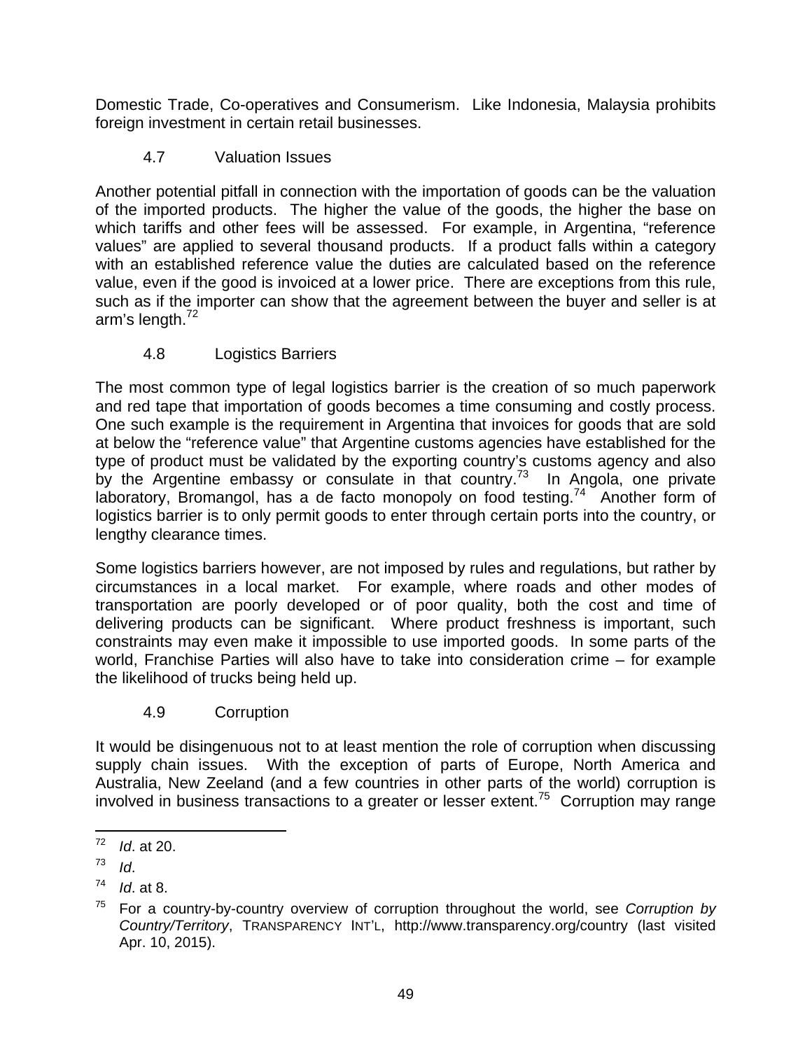Domestic Trade, Co-operatives and Consumerism. Like Indonesia, Malaysia prohibits foreign investment in certain retail businesses.

### 4.7 Valuation Issues

Another potential pitfall in connection with the importation of goods can be the valuation of the imported products. The higher the value of the goods, the higher the base on which tariffs and other fees will be assessed. For example, in Argentina, "reference values" are applied to several thousand products. If a product falls within a category with an established reference value the duties are calculated based on the reference value, even if the good is invoiced at a lower price. There are exceptions from this rule, such as if the importer can show that the agreement between the buyer and seller is at arm's length.[72]

### 4.8 Logistics Barriers

The most common type of legal logistics barrier is the creation of so much paperwork and red tape that importation of goods becomes a time consuming and costly process. One such example is the requirement in Argentina that invoices for goods that are sold at below the "reference value" that Argentine customs agencies have established for the type of product must be validated by the exporting country's customs agency and also by the Argentine embassy or consulate in that country.[73] In Angola, one private laboratory, Bromangol, has a de facto monopoly on food testing.[74] Another form of logistics barrier is to only permit goods to enter through certain ports into the country, or lengthy clearance times.

Some logistics barriers however, are not imposed by rules and regulations, but rather by circumstances in a local market. For example, where roads and other modes of transportation are poorly developed or of poor quality, both the cost and time of delivering products can be significant. Where product freshness is important, such constraints may even make it impossible to use imported goods. In some parts of the world, Franchise Parties will also have to take into consideration crime – for example the likelihood of trucks being held up.

### 4.9 Corruption

It would be disingenuous not to at least mention the role of corruption when discussing supply chain issues. With the exception of parts of Europe, North America and Australia, New Zeeland (and a few countries in other parts of the world) corruption is involved in business transactions to a greater or lesser extent.[75] Corruption may range

---

[72] *Id*. at 20.

[73] *Id*.

[74] *Id*. at 8.

[75] For a country-by-country overview of corruption throughout the world, see *Corruption by Country/Territory*, TRANSPARENCY INT'L, http://www.transparency.org/country (last visited Apr. 10, 2015).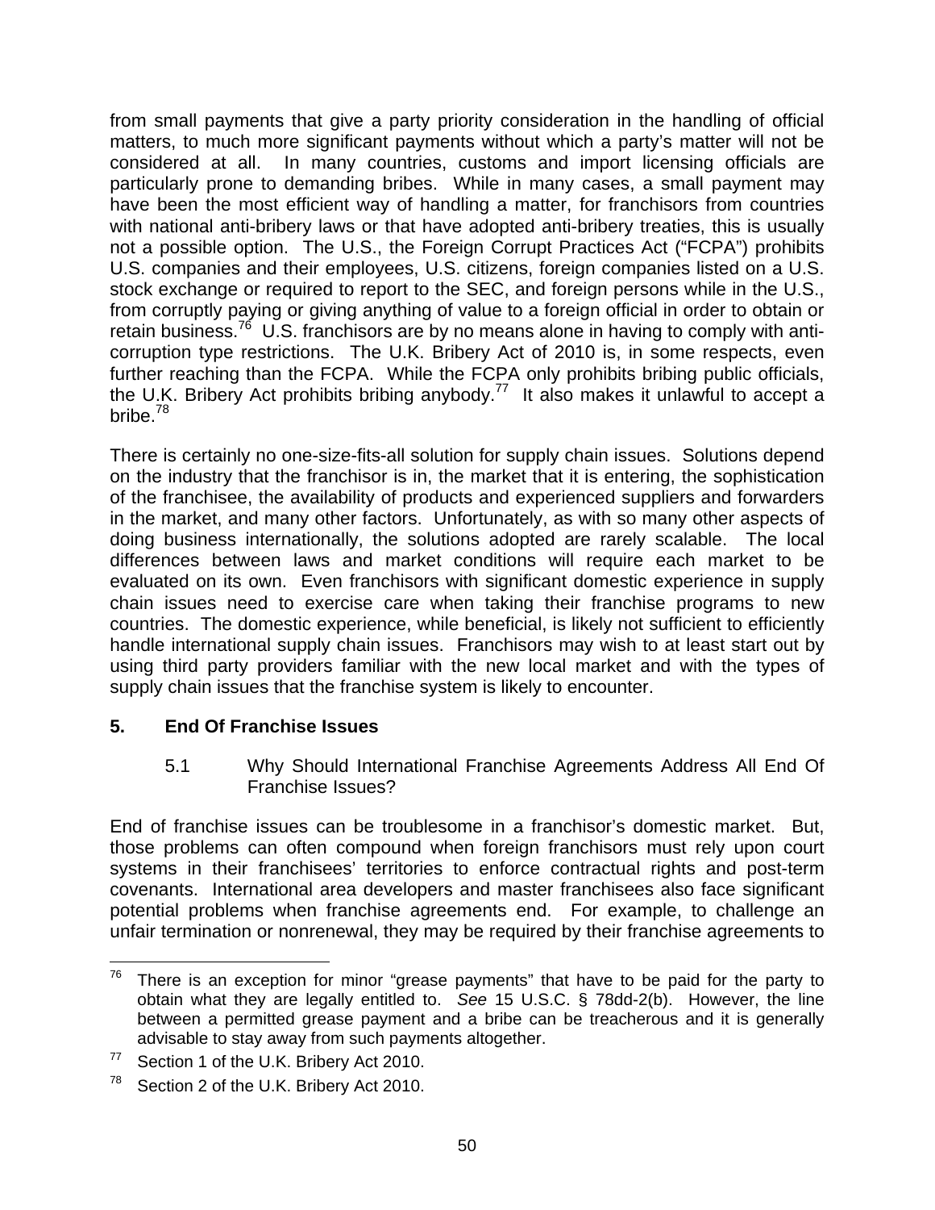from small payments that give a party priority consideration in the handling of official matters, to much more significant payments without which a party's matter will not be considered at all. In many countries, customs and import licensing officials are particularly prone to demanding bribes. While in many cases, a small payment may have been the most efficient way of handling a matter, for franchisors from countries with national anti-bribery laws or that have adopted anti-bribery treaties, this is usually not a possible option. The U.S., the Foreign Corrupt Practices Act ("FCPA") prohibits U.S. companies and their employees, U.S. citizens, foreign companies listed on a U.S. stock exchange or required to report to the SEC, and foreign persons while in the U.S., from corruptly paying or giving anything of value to a foreign official in order to obtain or retain business.[76] U.S. franchisors are by no means alone in having to comply with anti-corruption type restrictions. The U.K. Bribery Act of 2010 is, in some respects, even further reaching than the FCPA. While the FCPA only prohibits bribing public officials, the U.K. Bribery Act prohibits bribing anybody.[77] It also makes it unlawful to accept a bribe.[78]

There is certainly no one-size-fits-all solution for supply chain issues. Solutions depend on the industry that the franchisor is in, the market that it is entering, the sophistication of the franchisee, the availability of products and experienced suppliers and forwarders in the market, and many other factors. Unfortunately, as with so many other aspects of doing business internationally, the solutions adopted are rarely scalable. The local differences between laws and market conditions will require each market to be evaluated on its own. Even franchisors with significant domestic experience in supply chain issues need to exercise care when taking their franchise programs to new countries. The domestic experience, while beneficial, is likely not sufficient to efficiently handle international supply chain issues. Franchisors may wish to at least start out by using third party providers familiar with the new local market and with the types of supply chain issues that the franchise system is likely to encounter.

## 5. End Of Franchise Issues

### 5.1 Why Should International Franchise Agreements Address All End Of Franchise Issues?

End of franchise issues can be troublesome in a franchisor's domestic market. But, those problems can often compound when foreign franchisors must rely upon court systems in their franchisees' territories to enforce contractual rights and post-term covenants. International area developers and master franchisees also face significant potential problems when franchise agreements end. For example, to challenge an unfair termination or nonrenewal, they may be required by their franchise agreements to

---

[76] There is an exception for minor "grease payments" that have to be paid for the party to obtain what they are legally entitled to. *See* 15 U.S.C. § 78dd-2(b). However, the line between a permitted grease payment and a bribe can be treacherous and it is generally advisable to stay away from such payments altogether.

[77] Section 1 of the U.K. Bribery Act 2010.

[78] Section 2 of the U.K. Bribery Act 2010.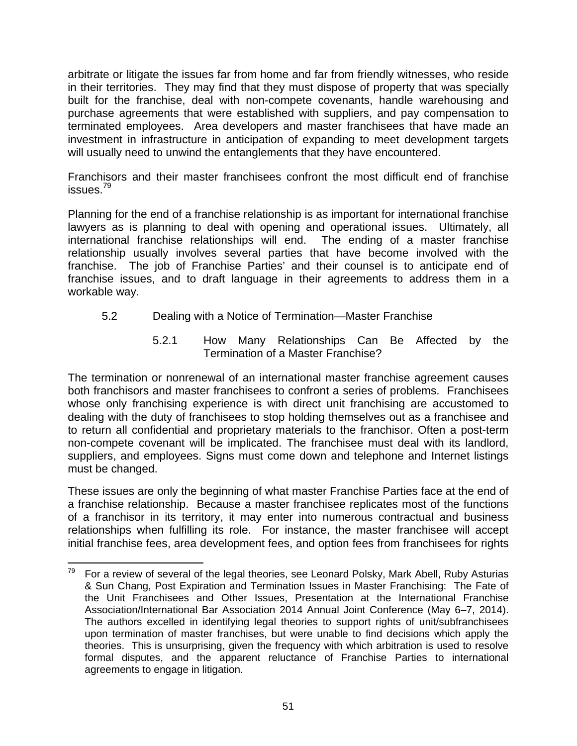arbitrate or litigate the issues far from home and far from friendly witnesses, who reside in their territories. They may find that they must dispose of property that was specially built for the franchise, deal with non-compete covenants, handle warehousing and purchase agreements that were established with suppliers, and pay compensation to terminated employees. Area developers and master franchisees that have made an investment in infrastructure in anticipation of expanding to meet development targets will usually need to unwind the entanglements that they have encountered.

Franchisors and their master franchisees confront the most difficult end of franchise issues.[79]

Planning for the end of a franchise relationship is as important for international franchise lawyers as is planning to deal with opening and operational issues. Ultimately, all international franchise relationships will end. The ending of a master franchise relationship usually involves several parties that have become involved with the franchise. The job of Franchise Parties' and their counsel is to anticipate end of franchise issues, and to draft language in their agreements to address them in a workable way.

### 5.2 Dealing with a Notice of Termination—Master Franchise

#### 5.2.1 How Many Relationships Can Be Affected by the Termination of a Master Franchise?

The termination or nonrenewal of an international master franchise agreement causes both franchisors and master franchisees to confront a series of problems. Franchisees whose only franchising experience is with direct unit franchising are accustomed to dealing with the duty of franchisees to stop holding themselves out as a franchisee and to return all confidential and proprietary materials to the franchisor. Often a post-term non-compete covenant will be implicated. The franchisee must deal with its landlord, suppliers, and employees. Signs must come down and telephone and Internet listings must be changed.

These issues are only the beginning of what master Franchise Parties face at the end of a franchise relationship. Because a master franchisee replicates most of the functions of a franchisor in its territory, it may enter into numerous contractual and business relationships when fulfilling its role. For instance, the master franchisee will accept initial franchise fees, area development fees, and option fees from franchisees for rights

---

[79] For a review of several of the legal theories, see Leonard Polsky, Mark Abell, Ruby Asturias & Sun Chang, Post Expiration and Termination Issues in Master Franchising: The Fate of the Unit Franchisees and Other Issues, Presentation at the International Franchise Association/International Bar Association 2014 Annual Joint Conference (May 6–7, 2014). The authors excelled in identifying legal theories to support rights of unit/subfranchisees upon termination of master franchises, but were unable to find decisions which apply the theories. This is unsurprising, given the frequency with which arbitration is used to resolve formal disputes, and the apparent reluctance of Franchise Parties to international agreements to engage in litigation.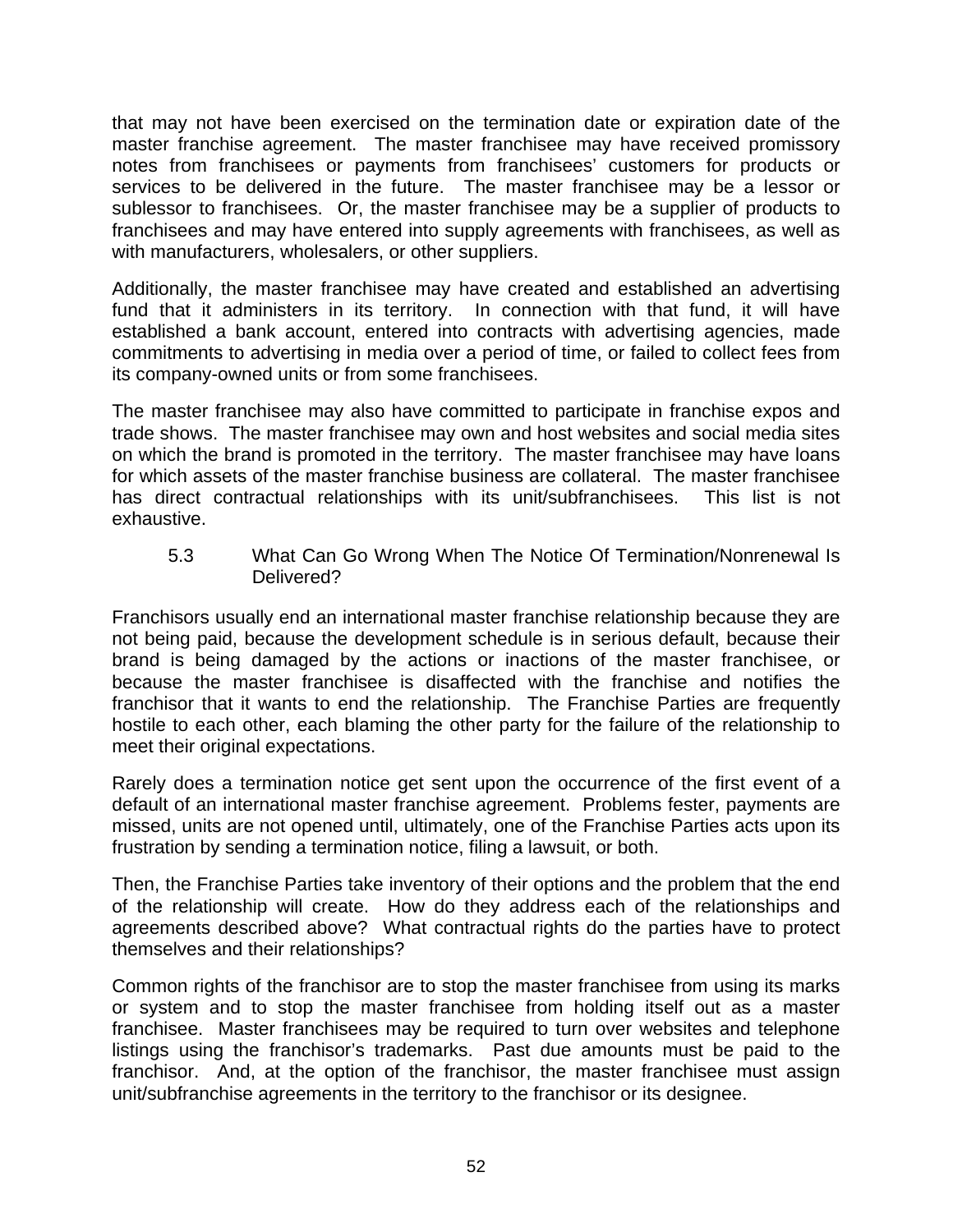that may not have been exercised on the termination date or expiration date of the master franchise agreement. The master franchisee may have received promissory notes from franchisees or payments from franchisees' customers for products or services to be delivered in the future. The master franchisee may be a lessor or sublessor to franchisees. Or, the master franchisee may be a supplier of products to franchisees and may have entered into supply agreements with franchisees, as well as with manufacturers, wholesalers, or other suppliers.

Additionally, the master franchisee may have created and established an advertising fund that it administers in its territory. In connection with that fund, it will have established a bank account, entered into contracts with advertising agencies, made commitments to advertising in media over a period of time, or failed to collect fees from its company-owned units or from some franchisees.

The master franchisee may also have committed to participate in franchise expos and trade shows. The master franchisee may own and host websites and social media sites on which the brand is promoted in the territory. The master franchisee may have loans for which assets of the master franchise business are collateral. The master franchisee has direct contractual relationships with its unit/subfranchisees. This list is not exhaustive.

### 5.3 What Can Go Wrong When The Notice Of Termination/Nonrenewal Is Delivered?

Franchisors usually end an international master franchise relationship because they are not being paid, because the development schedule is in serious default, because their brand is being damaged by the actions or inactions of the master franchisee, or because the master franchisee is disaffected with the franchise and notifies the franchisor that it wants to end the relationship. The Franchise Parties are frequently hostile to each other, each blaming the other party for the failure of the relationship to meet their original expectations.

Rarely does a termination notice get sent upon the occurrence of the first event of a default of an international master franchise agreement. Problems fester, payments are missed, units are not opened until, ultimately, one of the Franchise Parties acts upon its frustration by sending a termination notice, filing a lawsuit, or both.

Then, the Franchise Parties take inventory of their options and the problem that the end of the relationship will create. How do they address each of the relationships and agreements described above? What contractual rights do the parties have to protect themselves and their relationships?

Common rights of the franchisor are to stop the master franchisee from using its marks or system and to stop the master franchisee from holding itself out as a master franchisee. Master franchisees may be required to turn over websites and telephone listings using the franchisor's trademarks. Past due amounts must be paid to the franchisor. And, at the option of the franchisor, the master franchisee must assign unit/subfranchise agreements in the territory to the franchisor or its designee.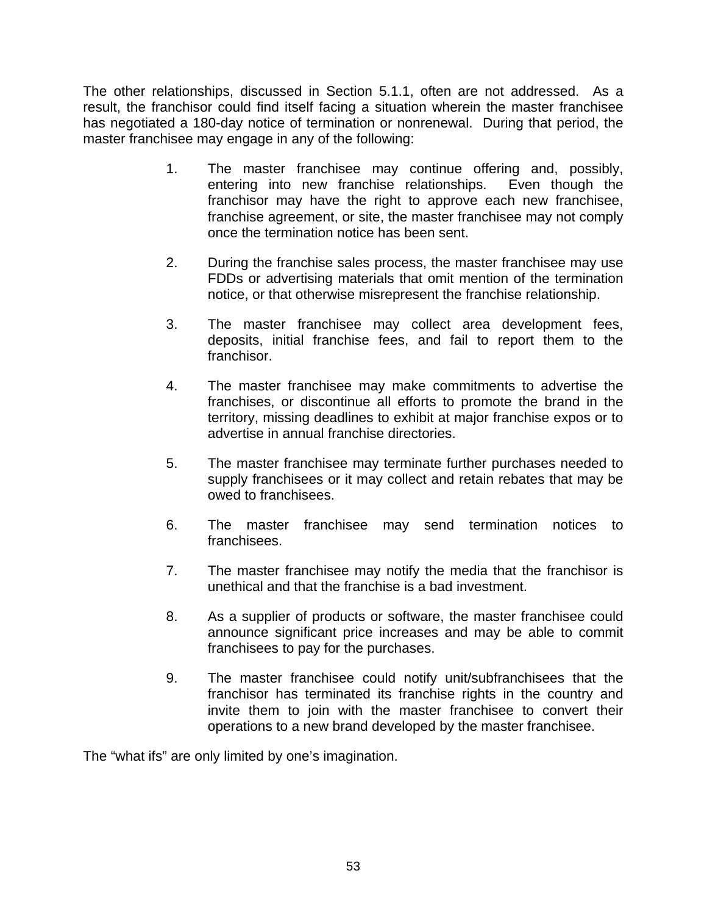The other relationships, discussed in Section 5.1.1, often are not addressed. As a result, the franchisor could find itself facing a situation wherein the master franchisee has negotiated a 180-day notice of termination or nonrenewal. During that period, the master franchisee may engage in any of the following:

1. The master franchisee may continue offering and, possibly, entering into new franchise relationships. Even though the franchisor may have the right to approve each new franchisee, franchise agreement, or site, the master franchisee may not comply once the termination notice has been sent.

2. During the franchise sales process, the master franchisee may use FDDs or advertising materials that omit mention of the termination notice, or that otherwise misrepresent the franchise relationship.

3. The master franchisee may collect area development fees, deposits, initial franchise fees, and fail to report them to the franchisor.

4. The master franchisee may make commitments to advertise the franchises, or discontinue all efforts to promote the brand in the territory, missing deadlines to exhibit at major franchise expos or to advertise in annual franchise directories.

5. The master franchisee may terminate further purchases needed to supply franchisees or it may collect and retain rebates that may be owed to franchisees.

6. The master franchisee may send termination notices to franchisees.

7. The master franchisee may notify the media that the franchisor is unethical and that the franchise is a bad investment.

8. As a supplier of products or software, the master franchisee could announce significant price increases and may be able to commit franchisees to pay for the purchases.

9. The master franchisee could notify unit/subfranchisees that the franchisor has terminated its franchise rights in the country and invite them to join with the master franchisee to convert their operations to a new brand developed by the master franchisee.

The "what ifs" are only limited by one's imagination.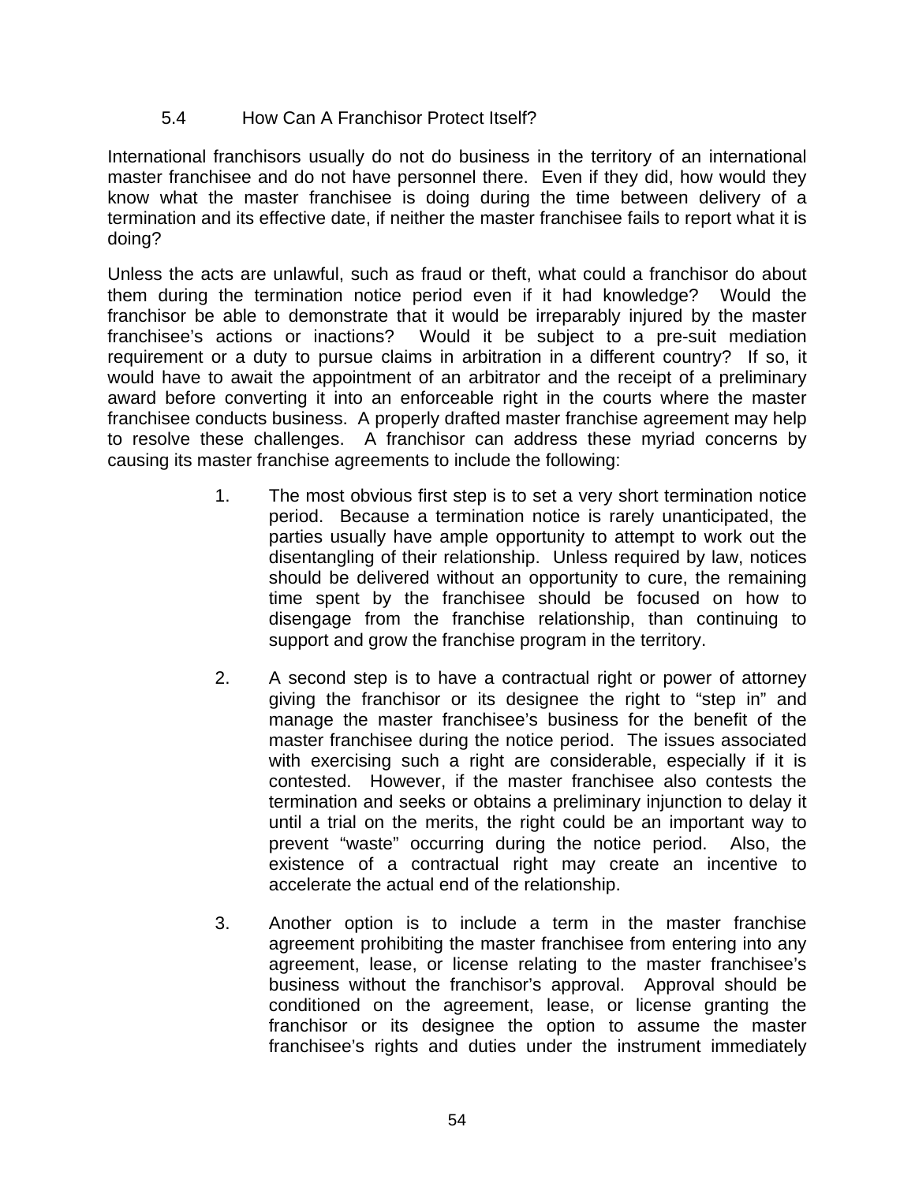### 5.4 How Can A Franchisor Protect Itself?

International franchisors usually do not do business in the territory of an international master franchisee and do not have personnel there. Even if they did, how would they know what the master franchisee is doing during the time between delivery of a termination and its effective date, if neither the master franchisee fails to report what it is doing?

Unless the acts are unlawful, such as fraud or theft, what could a franchisor do about them during the termination notice period even if it had knowledge? Would the franchisor be able to demonstrate that it would be irreparably injured by the master franchisee's actions or inactions? Would it be subject to a pre-suit mediation requirement or a duty to pursue claims in arbitration in a different country? If so, it would have to await the appointment of an arbitrator and the receipt of a preliminary award before converting it into an enforceable right in the courts where the master franchisee conducts business. A properly drafted master franchise agreement may help to resolve these challenges. A franchisor can address these myriad concerns by causing its master franchise agreements to include the following:

1. The most obvious first step is to set a very short termination notice period. Because a termination notice is rarely unanticipated, the parties usually have ample opportunity to attempt to work out the disentangling of their relationship. Unless required by law, notices should be delivered without an opportunity to cure, the remaining time spent by the franchisee should be focused on how to disengage from the franchise relationship, than continuing to support and grow the franchise program in the territory.

2. A second step is to have a contractual right or power of attorney giving the franchisor or its designee the right to "step in" and manage the master franchisee's business for the benefit of the master franchisee during the notice period. The issues associated with exercising such a right are considerable, especially if it is contested. However, if the master franchisee also contests the termination and seeks or obtains a preliminary injunction to delay it until a trial on the merits, the right could be an important way to prevent "waste" occurring during the notice period. Also, the existence of a contractual right may create an incentive to accelerate the actual end of the relationship.

3. Another option is to include a term in the master franchise agreement prohibiting the master franchisee from entering into any agreement, lease, or license relating to the master franchisee's business without the franchisor's approval. Approval should be conditioned on the agreement, lease, or license granting the franchisor or its designee the option to assume the master franchisee's rights and duties under the instrument immediately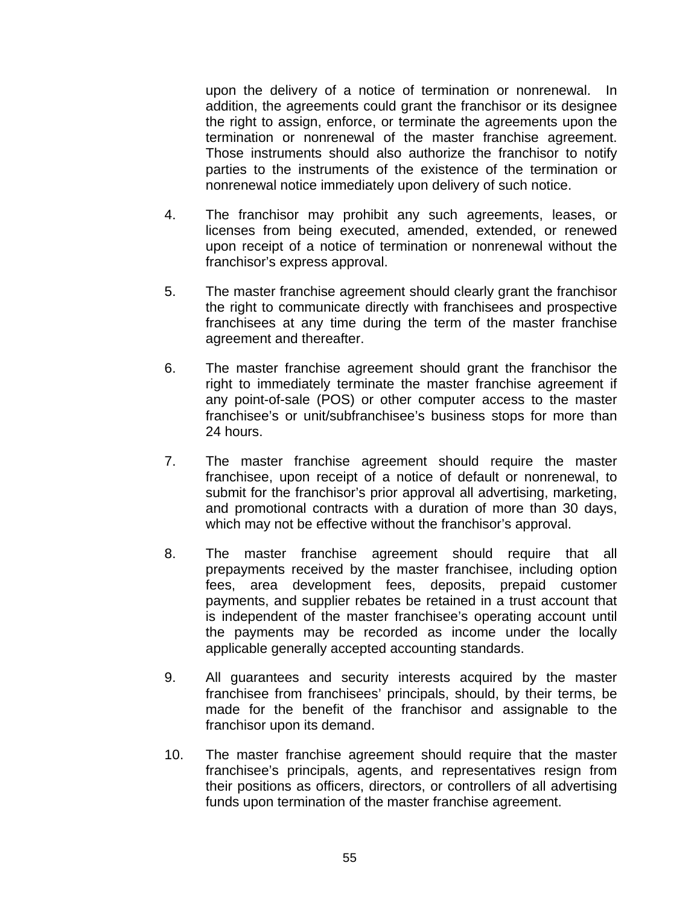upon the delivery of a notice of termination or nonrenewal. In addition, the agreements could grant the franchisor or its designee the right to assign, enforce, or terminate the agreements upon the termination or nonrenewal of the master franchise agreement. Those instruments should also authorize the franchisor to notify parties to the instruments of the existence of the termination or nonrenewal notice immediately upon delivery of such notice.

4. The franchisor may prohibit any such agreements, leases, or licenses from being executed, amended, extended, or renewed upon receipt of a notice of termination or nonrenewal without the franchisor's express approval.

5. The master franchise agreement should clearly grant the franchisor the right to communicate directly with franchisees and prospective franchisees at any time during the term of the master franchise agreement and thereafter.

6. The master franchise agreement should grant the franchisor the right to immediately terminate the master franchise agreement if any point-of-sale (POS) or other computer access to the master franchisee's or unit/subfranchisee's business stops for more than 24 hours.

7. The master franchise agreement should require the master franchisee, upon receipt of a notice of default or nonrenewal, to submit for the franchisor's prior approval all advertising, marketing, and promotional contracts with a duration of more than 30 days, which may not be effective without the franchisor's approval.

8. The master franchise agreement should require that all prepayments received by the master franchisee, including option fees, area development fees, deposits, prepaid customer payments, and supplier rebates be retained in a trust account that is independent of the master franchisee's operating account until the payments may be recorded as income under the locally applicable generally accepted accounting standards.

9. All guarantees and security interests acquired by the master franchisee from franchisees' principals, should, by their terms, be made for the benefit of the franchisor and assignable to the franchisor upon its demand.

10. The master franchise agreement should require that the master franchisee's principals, agents, and representatives resign from their positions as officers, directors, or controllers of all advertising funds upon termination of the master franchise agreement.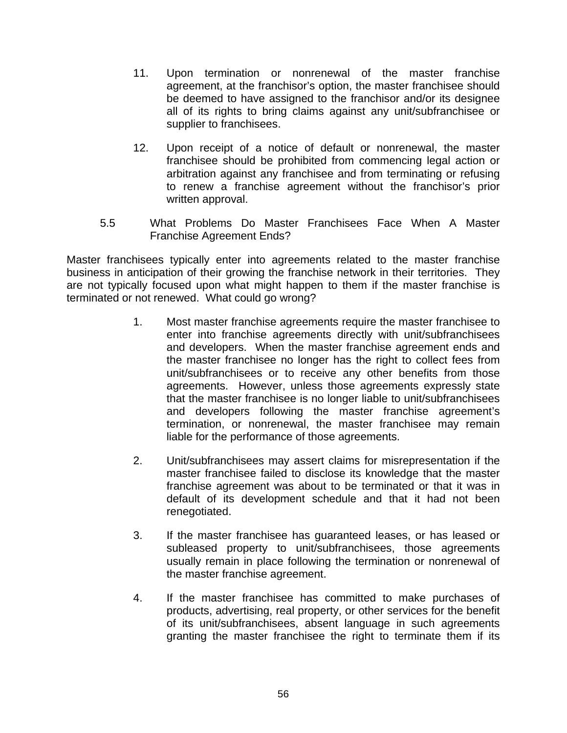11. Upon termination or nonrenewal of the master franchise agreement, at the franchisor's option, the master franchisee should be deemed to have assigned to the franchisor and/or its designee all of its rights to bring claims against any unit/subfranchisee or supplier to franchisees.

12. Upon receipt of a notice of default or nonrenewal, the master franchisee should be prohibited from commencing legal action or arbitration against any franchisee and from terminating or refusing to renew a franchise agreement without the franchisor's prior written approval.

### 5.5 What Problems Do Master Franchisees Face When A Master Franchise Agreement Ends?

Master franchisees typically enter into agreements related to the master franchise business in anticipation of their growing the franchise network in their territories. They are not typically focused upon what might happen to them if the master franchise is terminated or not renewed. What could go wrong?

1. Most master franchise agreements require the master franchisee to enter into franchise agreements directly with unit/subfranchisees and developers. When the master franchise agreement ends and the master franchisee no longer has the right to collect fees from unit/subfranchisees or to receive any other benefits from those agreements. However, unless those agreements expressly state that the master franchisee is no longer liable to unit/subfranchisees and developers following the master franchise agreement's termination, or nonrenewal, the master franchisee may remain liable for the performance of those agreements.

2. Unit/subfranchisees may assert claims for misrepresentation if the master franchisee failed to disclose its knowledge that the master franchise agreement was about to be terminated or that it was in default of its development schedule and that it had not been renegotiated.

3. If the master franchisee has guaranteed leases, or has leased or subleased property to unit/subfranchisees, those agreements usually remain in place following the termination or nonrenewal of the master franchise agreement.

4. If the master franchisee has committed to make purchases of products, advertising, real property, or other services for the benefit of its unit/subfranchisees, absent language in such agreements granting the master franchisee the right to terminate them if its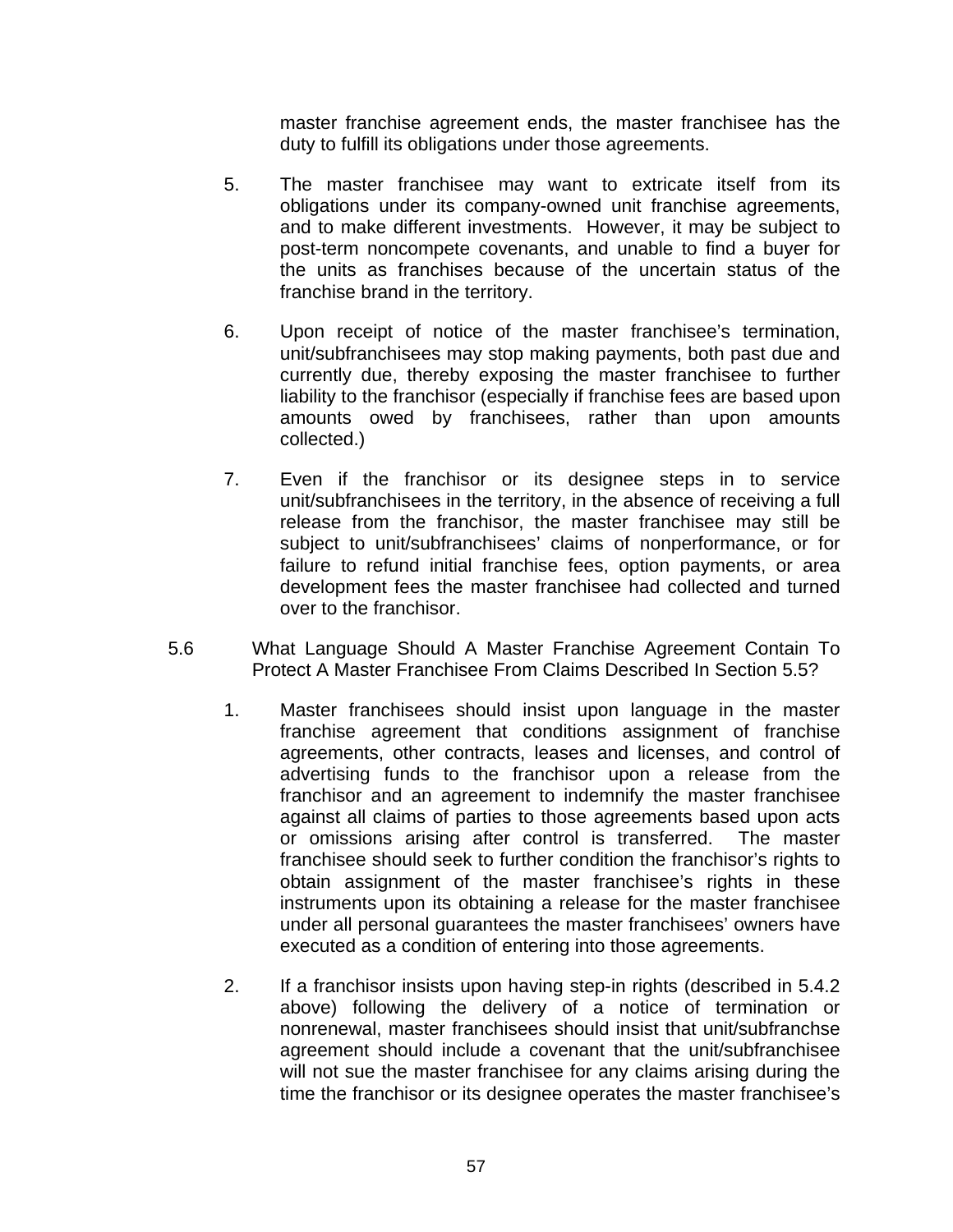master franchise agreement ends, the master franchisee has the duty to fulfill its obligations under those agreements.

5. The master franchisee may want to extricate itself from its obligations under its company-owned unit franchise agreements, and to make different investments. However, it may be subject to post-term noncompete covenants, and unable to find a buyer for the units as franchises because of the uncertain status of the franchise brand in the territory.

6. Upon receipt of notice of the master franchisee's termination, unit/subfranchisees may stop making payments, both past due and currently due, thereby exposing the master franchisee to further liability to the franchisor (especially if franchise fees are based upon amounts owed by franchisees, rather than upon amounts collected.)

7. Even if the franchisor or its designee steps in to service unit/subfranchisees in the territory, in the absence of receiving a full release from the franchisor, the master franchisee may still be subject to unit/subfranchisees' claims of nonperformance, or for failure to refund initial franchise fees, option payments, or area development fees the master franchisee had collected and turned over to the franchisor.

### 5.6 What Language Should A Master Franchise Agreement Contain To Protect A Master Franchisee From Claims Described In Section 5.5?

1. Master franchisees should insist upon language in the master franchise agreement that conditions assignment of franchise agreements, other contracts, leases and licenses, and control of advertising funds to the franchisor upon a release from the franchisor and an agreement to indemnify the master franchisee against all claims of parties to those agreements based upon acts or omissions arising after control is transferred. The master franchisee should seek to further condition the franchisor's rights to obtain assignment of the master franchisee's rights in these instruments upon its obtaining a release for the master franchisee under all personal guarantees the master franchisees' owners have executed as a condition of entering into those agreements.

2. If a franchisor insists upon having step-in rights (described in 5.4.2 above) following the delivery of a notice of termination or nonrenewal, master franchisees should insist that unit/subfranchse agreement should include a covenant that the unit/subfranchisee will not sue the master franchisee for any claims arising during the time the franchisor or its designee operates the master franchisee's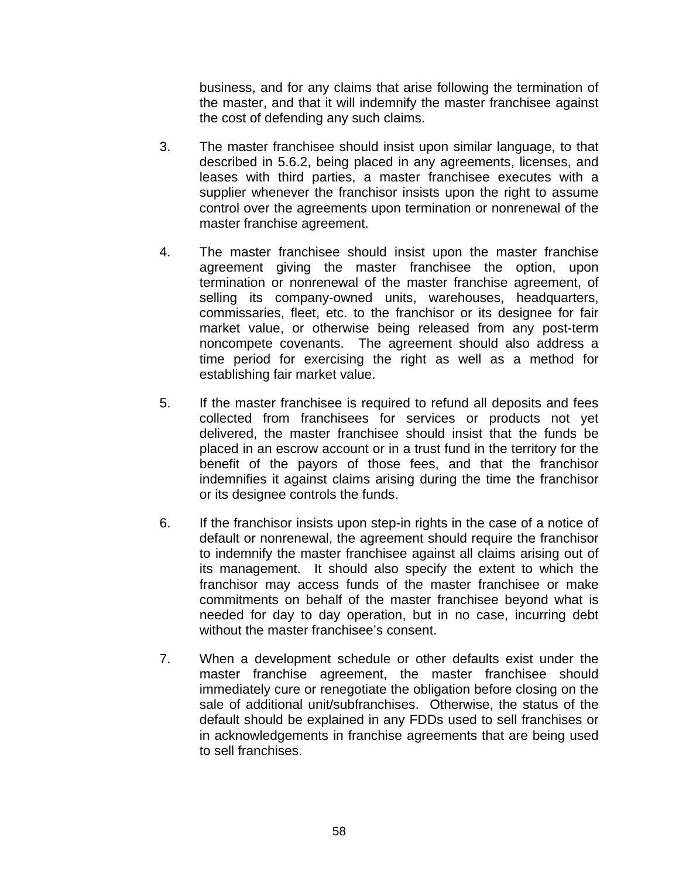business, and for any claims that arise following the termination of the master, and that it will indemnify the master franchisee against the cost of defending any such claims.

3. The master franchisee should insist upon similar language, to that described in 5.6.2, being placed in any agreements, licenses, and leases with third parties, a master franchisee executes with a supplier whenever the franchisor insists upon the right to assume control over the agreements upon termination or nonrenewal of the master franchise agreement.

4. The master franchisee should insist upon the master franchise agreement giving the master franchisee the option, upon termination or nonrenewal of the master franchise agreement, of selling its company-owned units, warehouses, headquarters, commissaries, fleet, etc. to the franchisor or its designee for fair market value, or otherwise being released from any post-term noncompete covenants. The agreement should also address a time period for exercising the right as well as a method for establishing fair market value.

5. If the master franchisee is required to refund all deposits and fees collected from franchisees for services or products not yet delivered, the master franchisee should insist that the funds be placed in an escrow account or in a trust fund in the territory for the benefit of the payors of those fees, and that the franchisor indemnifies it against claims arising during the time the franchisor or its designee controls the funds.

6. If the franchisor insists upon step-in rights in the case of a notice of default or nonrenewal, the agreement should require the franchisor to indemnify the master franchisee against all claims arising out of its management. It should also specify the extent to which the franchisor may access funds of the master franchisee or make commitments on behalf of the master franchisee beyond what is needed for day to day operation, but in no case, incurring debt without the master franchisee's consent.

7. When a development schedule or other defaults exist under the master franchise agreement, the master franchisee should immediately cure or renegotiate the obligation before closing on the sale of additional unit/subfranchises. Otherwise, the status of the default should be explained in any FDDs used to sell franchises or in acknowledgements in franchise agreements that are being used to sell franchises.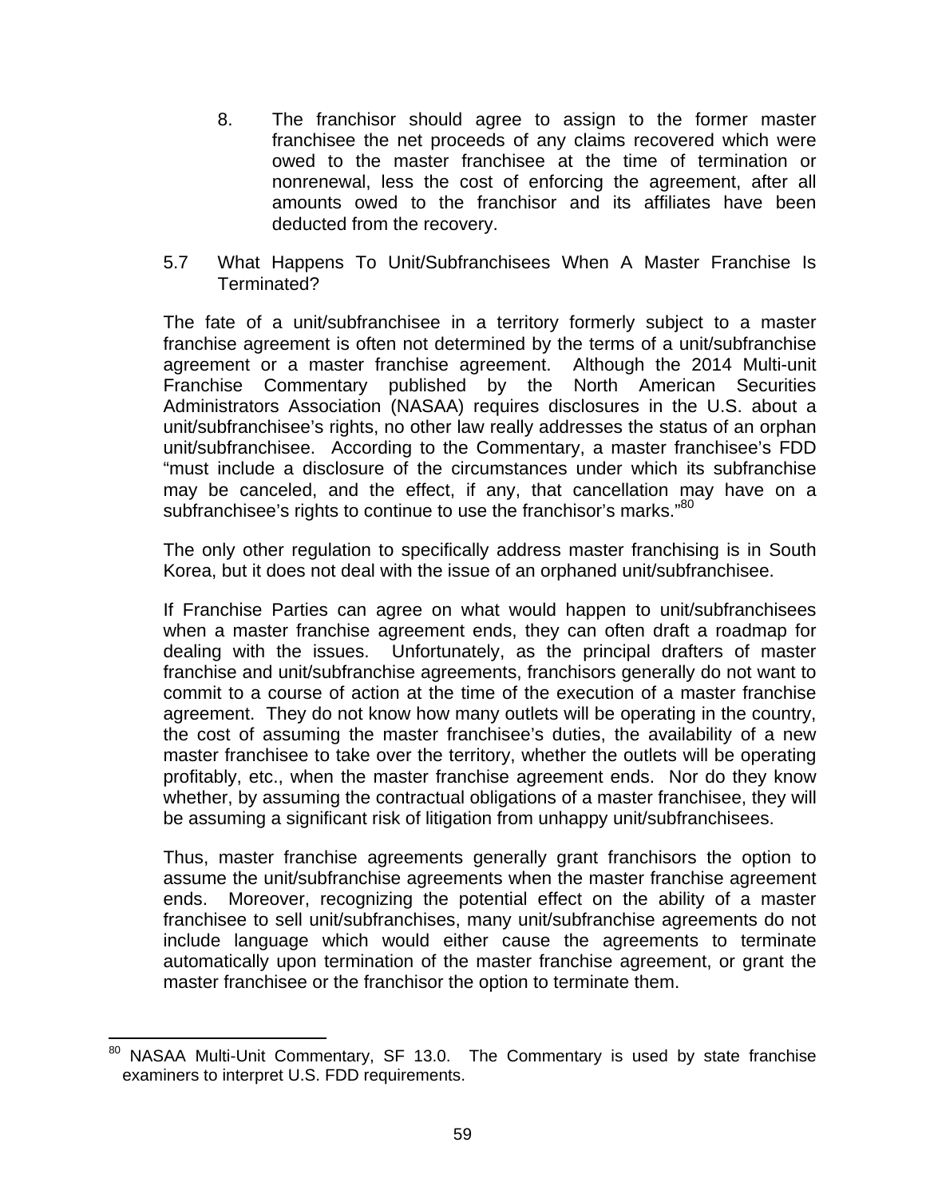8. The franchisor should agree to assign to the former master franchisee the net proceeds of any claims recovered which were owed to the master franchisee at the time of termination or nonrenewal, less the cost of enforcing the agreement, after all amounts owed to the franchisor and its affiliates have been deducted from the recovery.

### 5.7 What Happens To Unit/Subfranchisees When A Master Franchise Is Terminated?

The fate of a unit/subfranchisee in a territory formerly subject to a master franchise agreement is often not determined by the terms of a unit/subfranchise agreement or a master franchise agreement. Although the 2014 Multi-unit Franchise Commentary published by the North American Securities Administrators Association (NASAA) requires disclosures in the U.S. about a unit/subfranchisee's rights, no other law really addresses the status of an orphan unit/subfranchisee. According to the Commentary, a master franchisee's FDD "must include a disclosure of the circumstances under which its subfranchise may be canceled, and the effect, if any, that cancellation may have on a subfranchisee's rights to continue to use the franchisor's marks."[80]

The only other regulation to specifically address master franchising is in South Korea, but it does not deal with the issue of an orphaned unit/subfranchisee.

If Franchise Parties can agree on what would happen to unit/subfranchisees when a master franchise agreement ends, they can often draft a roadmap for dealing with the issues. Unfortunately, as the principal drafters of master franchise and unit/subfranchise agreements, franchisors generally do not want to commit to a course of action at the time of the execution of a master franchise agreement. They do not know how many outlets will be operating in the country, the cost of assuming the master franchisee's duties, the availability of a new master franchisee to take over the territory, whether the outlets will be operating profitably, etc., when the master franchise agreement ends. Nor do they know whether, by assuming the contractual obligations of a master franchisee, they will be assuming a significant risk of litigation from unhappy unit/subfranchisees.

Thus, master franchise agreements generally grant franchisors the option to assume the unit/subfranchise agreements when the master franchise agreement ends. Moreover, recognizing the potential effect on the ability of a master franchisee to sell unit/subfranchises, many unit/subfranchise agreements do not include language which would either cause the agreements to terminate automatically upon termination of the master franchise agreement, or grant the master franchisee or the franchisor the option to terminate them.

---

[80] NASAA Multi-Unit Commentary, SF 13.0. The Commentary is used by state franchise examiners to interpret U.S. FDD requirements.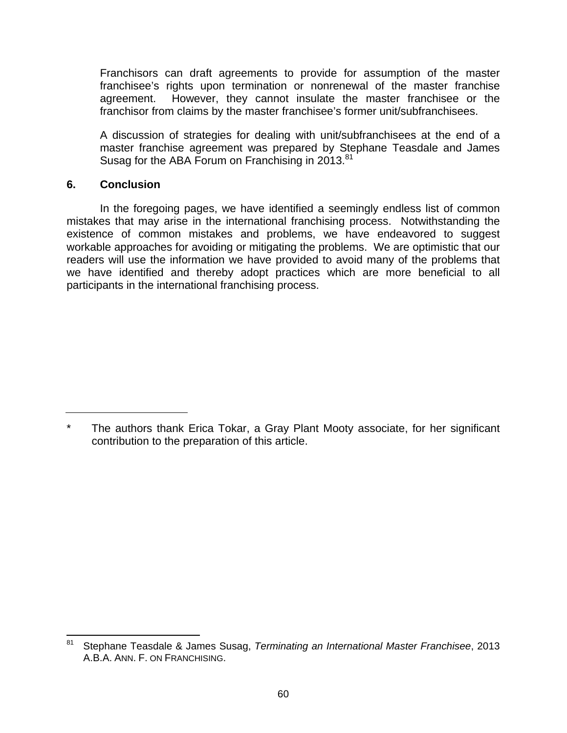Franchisors can draft agreements to provide for assumption of the master franchisee's rights upon termination or nonrenewal of the master franchise agreement. However, they cannot insulate the master franchisee or the franchisor from claims by the master franchisee's former unit/subfranchisees.

A discussion of strategies for dealing with unit/subfranchisees at the end of a master franchise agreement was prepared by Stephane Teasdale and James Susag for the ABA Forum on Franchising in 2013.[81]

## 6. Conclusion

In the foregoing pages, we have identified a seemingly endless list of common mistakes that may arise in the international franchising process. Notwithstanding the existence of common mistakes and problems, we have endeavored to suggest workable approaches for avoiding or mitigating the problems. We are optimistic that our readers will use the information we have provided to avoid many of the problems that we have identified and thereby adopt practices which are more beneficial to all participants in the international franchising process.

---

* The authors thank Erica Tokar, a Gray Plant Mooty associate, for her significant contribution to the preparation of this article.

---

[81] Stephane Teasdale & James Susag, *Terminating an International Master Franchisee*, 2013 A.B.A. ANN. F. ON FRANCHISING.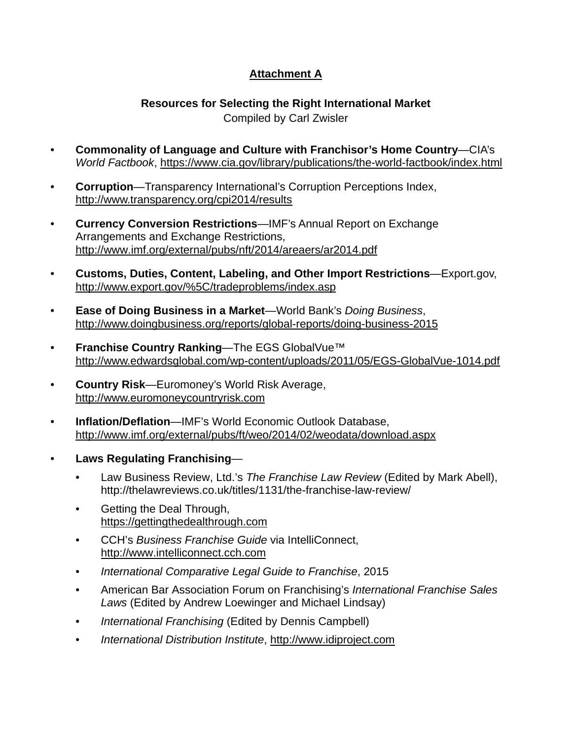## Attachment A

### Resources for Selecting the Right International Market

Compiled by Carl Zwisler

- **Commonality of Language and Culture with Franchisor's Home Country**—CIA's *World Factbook*, https://www.cia.gov/library/publications/the-world-factbook/index.html

- **Corruption**—Transparency International's Corruption Perceptions Index, http://www.transparency.org/cpi2014/results

- **Currency Conversion Restrictions**—IMF's Annual Report on Exchange Arrangements and Exchange Restrictions, http://www.imf.org/external/pubs/nft/2014/areaers/ar2014.pdf

- **Customs, Duties, Content, Labeling, and Other Import Restrictions**—Export.gov, http://www.export.gov/%5C/tradeproblems/index.asp

- **Ease of Doing Business in a Market**—World Bank's *Doing Business*, http://www.doingbusiness.org/reports/global-reports/doing-business-2015

- **Franchise Country Ranking**—The EGS GlobalVue™ http://www.edwardsglobal.com/wp-content/uploads/2011/05/EGS-GlobalVue-1014.pdf

- **Country Risk**—Euromoney's World Risk Average, http://www.euromoneycountryrisk.com

- **Inflation/Deflation**—IMF's World Economic Outlook Database, http://www.imf.org/external/pubs/ft/weo/2014/02/weodata/download.aspx

- **Laws Regulating Franchising**—
  - Law Business Review, Ltd.'s *The Franchise Law Review* (Edited by Mark Abell), http://thelawreviews.co.uk/titles/1131/the-franchise-law-review/
  - Getting the Deal Through, https://gettingthedealthrough.com
  - CCH's *Business Franchise Guide* via IntelliConnect, http://www.intelliconnect.cch.com
  - *International Comparative Legal Guide to Franchise*, 2015
  - American Bar Association Forum on Franchising's *International Franchise Sales Laws* (Edited by Andrew Loewinger and Michael Lindsay)
  - *International Franchising* (Edited by Dennis Campbell)
  - *International Distribution Institute*, http://www.idiproject.com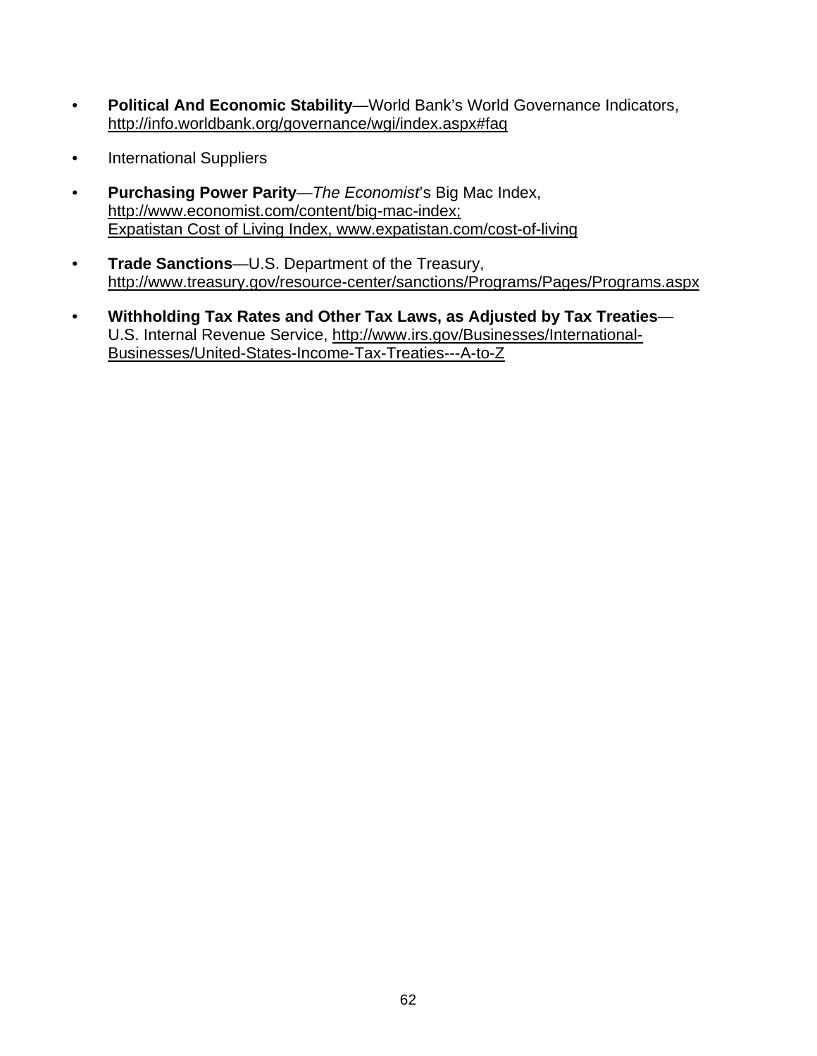- **Political And Economic Stability**—World Bank's World Governance Indicators, http://info.worldbank.org/governance/wgi/index.aspx#faq
- International Suppliers
- **Purchasing Power Parity**—*The Economist*'s Big Mac Index, http://www.economist.com/content/big-mac-index; Expatistan Cost of Living Index, www.expatistan.com/cost-of-living
- **Trade Sanctions**—U.S. Department of the Treasury, http://www.treasury.gov/resource-center/sanctions/Programs/Pages/Programs.aspx
- **Withholding Tax Rates and Other Tax Laws, as Adjusted by Tax Treaties**—U.S. Internal Revenue Service, http://www.irs.gov/Businesses/International-Businesses/United-States-Income-Tax-Treaties---A-to-Z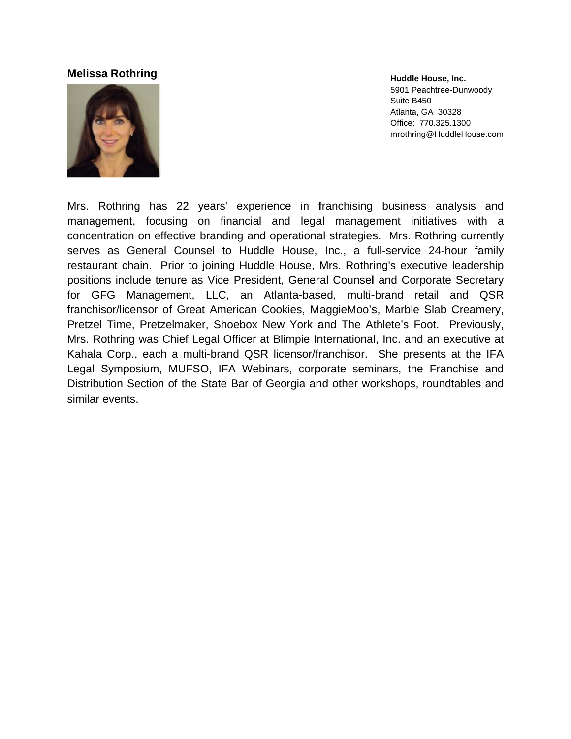**Melissa Rothring**

**Huddle House, Inc.**
5901 Peachtree-Dunwoody
Suite B450
Atlanta, GA 30328
Office: 770.325.1300
mrothring@HuddleHouse.com

Mrs. Rothring has 22 years' experience in franchising business analysis and management, focusing on financial and legal management initiatives with a concentration on effective branding and operational strategies. Mrs. Rothring currently serves as General Counsel to Huddle House, Inc., a full-service 24-hour family restaurant chain. Prior to joining Huddle House, Mrs. Rothring's executive leadership positions include tenure as Vice President, General Counsel and Corporate Secretary for GFG Management, LLC, an Atlanta-based, multi-brand retail and QSR franchisor/licensor of Great American Cookies, MaggieMoo's, Marble Slab Creamery, Pretzel Time, Pretzelmaker, Shoebox New York and The Athlete's Foot. Previously, Mrs. Rothring was Chief Legal Officer at Blimpie International, Inc. and an executive at Kahala Corp., each a multi-brand QSR licensor/franchisor. She presents at the IFA Legal Symposium, MUFSO, IFA Webinars, corporate seminars, the Franchise and Distribution Section of the State Bar of Georgia and other workshops, roundtables and similar events.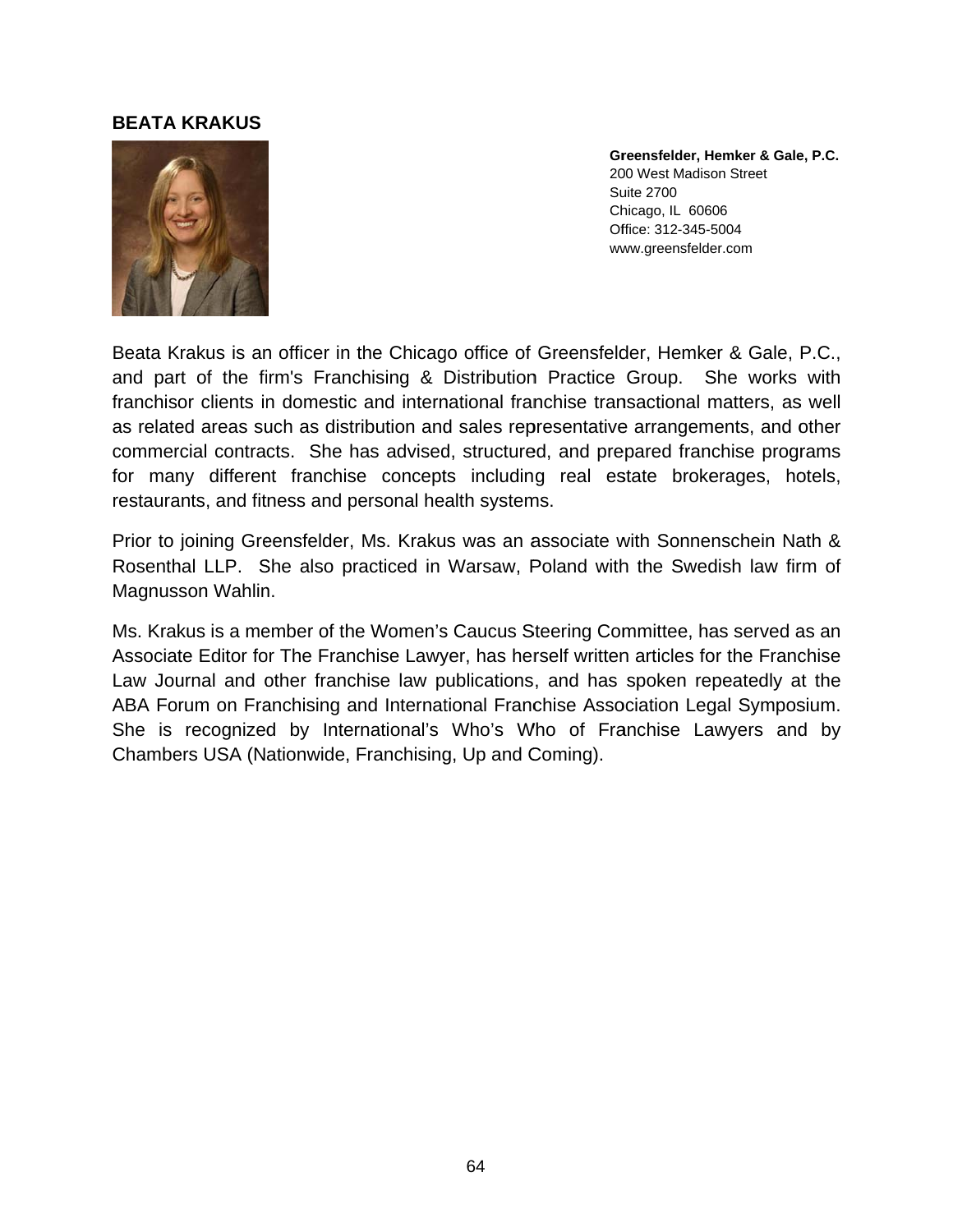## BEATA KRAKUS

**Greensfelder, Hemker & Gale, P.C.**
200 West Madison Street
Suite 2700
Chicago, IL 60606
Office: 312-345-5004
www.greensfelder.com

Beata Krakus is an officer in the Chicago office of Greensfelder, Hemker & Gale, P.C., and part of the firm's Franchising & Distribution Practice Group. She works with franchisor clients in domestic and international franchise transactional matters, as well as related areas such as distribution and sales representative arrangements, and other commercial contracts. She has advised, structured, and prepared franchise programs for many different franchise concepts including real estate brokerages, hotels, restaurants, and fitness and personal health systems.

Prior to joining Greensfelder, Ms. Krakus was an associate with Sonnenschein Nath & Rosenthal LLP. She also practiced in Warsaw, Poland with the Swedish law firm of Magnusson Wahlin.

Ms. Krakus is a member of the Women's Caucus Steering Committee, has served as an Associate Editor for The Franchise Lawyer, has herself written articles for the Franchise Law Journal and other franchise law publications, and has spoken repeatedly at the ABA Forum on Franchising and International Franchise Association Legal Symposium. She is recognized by International's Who's Who of Franchise Lawyers and by Chambers USA (Nationwide, Franchising, Up and Coming).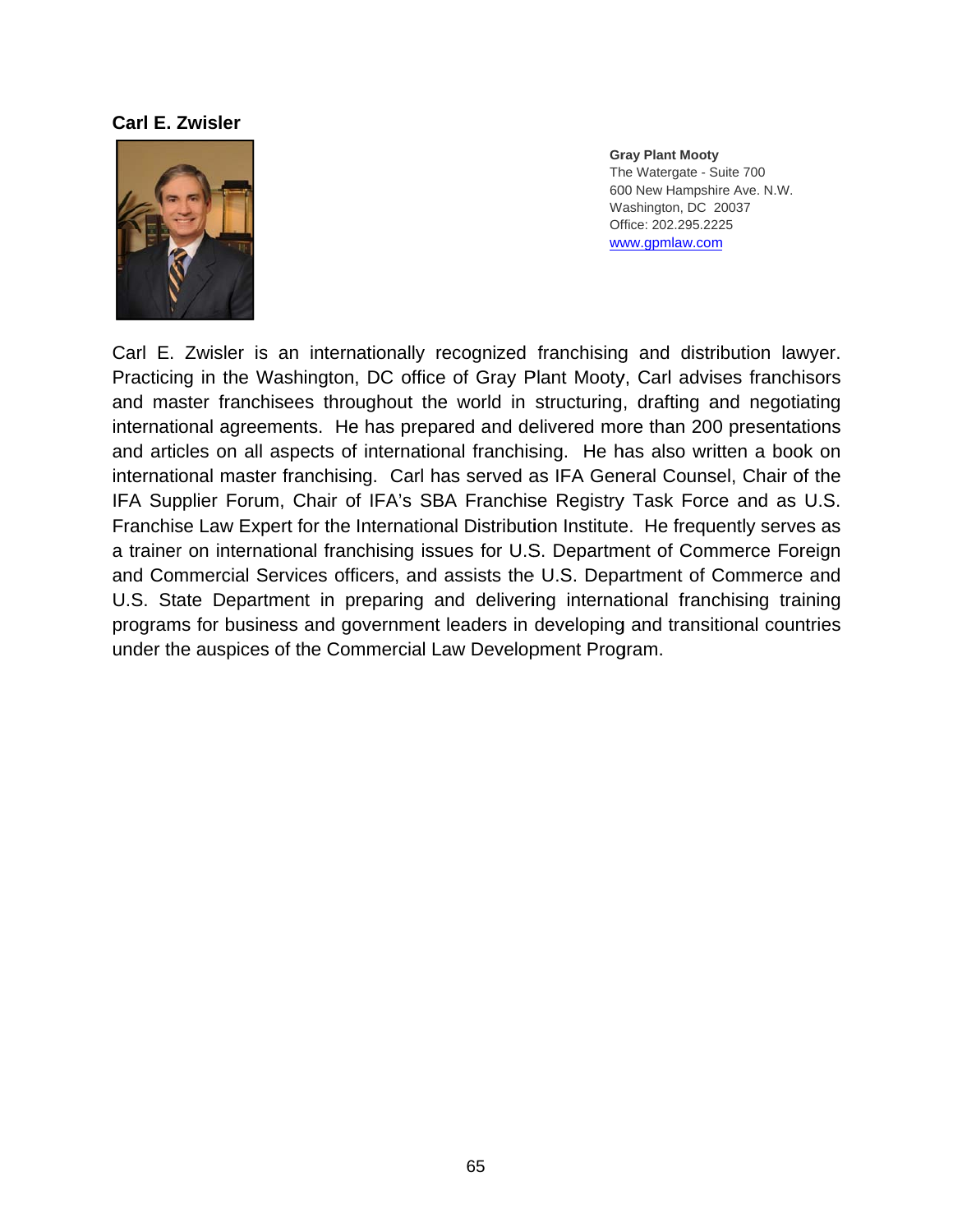**Carl E. Zwisler**

**Gray Plant Mooty**
The Watergate - Suite 700
600 New Hampshire Ave. N.W.
Washington, DC 20037
Office: 202.295.2225
www.gpmlaw.com

Carl E. Zwisler is an internationally recognized franchising and distribution lawyer. Practicing in the Washington, DC office of Gray Plant Mooty, Carl advises franchisors and master franchisees throughout the world in structuring, drafting and negotiating international agreements. He has prepared and delivered more than 200 presentations and articles on all aspects of international franchising. He has also written a book on international master franchising. Carl has served as IFA General Counsel, Chair of the IFA Supplier Forum, Chair of IFA's SBA Franchise Registry Task Force and as U.S. Franchise Law Expert for the International Distribution Institute. He frequently serves as a trainer on international franchising issues for U.S. Department of Commerce Foreign and Commercial Services officers, and assists the U.S. Department of Commerce and U.S. State Department in preparing and delivering international franchising training programs for business and government leaders in developing and transitional countries under the auspices of the Commercial Law Development Program.